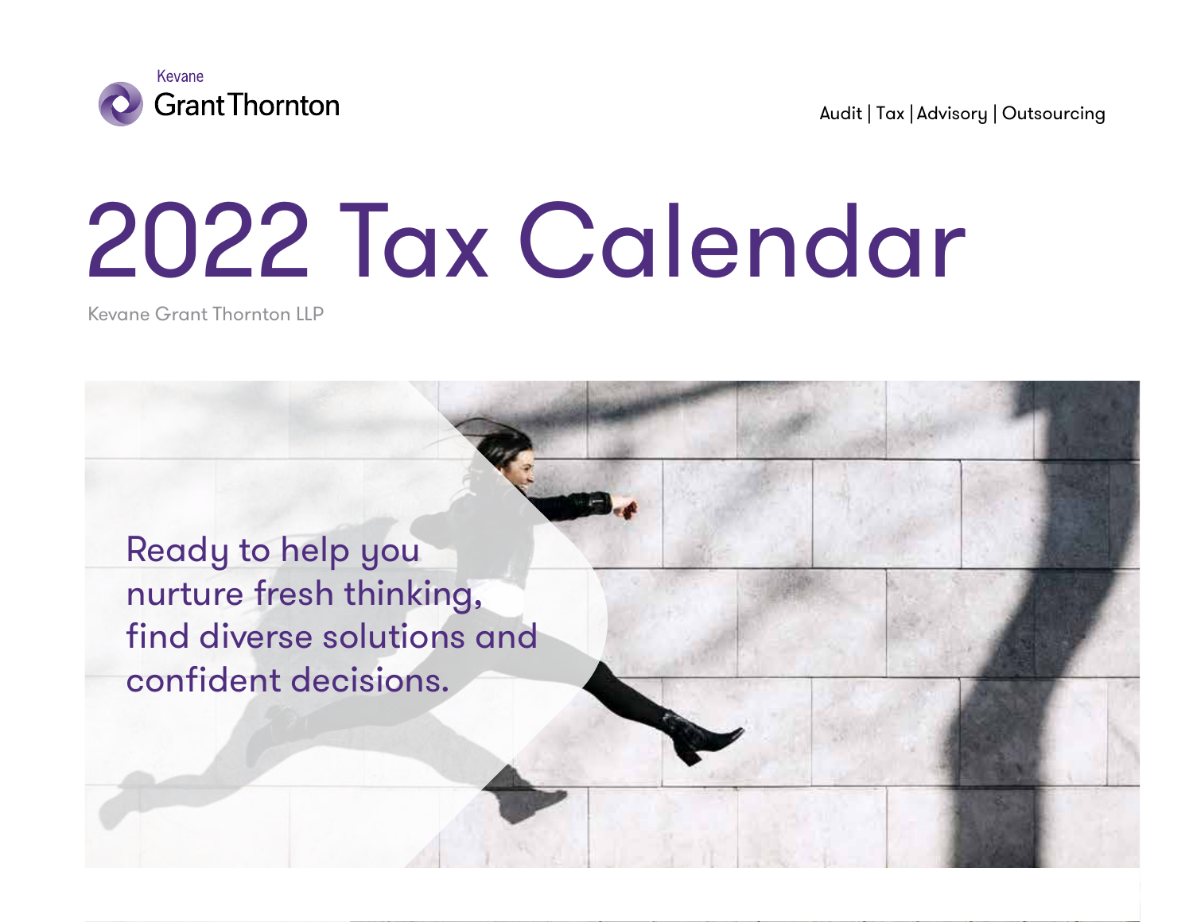Kevane Grant Thornton

Audit | Tax | Advisory | Outsourcing

# 2022 Tax Calendar

Kevane Grant Thornton LLP

Ready to help you nurture fresh thinking, find diverse solutions and confident decisions.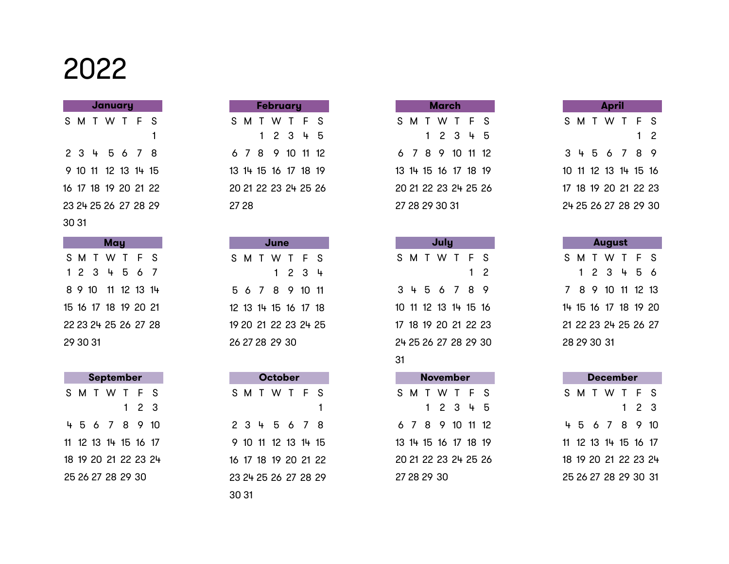# 2022

## January

| S | M | T | W | T | F | S |
|---|---|---|---|---|---|---|
| | | | | | | 1 |
| 2 | 3 | 4 | 5 | 6 | 7 | 8 |
| 9 | 10 | 11 | 12 | 13 | 14 | 15 |
| 16 | 17 | 18 | 19 | 20 | 21 | 22 |
| 23 | 24 | 25 | 26 | 27 | 28 | 29 |
| 30 | 31 | | | | | |

## February

| S | M | T | W | T | F | S |
|---|---|---|---|---|---|---|
| | | 1 | 2 | 3 | 4 | 5 |
| 6 | 7 | 8 | 9 | 10 | 11 | 12 |
| 13 | 14 | 15 | 16 | 17 | 18 | 19 |
| 20 | 21 | 22 | 23 | 24 | 25 | 26 |
| 27 | 28 | | | | | |

## March

| S | M | T | W | T | F | S |
|---|---|---|---|---|---|---|
| | | 1 | 2 | 3 | 4 | 5 |
| 6 | 7 | 8 | 9 | 10 | 11 | 12 |
| 13 | 14 | 15 | 16 | 17 | 18 | 19 |
| 20 | 21 | 22 | 23 | 24 | 25 | 26 |
| 27 | 28 | 29 | 30 | 31 | | |

## April

| S | M | T | W | T | F | S |
|---|---|---|---|---|---|---|
| | | | | | 1 | 2 |
| 3 | 4 | 5 | 6 | 7 | 8 | 9 |
| 10 | 11 | 12 | 13 | 14 | 15 | 16 |
| 17 | 18 | 19 | 20 | 21 | 22 | 23 |
| 24 | 25 | 26 | 27 | 28 | 29 | 30 |

## May

| S | M | T | W | T | F | S |
|---|---|---|---|---|---|---|
| 1 | 2 | 3 | 4 | 5 | 6 | 7 |
| 8 | 9 | 10 | 11 | 12 | 13 | 14 |
| 15 | 16 | 17 | 18 | 19 | 20 | 21 |
| 22 | 23 | 24 | 25 | 26 | 27 | 28 |
| 29 | 30 | 31 | | | | |

## June

| S | M | T | W | T | F | S |
|---|---|---|---|---|---|---|
| | | | 1 | 2 | 3 | 4 |
| 5 | 6 | 7 | 8 | 9 | 10 | 11 |
| 12 | 13 | 14 | 15 | 16 | 17 | 18 |
| 19 | 20 | 21 | 22 | 23 | 24 | 25 |
| 26 | 27 | 28 | 29 | 30 | | |

## July

| S | M | T | W | T | F | S |
|---|---|---|---|---|---|---|
| | | | | | 1 | 2 |
| 3 | 4 | 5 | 6 | 7 | 8 | 9 |
| 10 | 11 | 12 | 13 | 14 | 15 | 16 |
| 17 | 18 | 19 | 20 | 21 | 22 | 23 |
| 24 | 25 | 26 | 27 | 28 | 29 | 30 |
| 31 | | | | | | |

## August

| S | M | T | W | T | F | S |
|---|---|---|---|---|---|---|
| | 1 | 2 | 3 | 4 | 5 | 6 |
| 7 | 8 | 9 | 10 | 11 | 12 | 13 |
| 14 | 15 | 16 | 17 | 18 | 19 | 20 |
| 21 | 22 | 23 | 24 | 25 | 26 | 27 |
| 28 | 29 | 30 | 31 | | | |

## September

| S | M | T | W | T | F | S |
|---|---|---|---|---|---|---|
| | | | | 1 | 2 | 3 |
| 4 | 5 | 6 | 7 | 8 | 9 | 10 |
| 11 | 12 | 13 | 14 | 15 | 16 | 17 |
| 18 | 19 | 20 | 21 | 22 | 23 | 24 |
| 25 | 26 | 27 | 28 | 29 | 30 | |

## October

| S | M | T | W | T | F | S |
|---|---|---|---|---|---|---|
| | | | | | | 1 |
| 2 | 3 | 4 | 5 | 6 | 7 | 8 |
| 9 | 10 | 11 | 12 | 13 | 14 | 15 |
| 16 | 17 | 18 | 19 | 20 | 21 | 22 |
| 23 | 24 | 25 | 26 | 27 | 28 | 29 |
| 30 | 31 | | | | | |

## November

| S | M | T | W | T | F | S |
|---|---|---|---|---|---|---|
| | | 1 | 2 | 3 | 4 | 5 |
| 6 | 7 | 8 | 9 | 10 | 11 | 12 |
| 13 | 14 | 15 | 16 | 17 | 18 | 19 |
| 20 | 21 | 22 | 23 | 24 | 25 | 26 |
| 27 | 28 | 29 | 30 | | | |

## December

| S | M | T | W | T | F | S |
|---|---|---|---|---|---|---|
| | | | | 1 | 2 | 3 |
| 4 | 5 | 6 | 7 | 8 | 9 | 10 |
| 11 | 12 | 13 | 14 | 15 | 16 | 17 |
| 18 | 19 | 20 | 21 | 22 | 23 | 24 |
| 25 | 26 | 27 | 28 | 29 | 30 | 31 |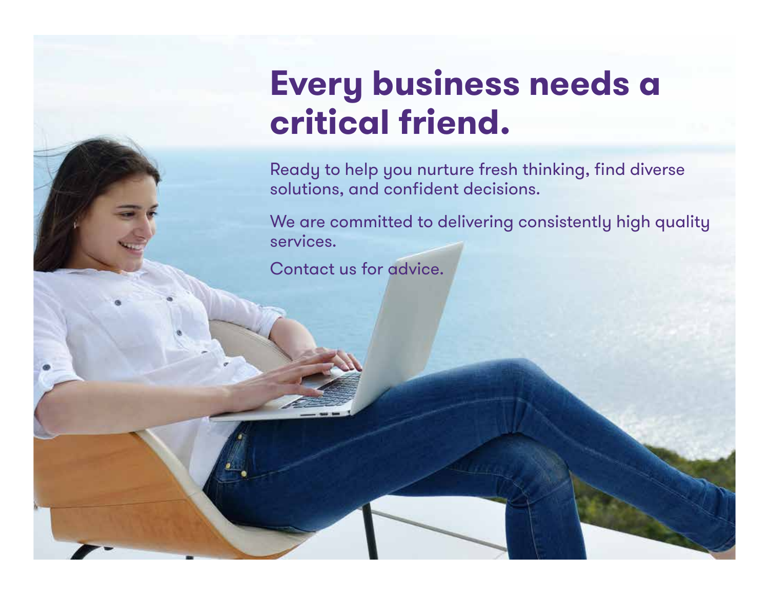# Every business needs a critical friend.

Ready to help you nurture fresh thinking, find diverse solutions, and confident decisions.

We are committed to delivering consistently high quality services.

Contact us for advice.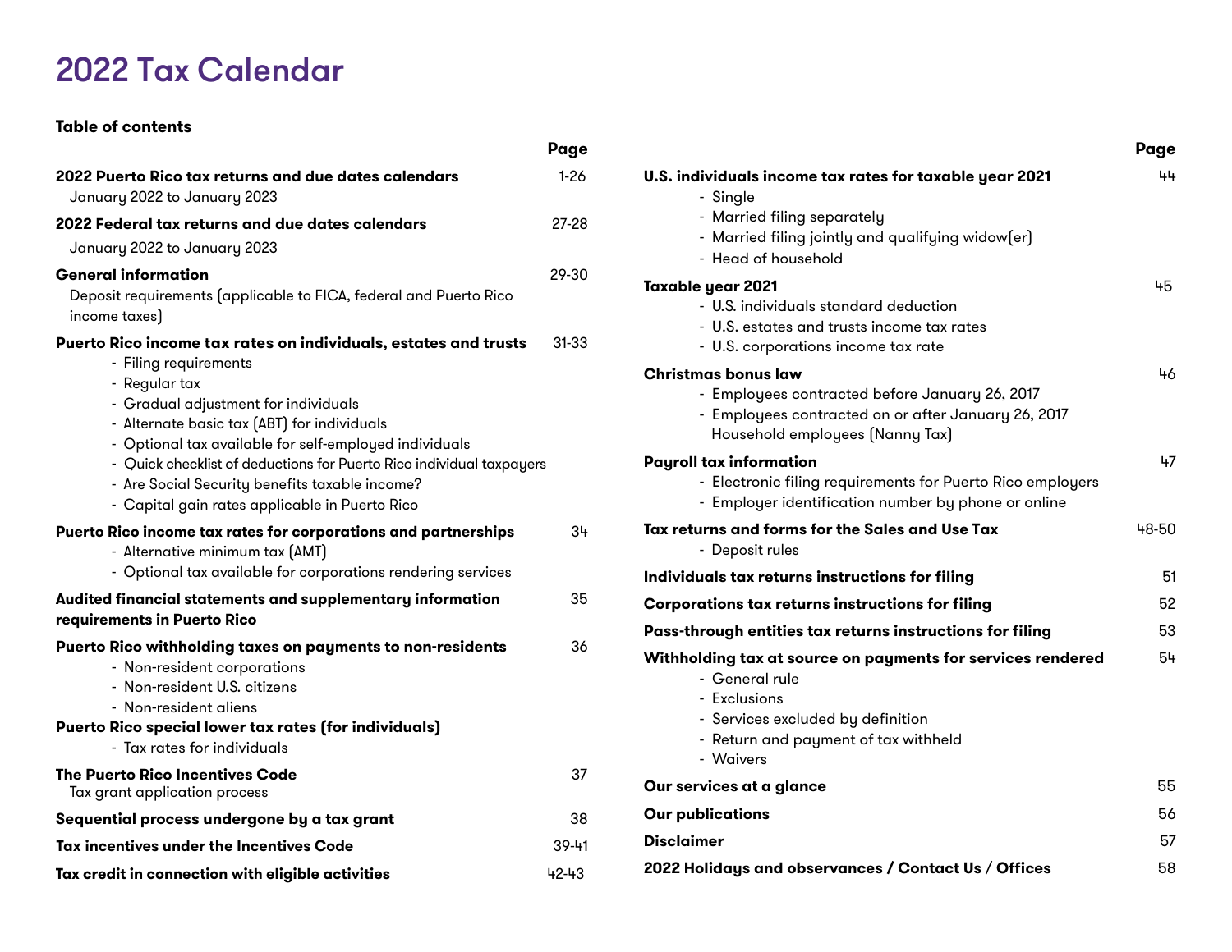# 2022 Tax Calendar

## Table of contents

| | Page |
|---|---|
| **2022 Puerto Rico tax returns and due dates calendars**<br>January 2022 to January 2023 | 1-26 |
| **2022 Federal tax returns and due dates calendars**<br>January 2022 to January 2023 | 27-28 |
| **General information**<br>Deposit requirements (applicable to FICA, federal and Puerto Rico income taxes) | 29-30 |
| **Puerto Rico income tax rates on individuals, estates and trusts**<br>- Filing requirements<br>- Regular tax<br>- Gradual adjustment for individuals<br>- Alternate basic tax (ABT) for individuals<br>- Optional tax available for self-employed individuals<br>- Quick checklist of deductions for Puerto Rico individual taxpayers<br>- Are Social Security benefits taxable income?<br>- Capital gain rates applicable in Puerto Rico | 31-33 |
| **Puerto Rico income tax rates for corporations and partnerships**<br>- Alternative minimum tax (AMT)<br>- Optional tax available for corporations rendering services | 34 |
| **Audited financial statements and supplementary information requirements in Puerto Rico** | 35 |
| **Puerto Rico withholding taxes on payments to non-residents**<br>- Non-resident corporations<br>- Non-resident U.S. citizens<br>- Non-resident aliens<br>**Puerto Rico special lower tax rates (for individuals)**<br>- Tax rates for individuals | 36 |
| **The Puerto Rico Incentives Code**<br>Tax grant application process | 37 |
| **Sequential process undergone by a tax grant** | 38 |
| **Tax incentives under the Incentives Code** | 39-41 |
| **Tax credit in connection with eligible activities** | 42-43 |
| **U.S. individuals income tax rates for taxable year 2021**<br>- Single<br>- Married filing separately<br>- Married filing jointly and qualifying widow(er)<br>- Head of household | 44 |
| **Taxable year 2021**<br>- U.S. individuals standard deduction<br>- U.S. estates and trusts income tax rates<br>- U.S. corporations income tax rate | 45 |
| **Christmas bonus law**<br>- Employees contracted before January 26, 2017<br>- Employees contracted on or after January 26, 2017 Household employees (Nanny Tax) | 46 |
| **Payroll tax information**<br>- Electronic filing requirements for Puerto Rico employers<br>- Employer identification number by phone or online | 47 |
| **Tax returns and forms for the Sales and Use Tax**<br>- Deposit rules | 48-50 |
| **Individuals tax returns instructions for filing** | 51 |
| **Corporations tax returns instructions for filing** | 52 |
| **Pass-through entities tax returns instructions for filing** | 53 |
| **Withholding tax at source on payments for services rendered**<br>- General rule<br>- Exclusions<br>- Services excluded by definition<br>- Return and payment of tax withheld<br>- Waivers | 54 |
| **Our services at a glance** | 55 |
| **Our publications** | 56 |
| **Disclaimer** | 57 |
| **2022 Holidays and observances / Contact Us / Offices** | 58 |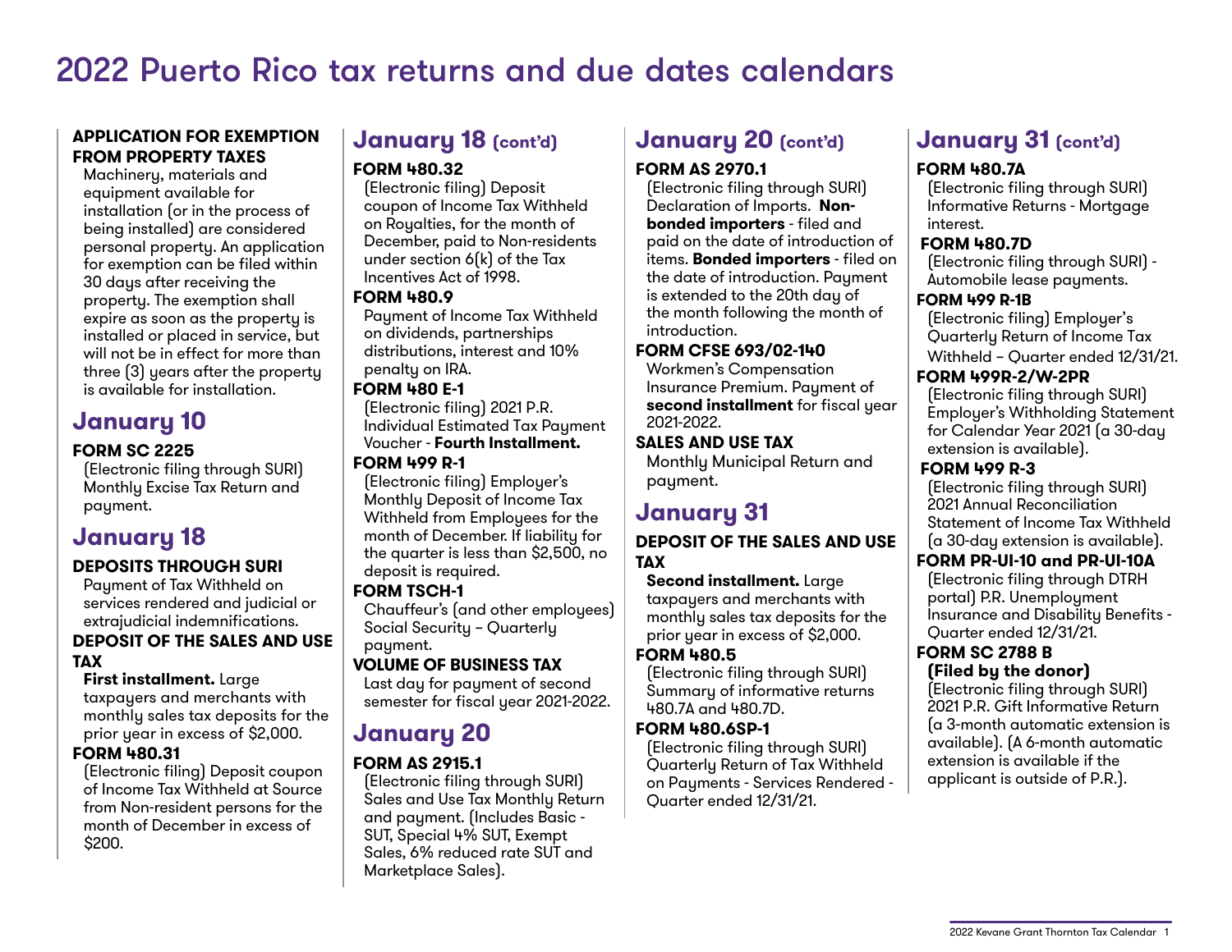# 2022 Puerto Rico tax returns and due dates calendars

**APPLICATION FOR EXEMPTION FROM PROPERTY TAXES**

Machinery, materials and equipment available for installation (or in the process of being installed) are considered personal property. An application for exemption can be filed within 30 days after receiving the property. The exemption shall expire as soon as the property is installed or placed in service, but will not be in effect for more than three (3) years after the property is available for installation.

## January 10

**FORM SC 2225**

(Electronic filing through SURI) Monthly Excise Tax Return and payment.

## January 18

**DEPOSITS THROUGH SURI**

Payment of Tax Withheld on services rendered and judicial or extrajudicial indemnifications.

**DEPOSIT OF THE SALES AND USE TAX**

**First installment.** Large taxpayers and merchants with monthly sales tax deposits for the prior year in excess of $2,000.

**FORM 480.31**

(Electronic filing) Deposit coupon of Income Tax Withheld at Source from Non-resident persons for the month of December in excess of $200.

## January 18 (cont'd)

**FORM 480.32**

(Electronic filing) Deposit coupon of Income Tax Withheld on Royalties, for the month of December, paid to Non-residents under section 6(k) of the Tax Incentives Act of 1998.

**FORM 480.9**

Payment of Income Tax Withheld on dividends, partnerships distributions, interest and 10% penalty on IRA.

**FORM 480 E-1**

(Electronic filing) 2021 P.R. Individual Estimated Tax Payment Voucher - **Fourth Installment.**

**FORM 499 R-1**

(Electronic filing) Employer's Monthly Deposit of Income Tax Withheld from Employees for the month of December. If liability for the quarter is less than $2,500, no deposit is required.

**FORM TSCH-1**

Chauffeur's (and other employees) Social Security – Quarterly payment.

**VOLUME OF BUSINESS TAX**

Last day for payment of second semester for fiscal year 2021-2022.

## January 20

**FORM AS 2915.1**

(Electronic filing through SURI) Sales and Use Tax Monthly Return and payment. (Includes Basic - SUT, Special 4% SUT, Exempt Sales, 6% reduced rate SUT and Marketplace Sales).

## January 20 (cont'd)

**FORM AS 2970.1**

(Electronic filing through SURI) Declaration of Imports. **Non-bonded importers** - filed and paid on the date of introduction of items. **Bonded importers** - filed on the date of introduction. Payment is extended to the 20th day of the month following the month of introduction.

**FORM CFSE 693/02-140**

Workmen's Compensation Insurance Premium. Payment of **second installment** for fiscal year 2021-2022.

**SALES AND USE TAX**

Monthly Municipal Return and payment.

## January 31

**DEPOSIT OF THE SALES AND USE TAX**

**Second installment.** Large taxpayers and merchants with monthly sales tax deposits for the prior year in excess of $2,000.

**FORM 480.5**

(Electronic filing through SURI) Summary of informative returns 480.7A and 480.7D.

**FORM 480.6SP-1**

(Electronic filing through SURI) Quarterly Return of Tax Withheld on Payments - Services Rendered - Quarter ended 12/31/21.

## January 31 (cont'd)

**FORM 480.7A**

(Electronic filing through SURI) Informative Returns - Mortgage interest.

**FORM 480.7D**

(Electronic filing through SURI) - Automobile lease payments.

**FORM 499 R-1B**

(Electronic filing) Employer's Quarterly Return of Income Tax Withheld – Quarter ended 12/31/21.

**FORM 499R-2/W-2PR**

(Electronic filing through SURI) Employer's Withholding Statement for Calendar Year 2021 (a 30-day extension is available).

**FORM 499 R-3**

(Electronic filing through SURI) 2021 Annual Reconciliation Statement of Income Tax Withheld (a 30-day extension is available).

**FORM PR-UI-10 and PR-UI-10A**

(Electronic filing through DTRH portal) P.R. Unemployment Insurance and Disability Benefits - Quarter ended 12/31/21.

**FORM SC 2788 B (Filed by the donor)**

(Electronic filing through SURI) 2021 P.R. Gift Informative Return (a 3-month automatic extension is available). (A 6-month automatic extension is available if the applicant is outside of P.R.).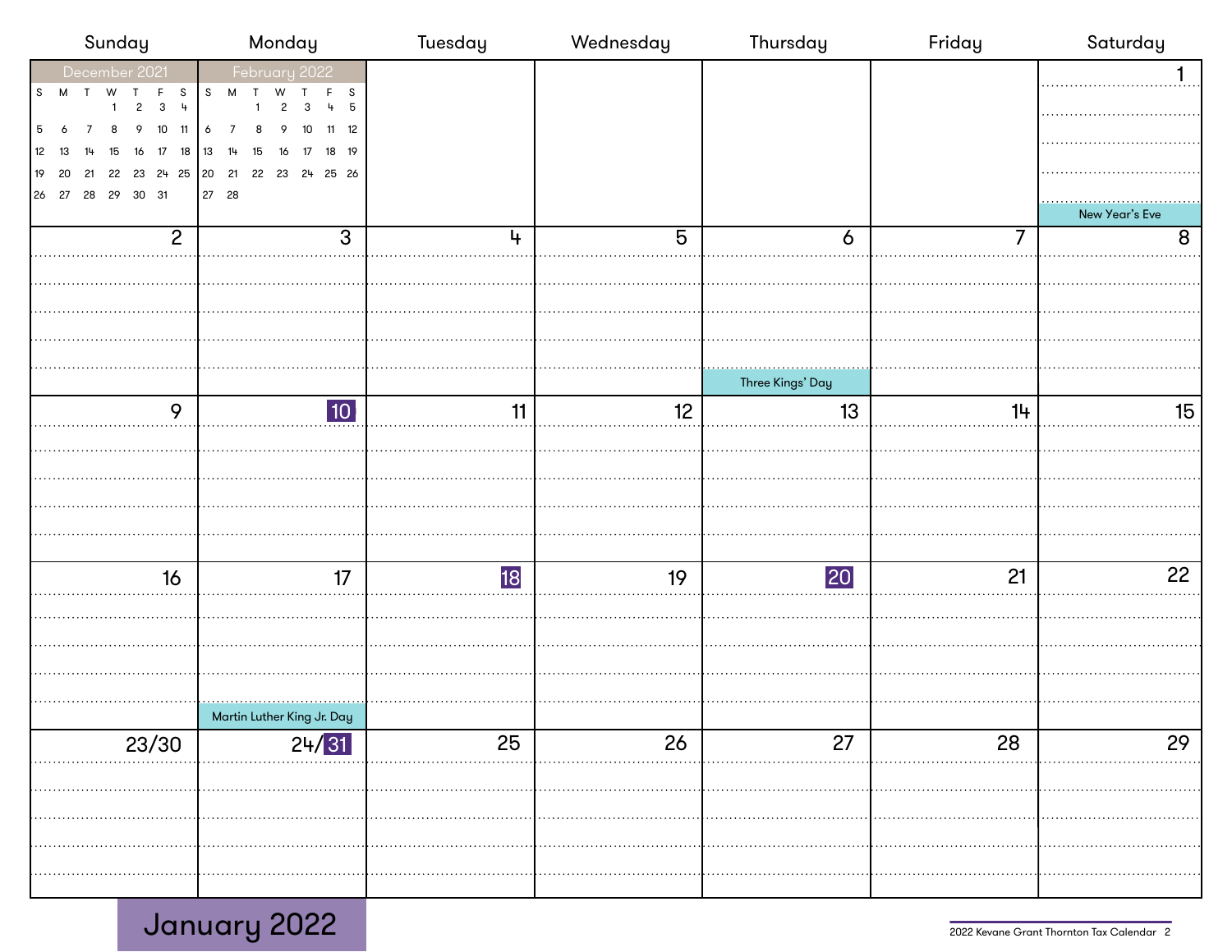# January 2022

| Sunday | Monday | Tuesday | Wednesday | Thursday | Friday | Saturday |
|---|---|---|---|---|---|---|
| December 2021 | February 2022 | | | | | 1 New Year's Eve |
| 2 | 3 | 4 | 5 | 6 Three Kings' Day | 7 | 8 |
| 9 | **10** | 11 | 12 | 13 | 14 | 15 |
| 16 | 17 Martin Luther King Jr. Day | **18** | 19 | **20** | 21 | 22 |
| 23/30 | 24/**31** | 25 | 26 | 27 | 28 | 29 |

**December 2021**

| S | M | T | W | T | F | S |
|---|---|---|---|---|---|---|
| | | | 1 | 2 | 3 | 4 |
| 5 | 6 | 7 | 8 | 9 | 10 | 11 |
| 12 | 13 | 14 | 15 | 16 | 17 | 18 |
| 19 | 20 | 21 | 22 | 23 | 24 | 25 |
| 26 | 27 | 28 | 29 | 30 | 31 | |

**February 2022**

| S | M | T | W | T | F | S |
|---|---|---|---|---|---|---|
| | | 1 | 2 | 3 | 4 | 5 |
| 6 | 7 | 8 | 9 | 10 | 11 | 12 |
| 13 | 14 | 15 | 16 | 17 | 18 | 19 |
| 20 | 21 | 22 | 23 | 24 | 25 | 26 |
| 27 | 28 | | | | | |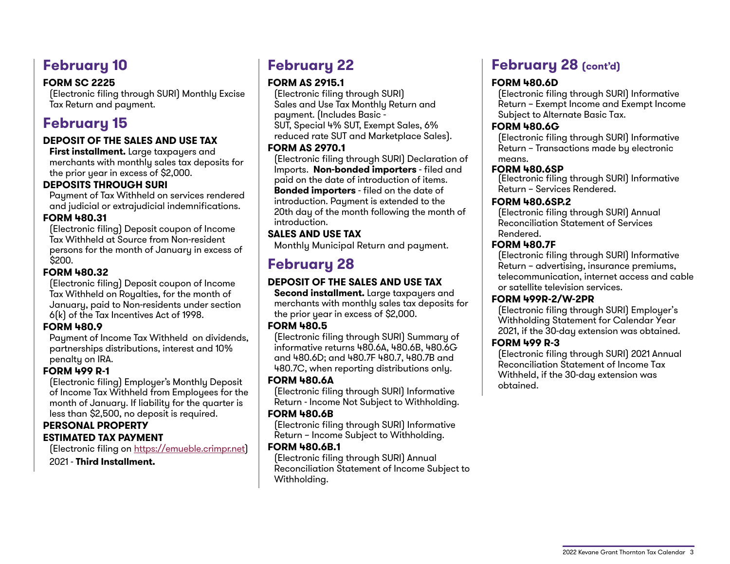## February 10

**FORM SC 2225**

(Electronic filing through SURI) Monthly Excise Tax Return and payment.

## February 15

**DEPOSIT OF THE SALES AND USE TAX**

**First installment.** Large taxpayers and merchants with monthly sales tax deposits for the prior year in excess of $2,000.

**DEPOSITS THROUGH SURI**

Payment of Tax Withheld on services rendered and judicial or extrajudicial indemnifications.

**FORM 480.31**

(Electronic filing) Deposit coupon of Income Tax Withheld at Source from Non-resident persons for the month of January in excess of $200.

**FORM 480.32**

(Electronic filing) Deposit coupon of Income Tax Withheld on Royalties, for the month of January, paid to Non-residents under section 6(k) of the Tax Incentives Act of 1998.

**FORM 480.9**

Payment of Income Tax Withheld on dividends, partnerships distributions, interest and 10% penalty on IRA.

**FORM 499 R-1**

(Electronic filing) Employer's Monthly Deposit of Income Tax Withheld from Employees for the month of January. If liability for the quarter is less than $2,500, no deposit is required.

**PERSONAL PROPERTY ESTIMATED TAX PAYMENT**

(Electronic filing on https://emueble.crimpr.net)

2021 - **Third Installment.**

## February 22

**FORM AS 2915.1**

(Electronic filing through SURI) Sales and Use Tax Monthly Return and payment. (Includes Basic - SUT, Special 4% SUT, Exempt Sales, 6% reduced rate SUT and Marketplace Sales).

**FORM AS 2970.1**

(Electronic filing through SURI) Declaration of Imports. **Non-bonded importers** - filed and paid on the date of introduction of items. **Bonded importers** - filed on the date of introduction. Payment is extended to the 20th day of the month following the month of introduction.

**SALES AND USE TAX**

Monthly Municipal Return and payment.

## February 28

**DEPOSIT OF THE SALES AND USE TAX**

**Second installment.** Large taxpayers and merchants with monthly sales tax deposits for the prior year in excess of $2,000.

**FORM 480.5**

(Electronic filing through SURI) Summary of informative returns 480.6A, 480.6B, 480.6G and 480.6D; and 480.7F 480.7, 480.7B and 480.7C, when reporting distributions only.

**FORM 480.6A**

(Electronic filing through SURI) Informative Return - Income Not Subject to Withholding.

**FORM 480.6B**

(Electronic filing through SURI) Informative Return – Income Subject to Withholding.

**FORM 480.6B.1**

(Electronic filing through SURI) Annual Reconciliation Statement of Income Subject to Withholding.

## February 28 (cont'd)

**FORM 480.6D**

(Electronic filing through SURI) Informative Return – Exempt Income and Exempt Income Subject to Alternate Basic Tax.

**FORM 480.6G**

(Electronic filing through SURI) Informative Return – Transactions made by electronic means.

**FORM 480.6SP**

(Electronic filing through SURI) Informative Return – Services Rendered.

**FORM 480.6SP.2**

(Electronic filing through SURI) Annual Reconciliation Statement of Services Rendered.

**FORM 480.7F**

(Electronic filing through SURI) Informative Return – advertising, insurance premiums, telecommunication, internet access and cable or satellite television services.

**FORM 499R-2/W-2PR**

(Electronic filing through SURI) Employer's Withholding Statement for Calendar Year 2021, if the 30-day extension was obtained.

**FORM 499 R-3**

(Electronic filing through SURI) 2021 Annual Reconciliation Statement of Income Tax Withheld, if the 30-day extension was obtained.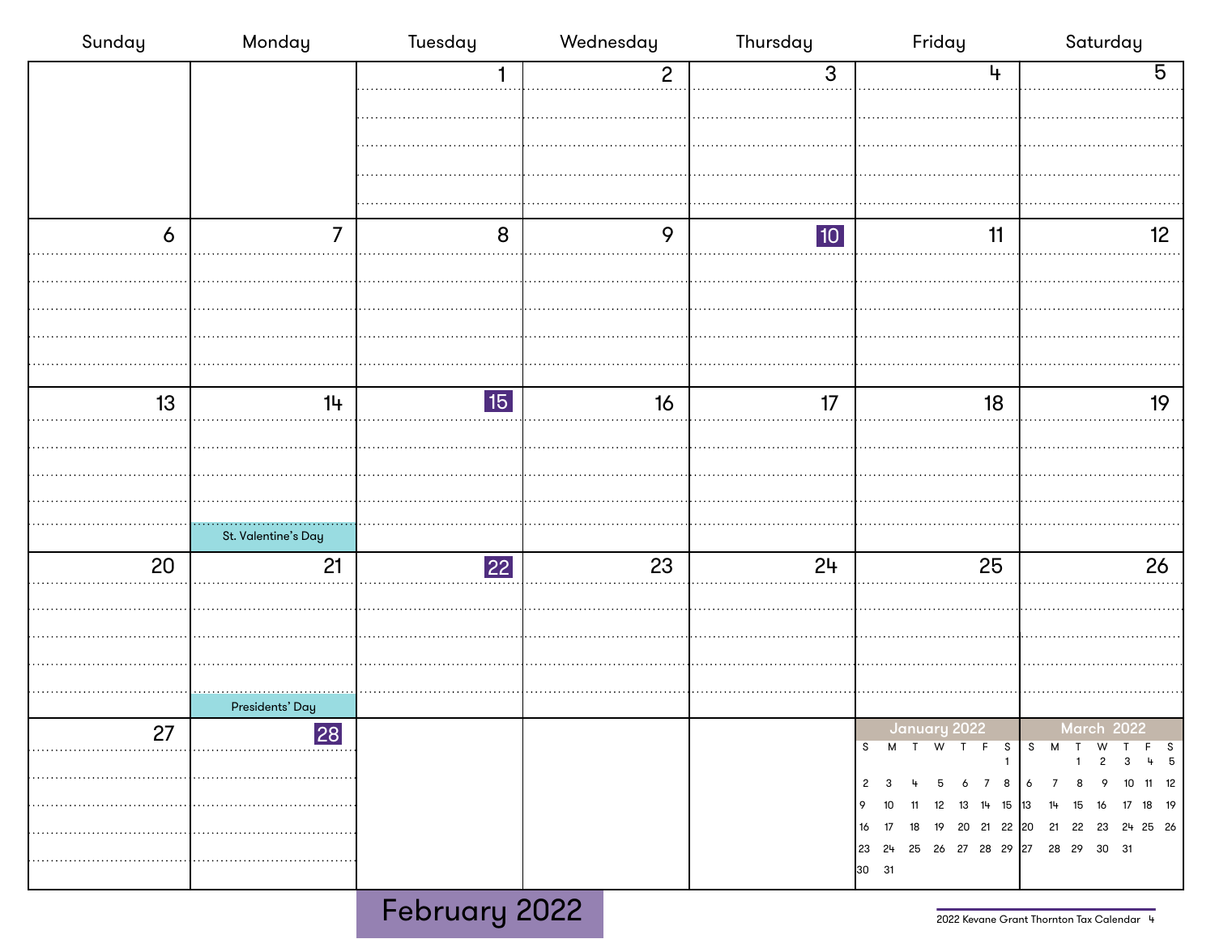# February 2022

| Sunday | Monday | Tuesday | Wednesday | Thursday | Friday | Saturday |
|---|---|---|---|---|---|---|
| | | 1 | 2 | 3 | 4 | 5 |
| 6 | 7 | 8 | 9 | **10** | 11 | 12 |
| 13 | 14 St. Valentine's Day | **15** | 16 | 17 | 18 | 19 |
| 20 | 21 Presidents' Day | **22** | 23 | 24 | 25 | 26 |
| 27 | **28** | | | | | |

**January 2022**

| S | M | T | W | T | F | S |
|---|---|---|---|---|---|---|
| | | | | | | 1 |
| 2 | 3 | 4 | 5 | 6 | 7 | 8 |
| 9 | 10 | 11 | 12 | 13 | 14 | 15 |
| 16 | 17 | 18 | 19 | 20 | 21 | 22 |
| 23 | 24 | 25 | 26 | 27 | 28 | 29 |
| 30 | 31 | | | | | |

**March 2022**

| S | M | T | W | T | F | S |
|---|---|---|---|---|---|---|
| | | 1 | 2 | 3 | 4 | 5 |
| 6 | 7 | 8 | 9 | 10 | 11 | 12 |
| 13 | 14 | 15 | 16 | 17 | 18 | 19 |
| 20 | 21 | 22 | 23 | 24 | 25 | 26 |
| 27 | 28 | 29 | 30 | 31 | | |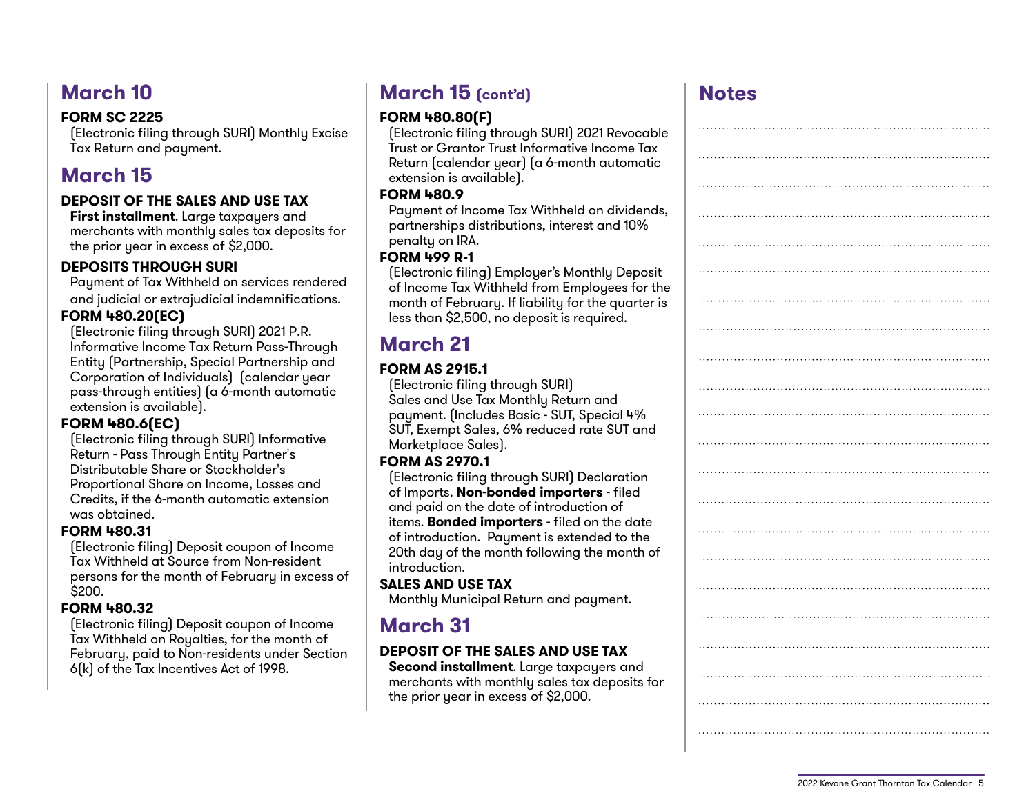## March 10

**FORM SC 2225**
(Electronic filing through SURI) Monthly Excise Tax Return and payment.

## March 15

**DEPOSIT OF THE SALES AND USE TAX**
**First installment**. Large taxpayers and merchants with monthly sales tax deposits for the prior year in excess of $2,000.

**DEPOSITS THROUGH SURI**
Payment of Tax Withheld on services rendered and judicial or extrajudicial indemnifications.

**FORM 480.20(EC)**
(Electronic filing through SURI) 2021 P.R. Informative Income Tax Return Pass-Through Entity (Partnership, Special Partnership and Corporation of Individuals) (calendar year pass-through entities) (a 6-month automatic extension is available).

**FORM 480.6(EC)**
(Electronic filing through SURI) Informative Return - Pass Through Entity Partner's Distributable Share or Stockholder's Proportional Share on Income, Losses and Credits, if the 6-month automatic extension was obtained.

**FORM 480.31**
(Electronic filing) Deposit coupon of Income Tax Withheld at Source from Non-resident persons for the month of February in excess of $200.

**FORM 480.32**
(Electronic filing) Deposit coupon of Income Tax Withheld on Royalties, for the month of February, paid to Non-residents under Section 6(k) of the Tax Incentives Act of 1998.

## March 15 (cont'd)

**FORM 480.80(F)**
(Electronic filing through SURI) 2021 Revocable Trust or Grantor Trust Informative Income Tax Return (calendar year) (a 6-month automatic extension is available).

**FORM 480.9**
Payment of Income Tax Withheld on dividends, partnerships distributions, interest and 10% penalty on IRA.

**FORM 499 R-1**
(Electronic filing) Employer's Monthly Deposit of Income Tax Withheld from Employees for the month of February. If liability for the quarter is less than $2,500, no deposit is required.

## March 21

**FORM AS 2915.1**
(Electronic filing through SURI) Sales and Use Tax Monthly Return and payment. (Includes Basic - SUT, Special 4% SUT, Exempt Sales, 6% reduced rate SUT and Marketplace Sales).

**FORM AS 2970.1**
(Electronic filing through SURI) Declaration of Imports. **Non-bonded importers** - filed and paid on the date of introduction of items. **Bonded importers** - filed on the date of introduction. Payment is extended to the 20th day of the month following the month of introduction.

**SALES AND USE TAX**
Monthly Municipal Return and payment.

## March 31

**DEPOSIT OF THE SALES AND USE TAX**
**Second installment**. Large taxpayers and merchants with monthly sales tax deposits for the prior year in excess of $2,000.

## Notes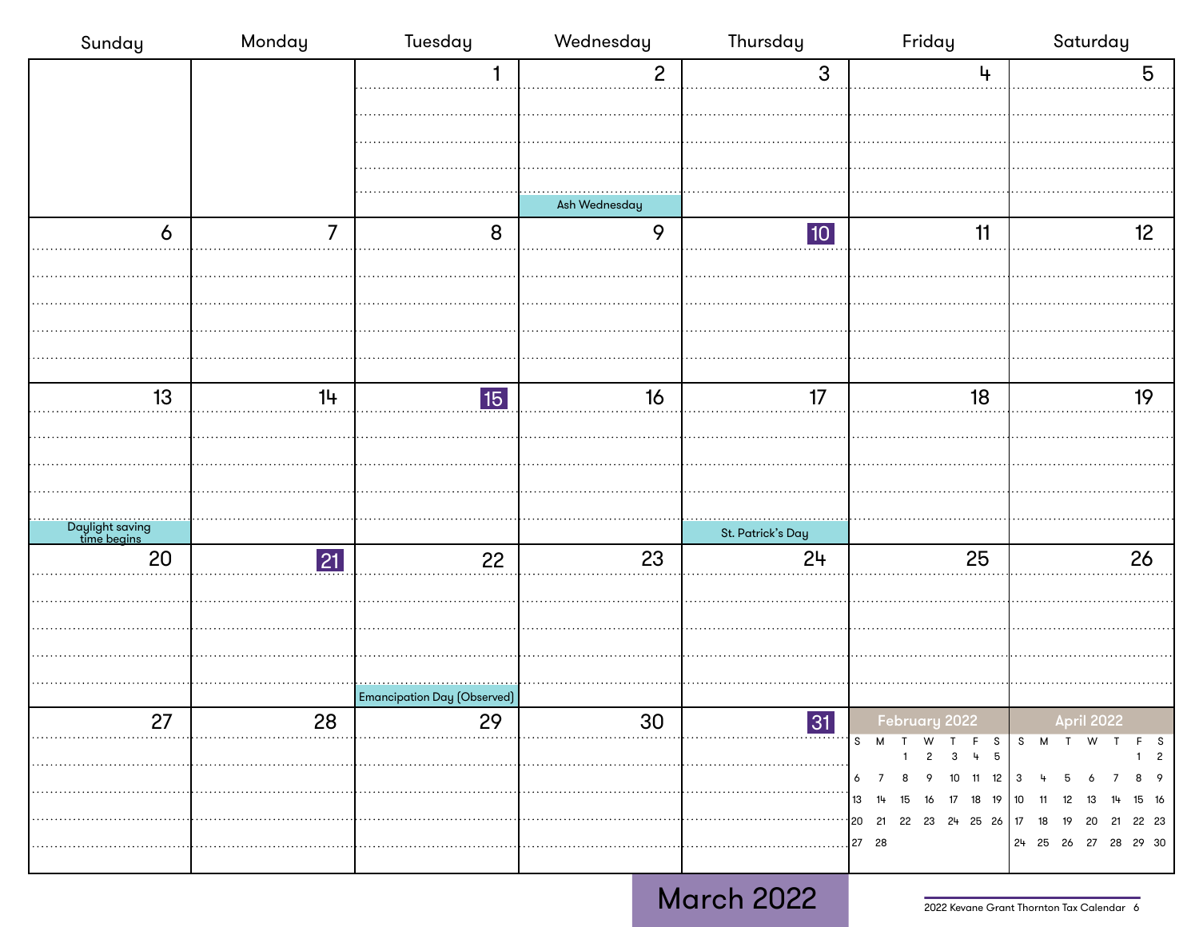# March 2022

| Sunday | Monday | Tuesday | Wednesday | Thursday | Friday | Saturday |
|---|---|---|---|---|---|---|
| | | 1 | 2 Ash Wednesday | 3 | 4 | 5 |
| 6 | 7 | 8 | 9 | **10** | 11 | 12 |
| 13 Daylight saving time begins | 14 | **15** | 16 | 17 St. Patrick's Day | 18 | 19 |
| 20 | **21** | 22 Emancipation Day (Observed) | 23 | 24 | 25 | 26 |
| 27 | 28 | 29 | 30 | **31** | | |

**February 2022**

| S | M | T | W | T | F | S |
|---|---|---|---|---|---|---|
| | | 1 | 2 | 3 | 4 | 5 |
| 6 | 7 | 8 | 9 | 10 | 11 | 12 |
| 13 | 14 | 15 | 16 | 17 | 18 | 19 |
| 20 | 21 | 22 | 23 | 24 | 25 | 26 |
| 27 | 28 | | | | | |

**April 2022**

| S | M | T | W | T | F | S |
|---|---|---|---|---|---|---|
| | | | | | 1 | 2 |
| 3 | 4 | 5 | 6 | 7 | 8 | 9 |
| 10 | 11 | 12 | 13 | 14 | 15 | 16 |
| 17 | 18 | 19 | 20 | 21 | 22 | 23 |
| 24 | 25 | 26 | 27 | 28 | 29 | 30 |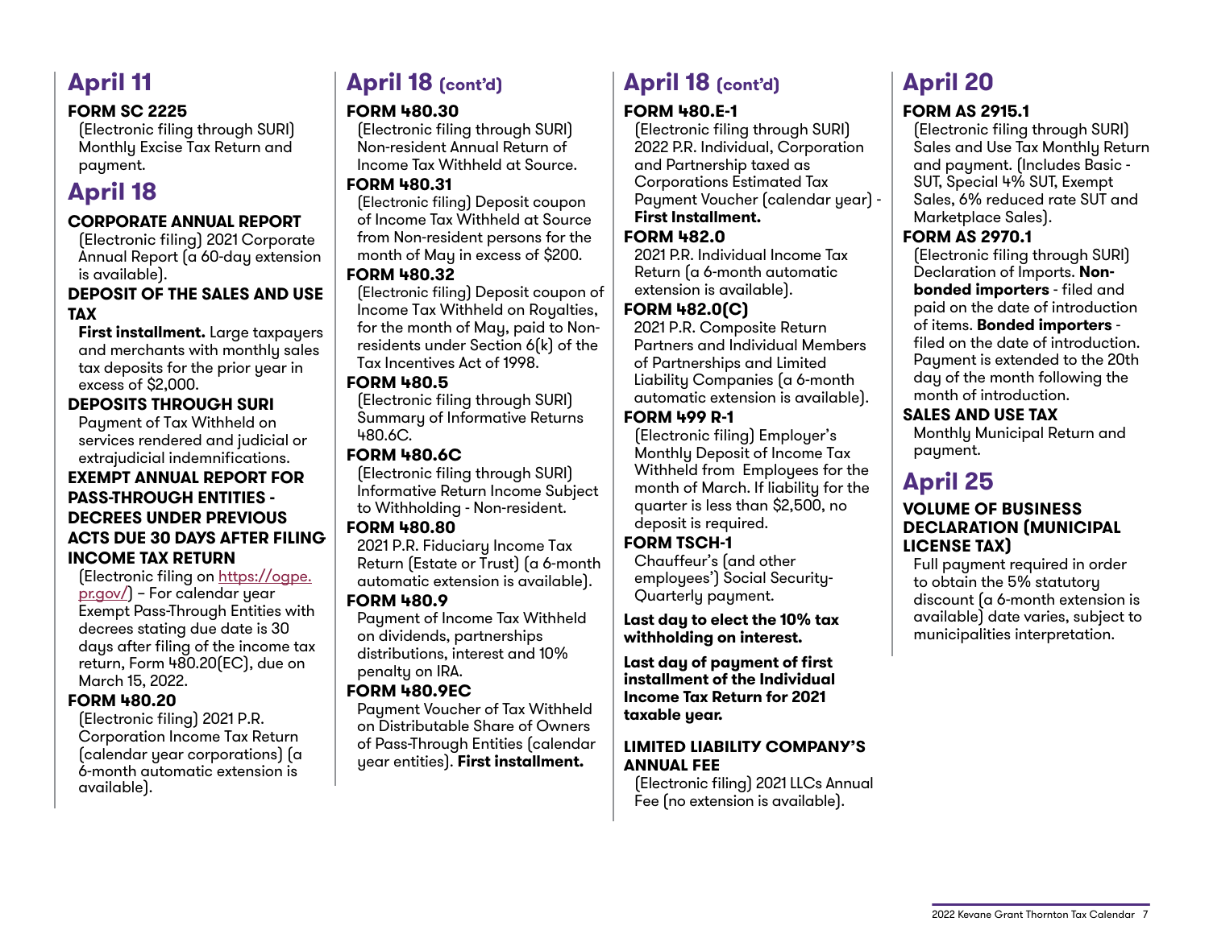## April 11

**FORM SC 2225**
(Electronic filing through SURI) Monthly Excise Tax Return and payment.

## April 18

**CORPORATE ANNUAL REPORT**
(Electronic filing) 2021 Corporate Annual Report (a 60-day extension is available).

**DEPOSIT OF THE SALES AND USE TAX**
**First installment.** Large taxpayers and merchants with monthly sales tax deposits for the prior year in excess of $2,000.

**DEPOSITS THROUGH SURI**
Payment of Tax Withheld on services rendered and judicial or extrajudicial indemnifications.

**EXEMPT ANNUAL REPORT FOR PASS-THROUGH ENTITIES - DECREES UNDER PREVIOUS ACTS DUE 30 DAYS AFTER FILING INCOME TAX RETURN**
(Electronic filing on https://ogpe.pr.gov/) – For calendar year Exempt Pass-Through Entities with decrees stating due date is 30 days after filing of the income tax return, Form 480.20(EC), due on March 15, 2022.

**FORM 480.20**
(Electronic filing) 2021 P.R. Corporation Income Tax Return (calendar year corporations) (a 6-month automatic extension is available).

## April 18 (cont'd)

**FORM 480.30**
(Electronic filing through SURI) Non-resident Annual Return of Income Tax Withheld at Source.

**FORM 480.31**
(Electronic filing) Deposit coupon of Income Tax Withheld at Source from Non-resident persons for the month of May in excess of $200.

**FORM 480.32**
(Electronic filing) Deposit coupon of Income Tax Withheld on Royalties, for the month of May, paid to Non-residents under Section 6(k) of the Tax Incentives Act of 1998.

**FORM 480.5**
(Electronic filing through SURI) Summary of Informative Returns 480.6C.

**FORM 480.6C**
(Electronic filing through SURI) Informative Return Income Subject to Withholding - Non-resident.

**FORM 480.80**
2021 P.R. Fiduciary Income Tax Return (Estate or Trust) (a 6-month automatic extension is available).

**FORM 480.9**
Payment of Income Tax Withheld on dividends, partnerships distributions, interest and 10% penalty on IRA.

**FORM 480.9EC**
Payment Voucher of Tax Withheld on Distributable Share of Owners of Pass-Through Entities (calendar year entities). **First installment.**

## April 18 (cont'd)

**FORM 480.E-1**
(Electronic filing through SURI) 2022 P.R. Individual, Corporation and Partnership taxed as Corporations Estimated Tax Payment Voucher (calendar year) - **First Installment.**

**FORM 482.0**
2021 P.R. Individual Income Tax Return (a 6-month automatic extension is available).

**FORM 482.0(C)**
2021 P.R. Composite Return Partners and Individual Members of Partnerships and Limited Liability Companies (a 6-month automatic extension is available).

**FORM 499 R-1**
(Electronic filing) Employer's Monthly Deposit of Income Tax Withheld from Employees for the month of March. If liability for the quarter is less than $2,500, no deposit is required.

**FORM TSCH-1**
Chauffeur's (and other employees') Social Security-Quarterly payment.

**Last day to elect the 10% tax withholding on interest.**

**Last day of payment of first installment of the Individual Income Tax Return for 2021 taxable year.**

**LIMITED LIABILITY COMPANY'S ANNUAL FEE**
(Electronic filing) 2021 LLCs Annual Fee (no extension is available).

## April 20

**FORM AS 2915.1**
(Electronic filing through SURI) Sales and Use Tax Monthly Return and payment. (Includes Basic - SUT, Special 4% SUT, Exempt Sales, 6% reduced rate SUT and Marketplace Sales).

**FORM AS 2970.1**
(Electronic filing through SURI) Declaration of Imports. **Non-bonded importers** - filed and paid on the date of introduction of items. **Bonded importers** - filed on the date of introduction. Payment is extended to the 20th day of the month following the month of introduction.

**SALES AND USE TAX**
Monthly Municipal Return and payment.

## April 25

**VOLUME OF BUSINESS DECLARATION (MUNICIPAL LICENSE TAX)**
Full payment required in order to obtain the 5% statutory discount (a 6-month extension is available) date varies, subject to municipalities interpretation.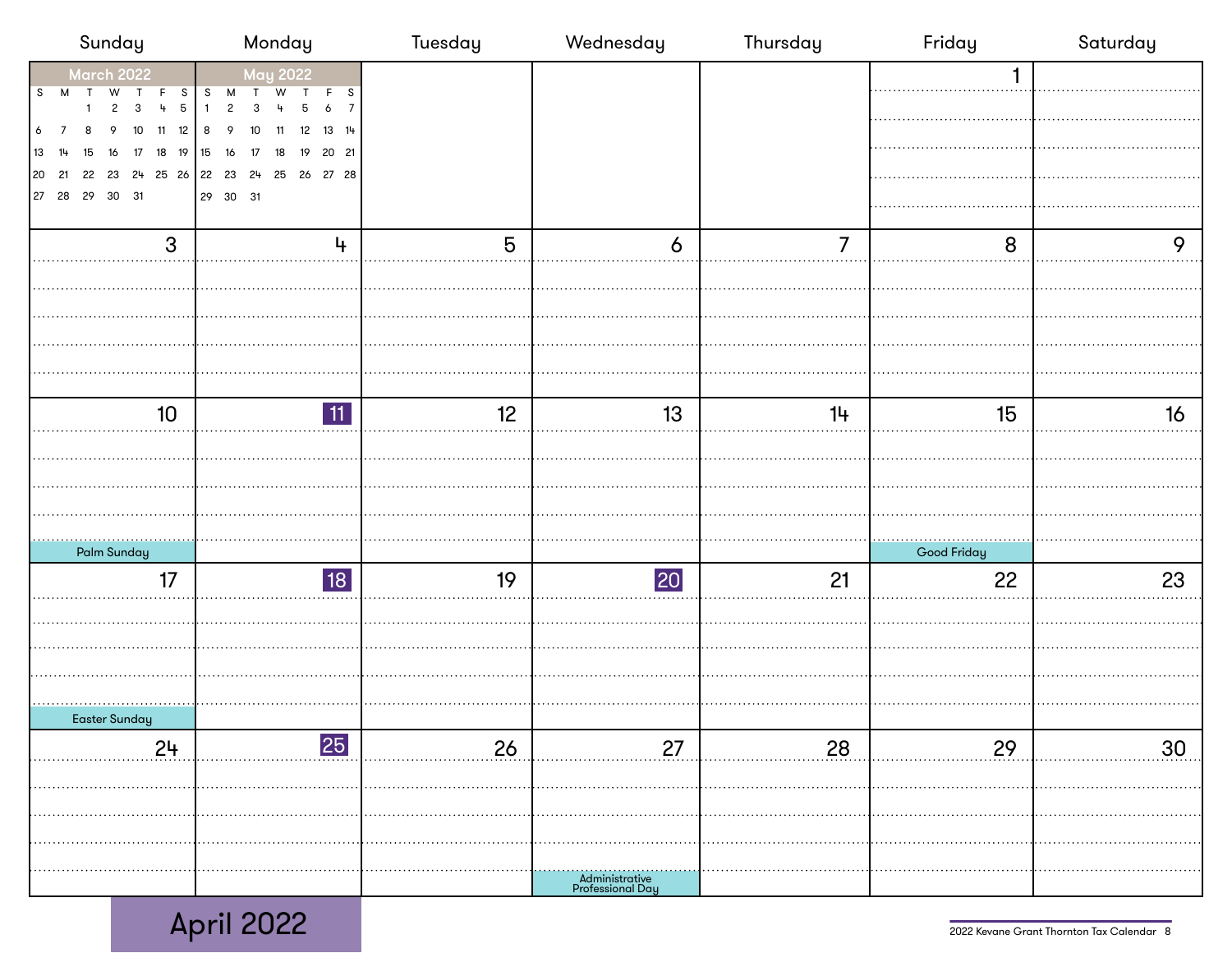# April 2022

| Sunday | Monday | Tuesday | Wednesday | Thursday | Friday | Saturday |
|---|---|---|---|---|---|---|
| | | | | | 1 | 2 |
| 3 | 4 | 5 | 6 | 7 | 8 | 9 |
| 10 Palm Sunday | **11** | 12 | 13 | 14 | 15 Good Friday | 16 |
| 17 Easter Sunday | **18** | 19 | **20** | 21 | 22 | 23 |
| 24 | **25** | 26 | 27 Administrative Professional Day | 28 | 29 | 30 |

**March 2022**

| S | M | T | W | T | F | S |
|---|---|---|---|---|---|---|
| | | 1 | 2 | 3 | 4 | 5 |
| 6 | 7 | 8 | 9 | 10 | 11 | 12 |
| 13 | 14 | 15 | 16 | 17 | 18 | 19 |
| 20 | 21 | 22 | 23 | 24 | 25 | 26 |
| 27 | 28 | 29 | 30 | 31 | | |

**May 2022**

| S | M | T | W | T | F | S |
|---|---|---|---|---|---|---|
| 1 | 2 | 3 | 4 | 5 | 6 | 7 |
| 8 | 9 | 10 | 11 | 12 | 13 | 14 |
| 15 | 16 | 17 | 18 | 19 | 20 | 21 |
| 22 | 23 | 24 | 25 | 26 | 27 | 28 |
| 29 | 30 | 31 | | | | |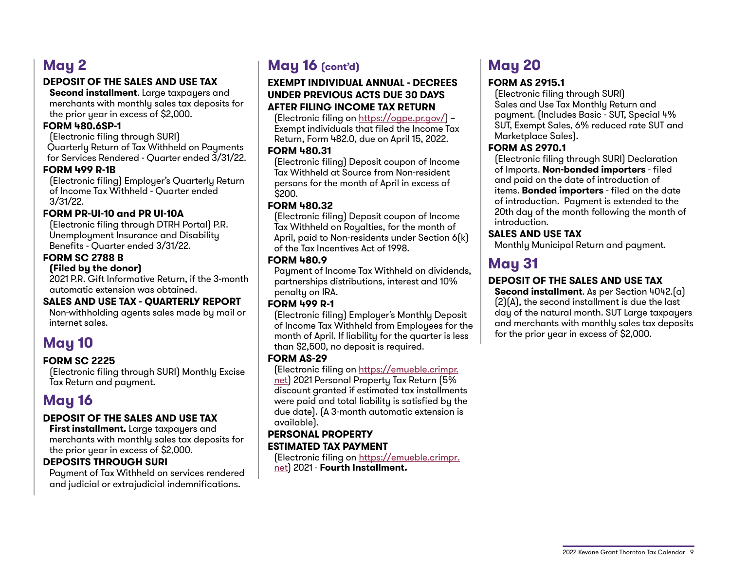## May 2

### DEPOSIT OF THE SALES AND USE TAX

**Second installment**. Large taxpayers and merchants with monthly sales tax deposits for the prior year in excess of $2,000.

### FORM 480.6SP-1

(Electronic filing through SURI) Quarterly Return of Tax Withheld on Payments for Services Rendered - Quarter ended 3/31/22.

### FORM 499 R-1B

(Electronic filing) Employer's Quarterly Return of Income Tax Withheld - Quarter ended 3/31/22.

### FORM PR-UI-10 and PR UI-10A

(Electronic filing through DTRH Portal) P.R. Unemployment Insurance and Disability Benefits - Quarter ended 3/31/22.

### FORM SC 2788 B

**(Filed by the donor)**

2021 P.R. Gift Informative Return, if the 3-month automatic extension was obtained.

### SALES AND USE TAX - QUARTERLY REPORT

Non-withholding agents sales made by mail or internet sales.

## May 10

### FORM SC 2225

(Electronic filing through SURI) Monthly Excise Tax Return and payment.

## May 16

### DEPOSIT OF THE SALES AND USE TAX

**First installment.** Large taxpayers and merchants with monthly sales tax deposits for the prior year in excess of $2,000.

### DEPOSITS THROUGH SURI

Payment of Tax Withheld on services rendered and judicial or extrajudicial indemnifications.

## May 16 (cont'd)

### EXEMPT INDIVIDUAL ANNUAL - DECREES UNDER PREVIOUS ACTS DUE 30 DAYS AFTER FILING INCOME TAX RETURN

(Electronic filing on https://ogpe.pr.gov/) – Exempt individuals that filed the Income Tax Return, Form 482.0, due on April 15, 2022.

### FORM 480.31

(Electronic filing) Deposit coupon of Income Tax Withheld at Source from Non-resident persons for the month of April in excess of $200.

### FORM 480.32

(Electronic filing) Deposit coupon of Income Tax Withheld on Royalties, for the month of April, paid to Non-residents under Section 6(k) of the Tax Incentives Act of 1998.

### FORM 480.9

Payment of Income Tax Withheld on dividends, partnerships distributions, interest and 10% penalty on IRA.

### FORM 499 R-1

(Electronic filing) Employer's Monthly Deposit of Income Tax Withheld from Employees for the month of April. If liability for the quarter is less than $2,500, no deposit is required.

### FORM AS-29

(Electronic filing on https://emueble.crimpr.net) 2021 Personal Property Tax Return (5% discount granted if estimated tax installments were paid and total liability is satisfied by the due date). (A 3-month automatic extension is available).

### PERSONAL PROPERTY ESTIMATED TAX PAYMENT

(Electronic filing on https://emueble.crimpr.net) 2021 - **Fourth Installment.**

## May 20

### FORM AS 2915.1

(Electronic filing through SURI) Sales and Use Tax Monthly Return and payment. (Includes Basic - SUT, Special 4% SUT, Exempt Sales, 6% reduced rate SUT and Marketplace Sales).

### FORM AS 2970.1

(Electronic filing through SURI) Declaration of Imports. **Non-bonded importers** - filed and paid on the date of introduction of items. **Bonded importers** - filed on the date of introduction. Payment is extended to the 20th day of the month following the month of introduction.

### SALES AND USE TAX

Monthly Municipal Return and payment.

## May 31

### DEPOSIT OF THE SALES AND USE TAX

**Second installment**. As per Section 4042.(a)(2)(A), the second installment is due the last day of the natural month. SUT Large taxpayers and merchants with monthly sales tax deposits for the prior year in excess of $2,000.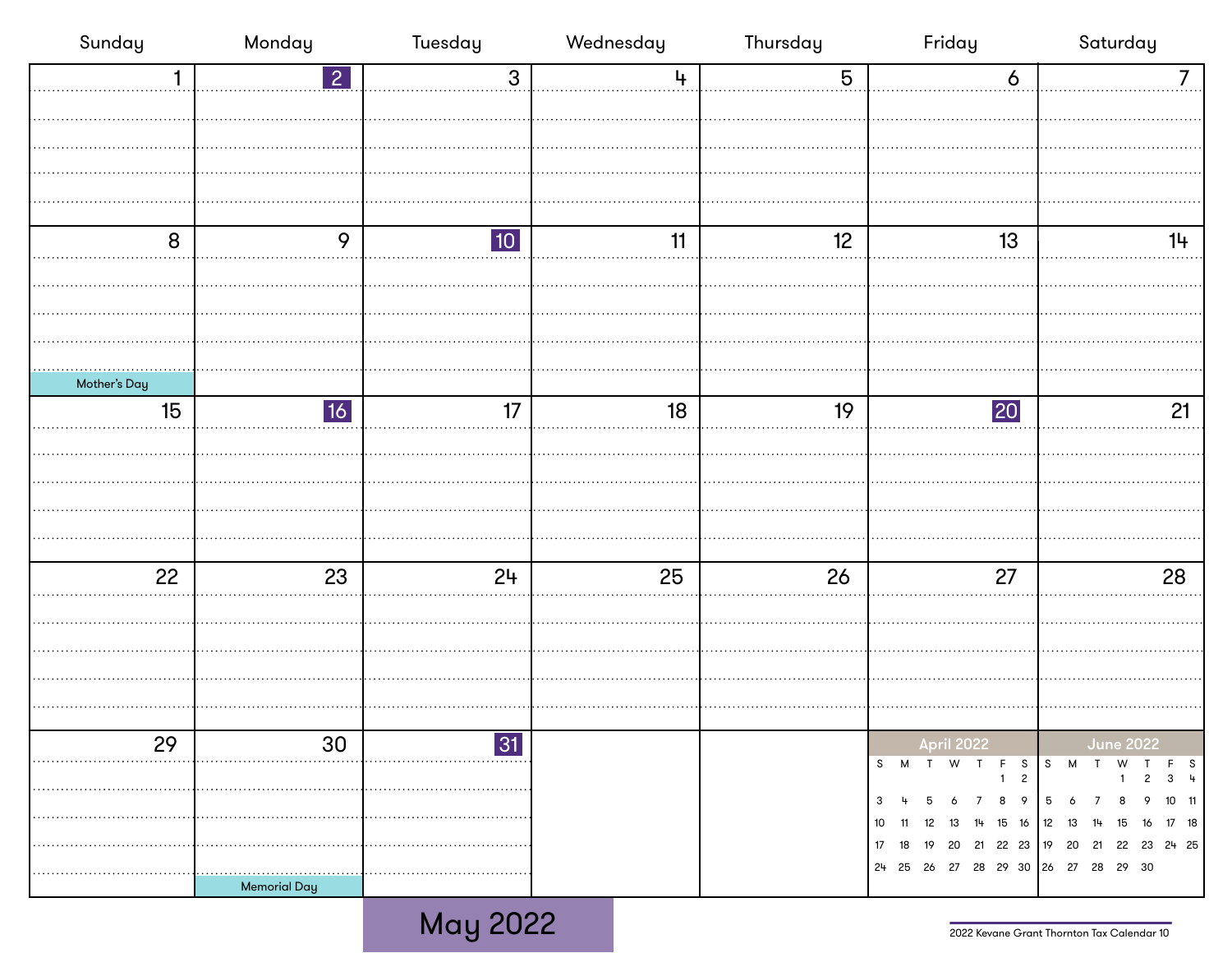# May 2022

| Sunday | Monday | Tuesday | Wednesday | Thursday | Friday | Saturday |
|---|---|---|---|---|---|---|
| 1 | **2** | 3 | 4 | 5 | 6 | 7 |
| 8 Mother's Day | 9 | **10** | 11 | 12 | 13 | 14 |
| 15 | **16** | 17 | 18 | 19 | **20** | 21 |
| 22 | 23 | 24 | 25 | 26 | 27 | 28 |
| 29 | 30 Memorial Day | **31** | | | | |

**April 2022**

| S | M | T | W | T | F | S |
|---|---|---|---|---|---|---|
| | | | | | 1 | 2 |
| 3 | 4 | 5 | 6 | 7 | 8 | 9 |
| 10 | 11 | 12 | 13 | 14 | 15 | 16 |
| 17 | 18 | 19 | 20 | 21 | 22 | 23 |
| 24 | 25 | 26 | 27 | 28 | 29 | 30 |

**June 2022**

| S | M | T | W | T | F | S |
|---|---|---|---|---|---|---|
| | | | 1 | 2 | 3 | 4 |
| 5 | 6 | 7 | 8 | 9 | 10 | 11 |
| 12 | 13 | 14 | 15 | 16 | 17 | 18 |
| 19 | 20 | 21 | 22 | 23 | 24 | 25 |
| 26 | 27 | 28 | 29 | 30 | | |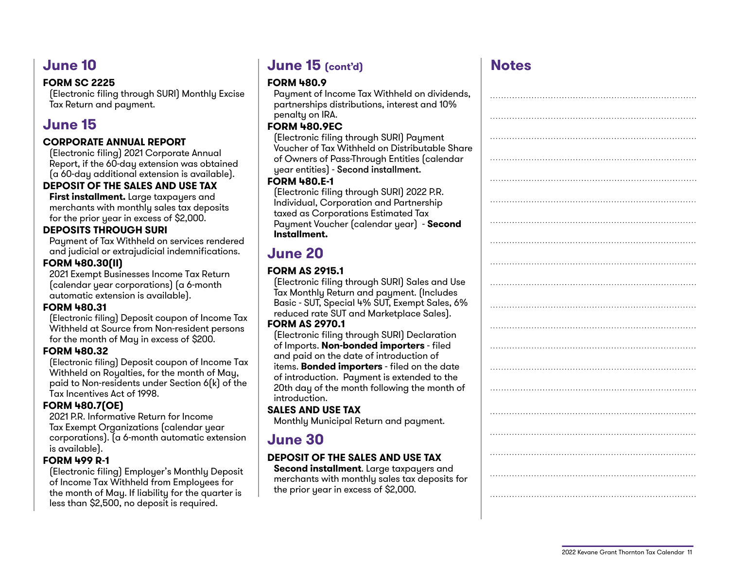## June 10

**FORM SC 2225**
(Electronic filing through SURI) Monthly Excise Tax Return and payment.

## June 15

**CORPORATE ANNUAL REPORT**
(Electronic filing) 2021 Corporate Annual Report, if the 60-day extension was obtained (a 60-day additional extension is available).

**DEPOSIT OF THE SALES AND USE TAX**
**First installment.** Large taxpayers and merchants with monthly sales tax deposits for the prior year in excess of $2,000.

**DEPOSITS THROUGH SURI**
Payment of Tax Withheld on services rendered and judicial or extrajudicial indemnifications.

**FORM 480.30(II)**
2021 Exempt Businesses Income Tax Return (calendar year corporations) (a 6-month automatic extension is available).

**FORM 480.31**
(Electronic filing) Deposit coupon of Income Tax Withheld at Source from Non-resident persons for the month of May in excess of $200.

**FORM 480.32**
(Electronic filing) Deposit coupon of Income Tax Withheld on Royalties, for the month of May, paid to Non-residents under Section 6(k) of the Tax Incentives Act of 1998.

**FORM 480.7(OE)**
2021 P.R. Informative Return for Income Tax Exempt Organizations (calendar year corporations). (a 6-month automatic extension is available).

**FORM 499 R-1**
(Electronic filing) Employer's Monthly Deposit of Income Tax Withheld from Employees for the month of May. If liability for the quarter is less than $2,500, no deposit is required.

## June 15 (cont'd)

**FORM 480.9**
Payment of Income Tax Withheld on dividends, partnerships distributions, interest and 10% penalty on IRA.

**FORM 480.9EC**
(Electronic filing through SURI) Payment Voucher of Tax Withheld on Distributable Share of Owners of Pass-Through Entities (calendar year entities) - **Second installment.**

**FORM 480.E-1**
(Electronic filing through SURI) 2022 P.R. Individual, Corporation and Partnership taxed as Corporations Estimated Tax Payment Voucher (calendar year) - **Second Installment.**

## June 20

**FORM AS 2915.1**
(Electronic filing through SURI) Sales and Use Tax Monthly Return and payment. (Includes Basic - SUT, Special 4% SUT, Exempt Sales, 6% reduced rate SUT and Marketplace Sales).

**FORM AS 2970.1**
(Electronic filing through SURI) Declaration of Imports. **Non-bonded importers** - filed and paid on the date of introduction of items. **Bonded importers** - filed on the date of introduction. Payment is extended to the 20th day of the month following the month of introduction.

**SALES AND USE TAX**
Monthly Municipal Return and payment.

## June 30

**DEPOSIT OF THE SALES AND USE TAX**
**Second installment**. Large taxpayers and merchants with monthly sales tax deposits for the prior year in excess of $2,000.

## Notes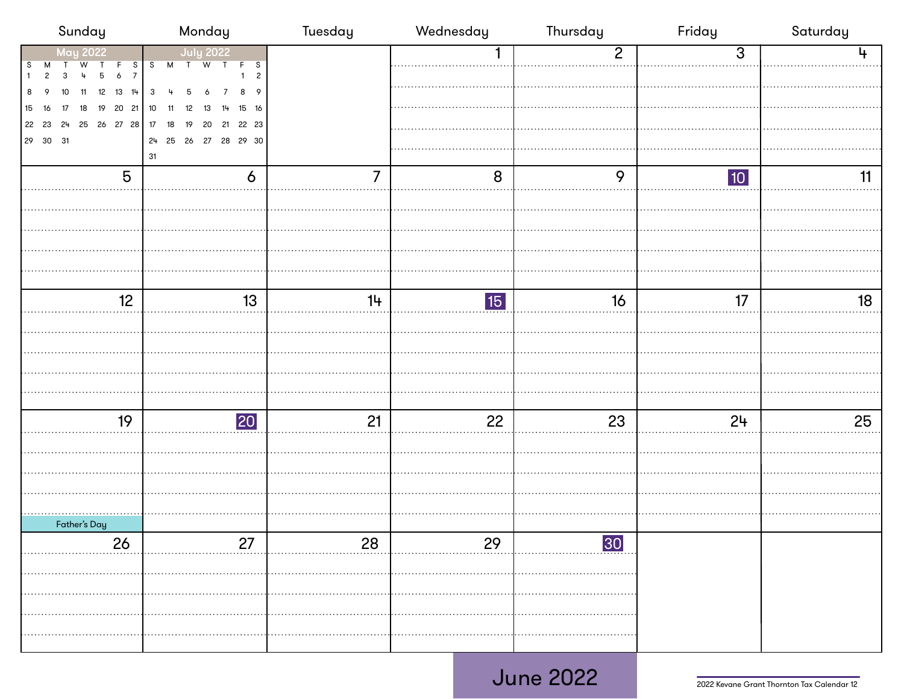# June 2022

| Sunday | Monday | Tuesday | Wednesday | Thursday | Friday | Saturday |
|---|---|---|---|---|---|---|
| May 2022 | July 2022 | | 1 | 2 | 3 | 4 |
| 5 | 6 | 7 | 8 | 9 | **10** | 11 |
| 12 | 13 | 14 | **15** | 16 | 17 | 18 |
| 19 Father's Day | **20** | 21 | 22 | 23 | 24 | 25 |
| 26 | 27 | 28 | 29 | **30** | | |

**May 2022**

| S | M | T | W | T | F | S |
|---|---|---|---|---|---|---|
| 1 | 2 | 3 | 4 | 5 | 6 | 7 |
| 8 | 9 | 10 | 11 | 12 | 13 | 14 |
| 15 | 16 | 17 | 18 | 19 | 20 | 21 |
| 22 | 23 | 24 | 25 | 26 | 27 | 28 |
| 29 | 30 | 31 | | | | |

**July 2022**

| S | M | T | W | T | F | S |
|---|---|---|---|---|---|---|
| | | | | | 1 | 2 |
| 3 | 4 | 5 | 6 | 7 | 8 | 9 |
| 10 | 11 | 12 | 13 | 14 | 15 | 16 |
| 17 | 18 | 19 | 20 | 21 | 22 | 23 |
| 24 | 25 | 26 | 27 | 28 | 29 | 30 |
| 31 | | | | | | |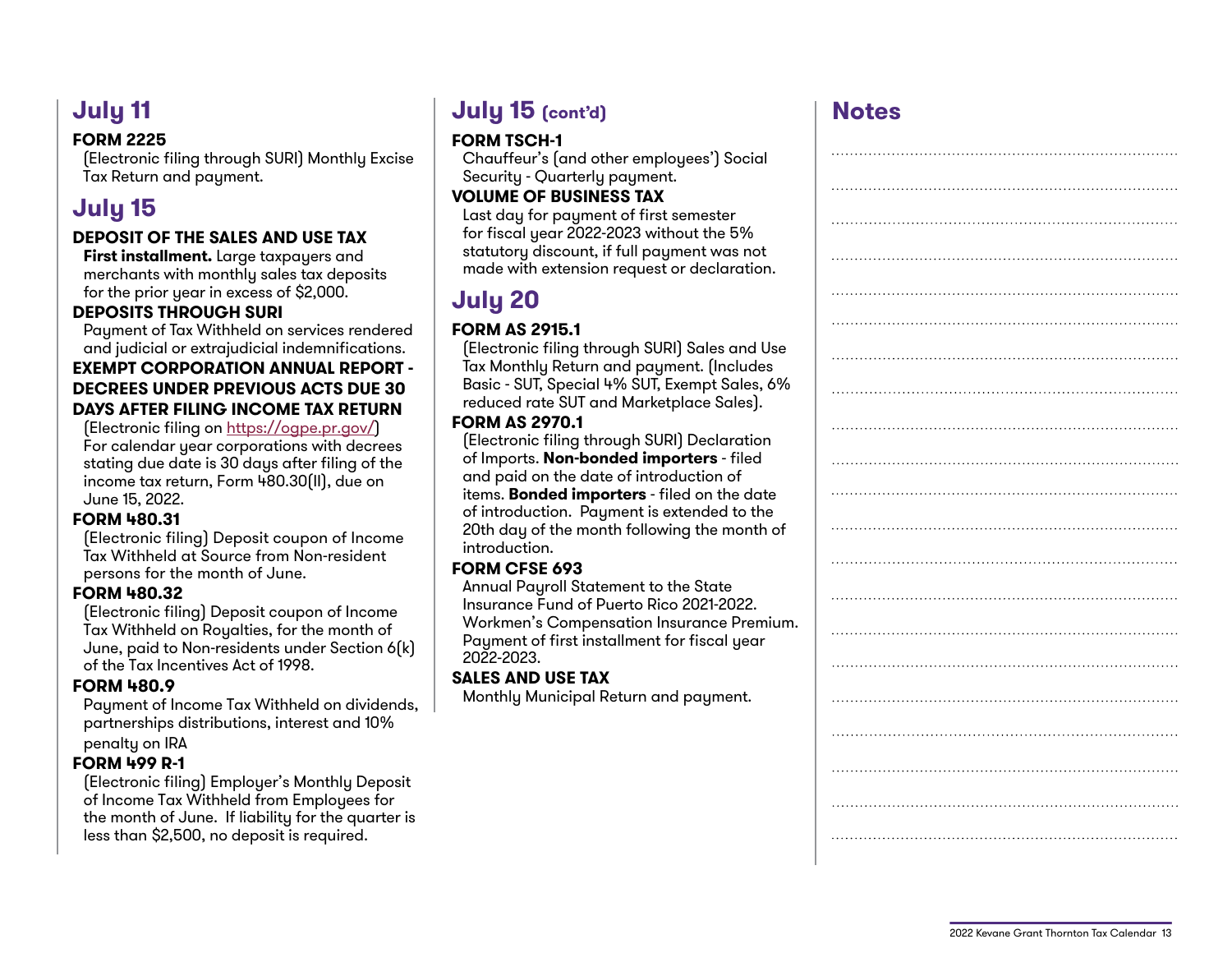## July 11

**FORM 2225**

(Electronic filing through SURI) Monthly Excise Tax Return and payment.

## July 15

**DEPOSIT OF THE SALES AND USE TAX**

**First installment.** Large taxpayers and merchants with monthly sales tax deposits for the prior year in excess of $2,000.

**DEPOSITS THROUGH SURI**

Payment of Tax Withheld on services rendered and judicial or extrajudicial indemnifications.

**EXEMPT CORPORATION ANNUAL REPORT - DECREES UNDER PREVIOUS ACTS DUE 30 DAYS AFTER FILING INCOME TAX RETURN**

(Electronic filing on https://ogpe.pr.gov/) For calendar year corporations with decrees stating due date is 30 days after filing of the income tax return, Form 480.30(II), due on June 15, 2022.

**FORM 480.31**

(Electronic filing) Deposit coupon of Income Tax Withheld at Source from Non-resident persons for the month of June.

**FORM 480.32**

(Electronic filing) Deposit coupon of Income Tax Withheld on Royalties, for the month of June, paid to Non-residents under Section 6(k) of the Tax Incentives Act of 1998.

**FORM 480.9**

Payment of Income Tax Withheld on dividends, partnerships distributions, interest and 10% penalty on IRA

**FORM 499 R-1**

(Electronic filing) Employer's Monthly Deposit of Income Tax Withheld from Employees for the month of June. If liability for the quarter is less than $2,500, no deposit is required.

## July 15 (cont'd)

**FORM TSCH-1**

Chauffeur's (and other employees') Social Security - Quarterly payment.

**VOLUME OF BUSINESS TAX**

Last day for payment of first semester for fiscal year 2022-2023 without the 5% statutory discount, if full payment was not made with extension request or declaration.

## July 20

**FORM AS 2915.1**

(Electronic filing through SURI) Sales and Use Tax Monthly Return and payment. (Includes Basic - SUT, Special 4% SUT, Exempt Sales, 6% reduced rate SUT and Marketplace Sales).

**FORM AS 2970.1**

(Electronic filing through SURI) Declaration of Imports. **Non-bonded importers** - filed and paid on the date of introduction of items. **Bonded importers** - filed on the date of introduction. Payment is extended to the 20th day of the month following the month of introduction.

**FORM CFSE 693**

Annual Payroll Statement to the State Insurance Fund of Puerto Rico 2021-2022. Workmen's Compensation Insurance Premium. Payment of first installment for fiscal year 2022-2023.

**SALES AND USE TAX**

Monthly Municipal Return and payment.

## Notes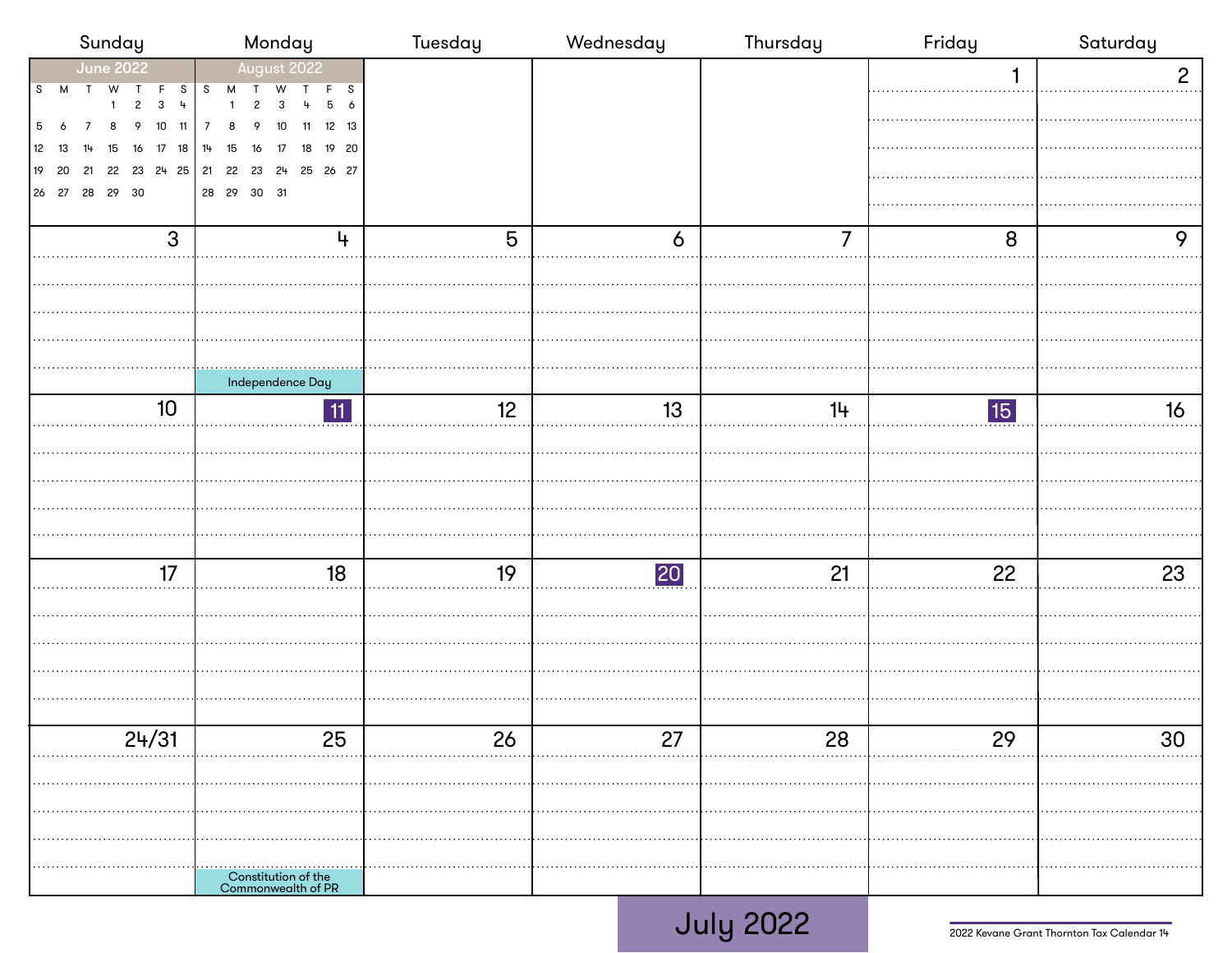# July 2022

| Sunday | Monday | Tuesday | Wednesday | Thursday | Friday | Saturday |
|---|---|---|---|---|---|---|
| | | | | | 1 | 2 |
| 3 | 4 Independence Day | 5 | 6 | 7 | 8 | 9 |
| 10 | 11 | 12 | 13 | 14 | 15 | 16 |
| 17 | 18 | 19 | 20 | 21 | 22 | 23 |
| 24/31 | 25 Constitution of the Commonwealth of PR | 26 | 27 | 28 | 29 | 30 |

**June 2022**

| S | M | T | W | T | F | S |
|---|---|---|---|---|---|---|
| | | | 1 | 2 | 3 | 4 |
| 5 | 6 | 7 | 8 | 9 | 10 | 11 |
| 12 | 13 | 14 | 15 | 16 | 17 | 18 |
| 19 | 20 | 21 | 22 | 23 | 24 | 25 |
| 26 | 27 | 28 | 29 | 30 | | |

**August 2022**

| S | M | T | W | T | F | S |
|---|---|---|---|---|---|---|
| | 1 | 2 | 3 | 4 | 5 | 6 |
| 7 | 8 | 9 | 10 | 11 | 12 | 13 |
| 14 | 15 | 16 | 17 | 18 | 19 | 20 |
| 21 | 22 | 23 | 24 | 25 | 26 | 27 |
| 28 | 29 | 30 | 31 | | | |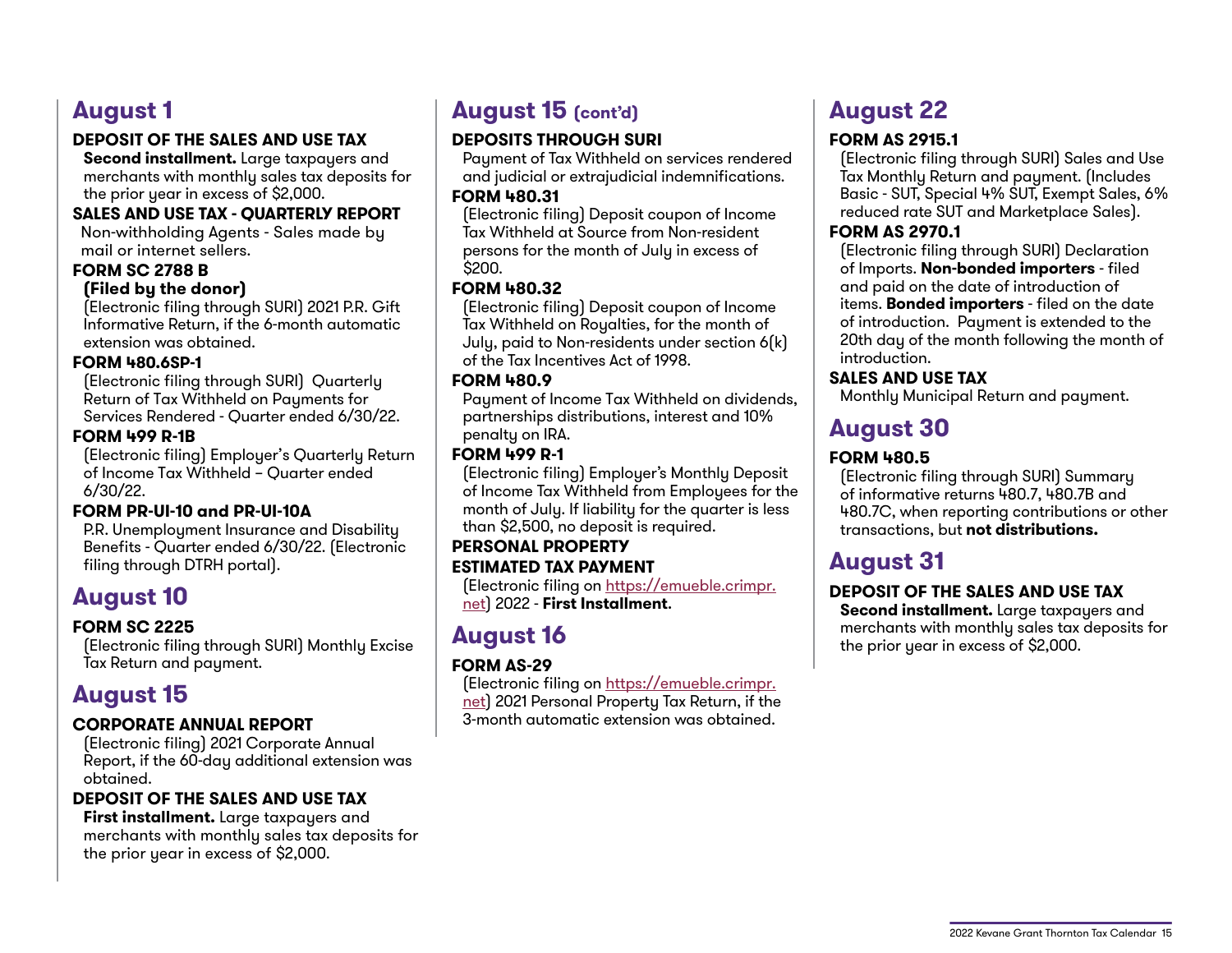## August 1

**DEPOSIT OF THE SALES AND USE TAX**

**Second installment.** Large taxpayers and merchants with monthly sales tax deposits for the prior year in excess of $2,000.

**SALES AND USE TAX - QUARTERLY REPORT**

Non-withholding Agents - Sales made by mail or internet sellers.

**FORM SC 2788 B**

**(Filed by the donor)**

(Electronic filing through SURI) 2021 P.R. Gift Informative Return, if the 6-month automatic extension was obtained.

**FORM 480.6SP-1**

(Electronic filing through SURI) Quarterly Return of Tax Withheld on Payments for Services Rendered - Quarter ended 6/30/22.

**FORM 499 R-1B**

(Electronic filing) Employer's Quarterly Return of Income Tax Withheld – Quarter ended 6/30/22.

**FORM PR-UI-10 and PR-UI-10A**

P.R. Unemployment Insurance and Disability Benefits - Quarter ended 6/30/22. (Electronic filing through DTRH portal).

## August 10

**FORM SC 2225**

(Electronic filing through SURI) Monthly Excise Tax Return and payment.

## August 15

**CORPORATE ANNUAL REPORT**

(Electronic filing) 2021 Corporate Annual Report, if the 60-day additional extension was obtained.

**DEPOSIT OF THE SALES AND USE TAX**

**First installment.** Large taxpayers and merchants with monthly sales tax deposits for the prior year in excess of $2,000.

## August 15 (cont'd)

**DEPOSITS THROUGH SURI**

Payment of Tax Withheld on services rendered and judicial or extrajudicial indemnifications.

**FORM 480.31**

(Electronic filing) Deposit coupon of Income Tax Withheld at Source from Non-resident persons for the month of July in excess of $200.

**FORM 480.32**

(Electronic filing) Deposit coupon of Income Tax Withheld on Royalties, for the month of July, paid to Non-residents under section 6(k) of the Tax Incentives Act of 1998.

**FORM 480.9**

Payment of Income Tax Withheld on dividends, partnerships distributions, interest and 10% penalty on IRA.

**FORM 499 R-1**

(Electronic filing) Employer's Monthly Deposit of Income Tax Withheld from Employees for the month of July. If liability for the quarter is less than $2,500, no deposit is required.

**PERSONAL PROPERTY ESTIMATED TAX PAYMENT**

(Electronic filing on https://emueble.crimpr.net) 2022 - **First Installment.**

## August 16

**FORM AS-29**

(Electronic filing on https://emueble.crimpr.net) 2021 Personal Property Tax Return, if the 3-month automatic extension was obtained.

## August 22

**FORM AS 2915.1**

(Electronic filing through SURI) Sales and Use Tax Monthly Return and payment. (Includes Basic - SUT, Special 4% SUT, Exempt Sales, 6% reduced rate SUT and Marketplace Sales).

**FORM AS 2970.1**

(Electronic filing through SURI) Declaration of Imports. **Non-bonded importers** - filed and paid on the date of introduction of items. **Bonded importers** - filed on the date of introduction. Payment is extended to the 20th day of the month following the month of introduction.

**SALES AND USE TAX**

Monthly Municipal Return and payment.

## August 30

**FORM 480.5**

(Electronic filing through SURI) Summary of informative returns 480.7, 480.7B and 480.7C, when reporting contributions or other transactions, but **not distributions.**

## August 31

**DEPOSIT OF THE SALES AND USE TAX**

**Second installment.** Large taxpayers and merchants with monthly sales tax deposits for the prior year in excess of $2,000.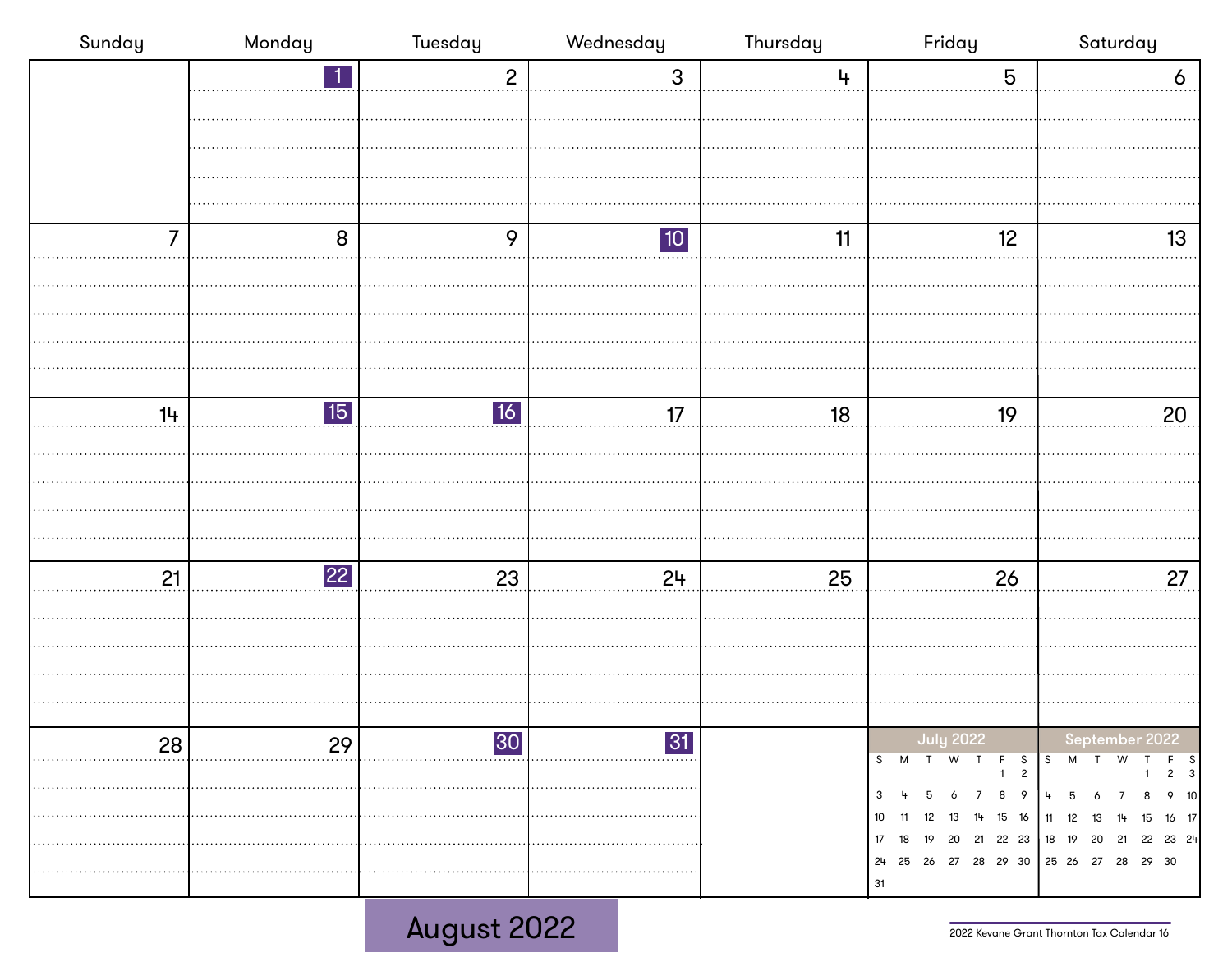# August 2022

| Sunday | Monday | Tuesday | Wednesday | Thursday | Friday | Saturday |
|---|---|---|---|---|---|---|
| | **1** | 2 | 3 | 4 | 5 | 6 |
| 7 | 8 | 9 | **10** | 11 | 12 | 13 |
| 14 | **15** | **16** | 17 | 18 | 19 | 20 |
| 21 | **22** | 23 | 24 | 25 | 26 | 27 |
| 28 | 29 | **30** | **31** | | | |

**July 2022**

| S | M | T | W | T | F | S |
|---|---|---|---|---|---|---|
| | | | | | 1 | 2 |
| 3 | 4 | 5 | 6 | 7 | 8 | 9 |
| 10 | 11 | 12 | 13 | 14 | 15 | 16 |
| 17 | 18 | 19 | 20 | 21 | 22 | 23 |
| 24 | 25 | 26 | 27 | 28 | 29 | 30 |
| 31 | | | | | | |

**September 2022**

| S | M | T | W | T | F | S |
|---|---|---|---|---|---|---|
| | | | | 1 | 2 | 3 |
| 4 | 5 | 6 | 7 | 8 | 9 | 10 |
| 11 | 12 | 13 | 14 | 15 | 16 | 17 |
| 18 | 19 | 20 | 21 | 22 | 23 | 24 |
| 25 | 26 | 27 | 28 | 29 | 30 | |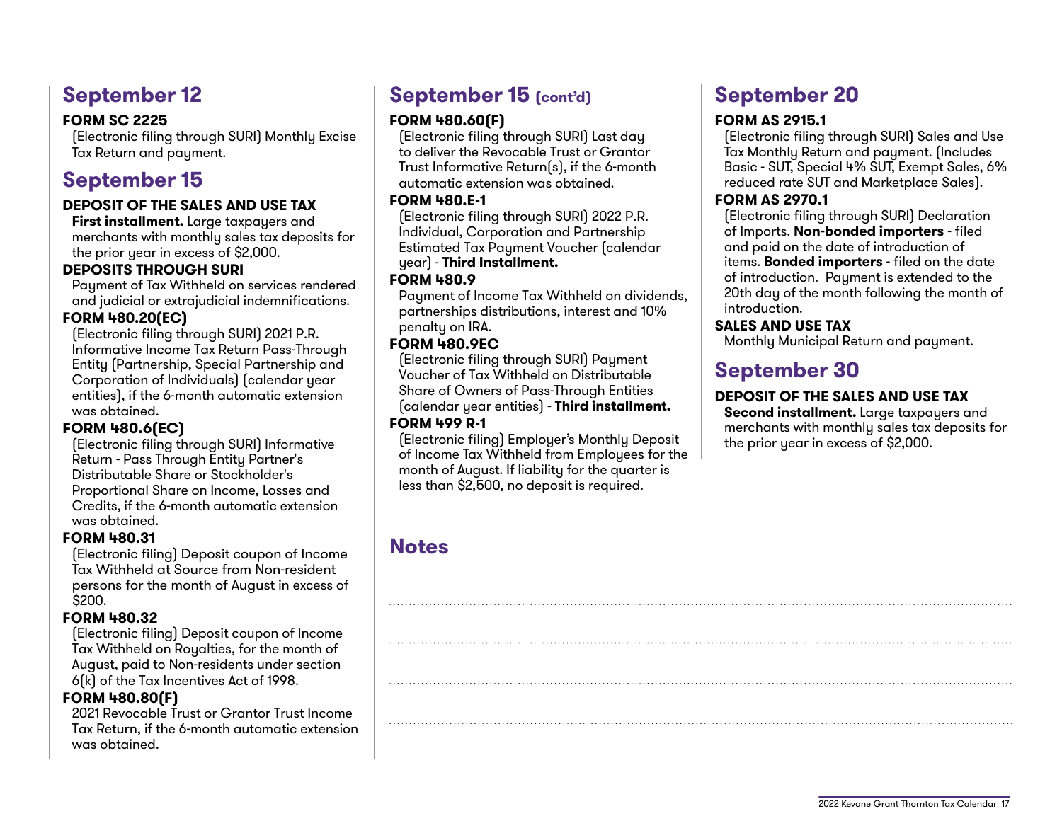## September 12

**FORM SC 2225**
(Electronic filing through SURI) Monthly Excise Tax Return and payment.

## September 15

**DEPOSIT OF THE SALES AND USE TAX**
**First installment.** Large taxpayers and merchants with monthly sales tax deposits for the prior year in excess of $2,000.

**DEPOSITS THROUGH SURI**
Payment of Tax Withheld on services rendered and judicial or extrajudicial indemnifications.

**FORM 480.20(EC)**
(Electronic filing through SURI) 2021 P.R. Informative Income Tax Return Pass-Through Entity (Partnership, Special Partnership and Corporation of Individuals) (calendar year entities), if the 6-month automatic extension was obtained.

**FORM 480.6(EC)**
(Electronic filing through SURI) Informative Return - Pass Through Entity Partner's Distributable Share or Stockholder's Proportional Share on Income, Losses and Credits, if the 6-month automatic extension was obtained.

**FORM 480.31**
(Electronic filing) Deposit coupon of Income Tax Withheld at Source from Non-resident persons for the month of August in excess of $200.

**FORM 480.32**
(Electronic filing) Deposit coupon of Income Tax Withheld on Royalties, for the month of August, paid to Non-residents under section 6(k) of the Tax Incentives Act of 1998.

**FORM 480.80(F)**
2021 Revocable Trust or Grantor Trust Income Tax Return, if the 6-month automatic extension was obtained.

## September 15 (cont'd)

**FORM 480.60(F)**
(Electronic filing through SURI) Last day to deliver the Revocable Trust or Grantor Trust Informative Return(s), if the 6-month automatic extension was obtained.

**FORM 480.E-1**
(Electronic filing through SURI) 2022 P.R. Individual, Corporation and Partnership Estimated Tax Payment Voucher (calendar year) - **Third Installment.**

**FORM 480.9**
Payment of Income Tax Withheld on dividends, partnerships distributions, interest and 10% penalty on IRA.

**FORM 480.9EC**
(Electronic filing through SURI) Payment Voucher of Tax Withheld on Distributable Share of Owners of Pass-Through Entities (calendar year entities) - **Third installment.**

**FORM 499 R-1**
(Electronic filing) Employer's Monthly Deposit of Income Tax Withheld from Employees for the month of August. If liability for the quarter is less than $2,500, no deposit is required.

## September 20

**FORM AS 2915.1**
(Electronic filing through SURI) Sales and Use Tax Monthly Return and payment. (Includes Basic - SUT, Special 4% SUT, Exempt Sales, 6% reduced rate SUT and Marketplace Sales).

**FORM AS 2970.1**
(Electronic filing through SURI) Declaration of Imports. **Non-bonded importers** - filed and paid on the date of introduction of items. **Bonded importers** - filed on the date of introduction. Payment is extended to the 20th day of the month following the month of introduction.

**SALES AND USE TAX**
Monthly Municipal Return and payment.

## September 30

**DEPOSIT OF THE SALES AND USE TAX**
**Second installment.** Large taxpayers and merchants with monthly sales tax deposits for the prior year in excess of $2,000.

## Notes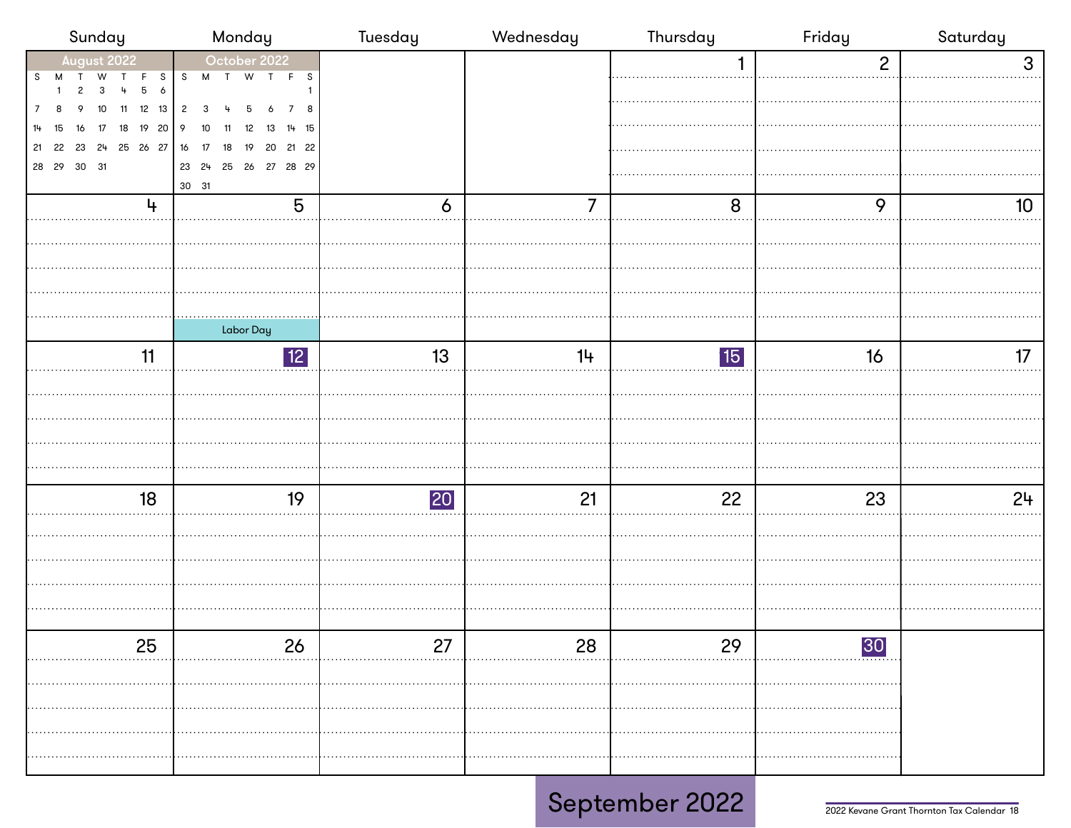# September 2022

| Sunday | Monday | Tuesday | Wednesday | Thursday | Friday | Saturday |
|---|---|---|---|---|---|---|
| | | | | 1 | 2 | 3 |
| 4 | 5 Labor Day | 6 | 7 | 8 | 9 | 10 |
| 11 | **12** | 13 | 14 | **15** | 16 | 17 |
| 18 | 19 | **20** | 21 | 22 | 23 | 24 |
| 25 | 26 | 27 | 28 | 29 | **30** | |

**August 2022**

| S | M | T | W | T | F | S |
|---|---|---|---|---|---|---|
| | 1 | 2 | 3 | 4 | 5 | 6 |
| 7 | 8 | 9 | 10 | 11 | 12 | 13 |
| 14 | 15 | 16 | 17 | 18 | 19 | 20 |
| 21 | 22 | 23 | 24 | 25 | 26 | 27 |
| 28 | 29 | 30 | 31 | | | |

**October 2022**

| S | M | T | W | T | F | S |
|---|---|---|---|---|---|---|
| | | | | | | 1 |
| 2 | 3 | 4 | 5 | 6 | 7 | 8 |
| 9 | 10 | 11 | 12 | 13 | 14 | 15 |
| 16 | 17 | 18 | 19 | 20 | 21 | 22 |
| 23 | 24 | 25 | 26 | 27 | 28 | 29 |
| 30 | 31 | | | | | |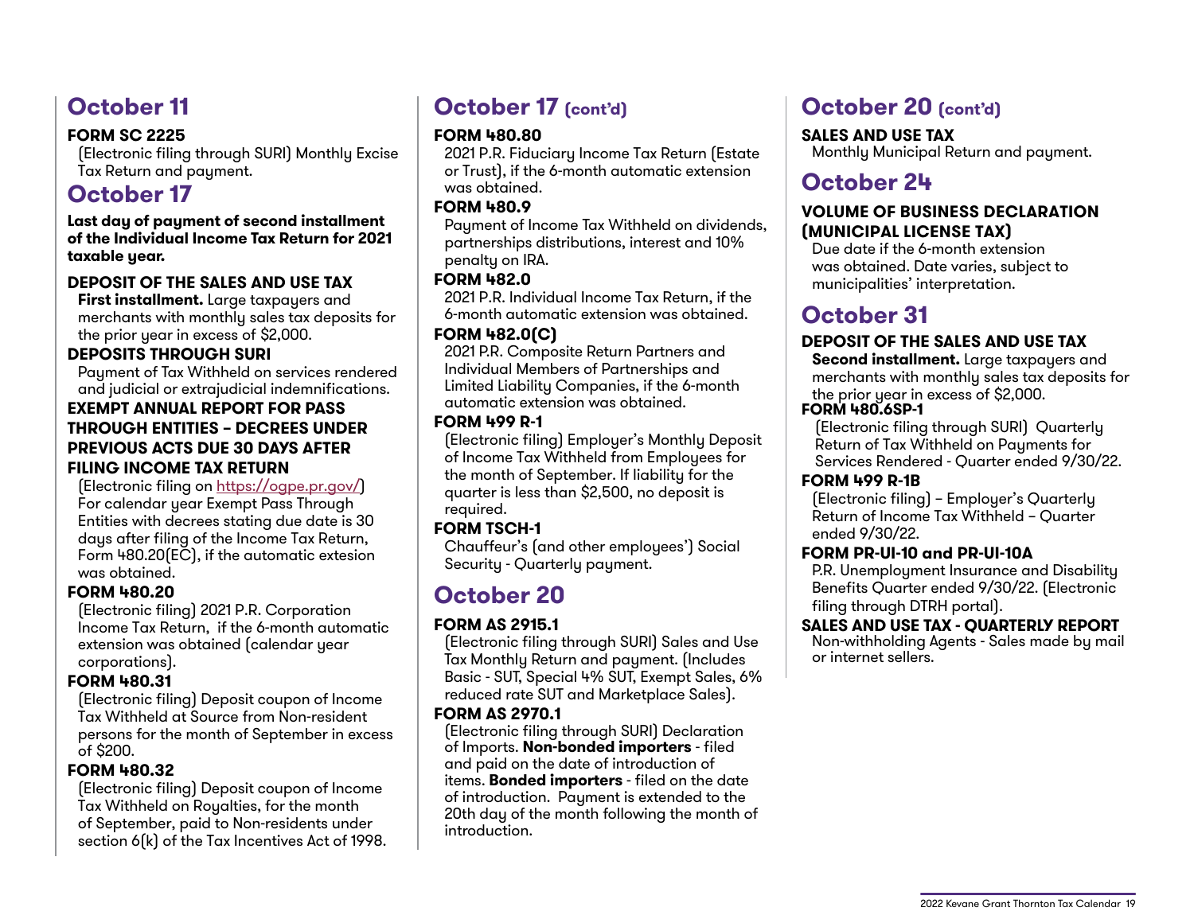## October 11

**FORM SC 2225**

(Electronic filing through SURI) Monthly Excise Tax Return and payment.

## October 17

**Last day of payment of second installment of the Individual Income Tax Return for 2021 taxable year.**

**DEPOSIT OF THE SALES AND USE TAX**

**First installment.** Large taxpayers and merchants with monthly sales tax deposits for the prior year in excess of $2,000.

**DEPOSITS THROUGH SURI**

Payment of Tax Withheld on services rendered and judicial or extrajudicial indemnifications.

**EXEMPT ANNUAL REPORT FOR PASS THROUGH ENTITIES – DECREES UNDER PREVIOUS ACTS DUE 30 DAYS AFTER FILING INCOME TAX RETURN**

(Electronic filing on https://ogpe.pr.gov/) For calendar year Exempt Pass Through Entities with decrees stating due date is 30 days after filing of the Income Tax Return, Form 480.20(EC), if the automatic extesion was obtained.

**FORM 480.20**

(Electronic filing) 2021 P.R. Corporation Income Tax Return, if the 6-month automatic extension was obtained (calendar year corporations).

**FORM 480.31**

(Electronic filing) Deposit coupon of Income Tax Withheld at Source from Non-resident persons for the month of September in excess of $200.

**FORM 480.32**

(Electronic filing) Deposit coupon of Income Tax Withheld on Royalties, for the month of September, paid to Non-residents under section 6(k) of the Tax Incentives Act of 1998.

## October 17 (cont'd)

**FORM 480.80**

2021 P.R. Fiduciary Income Tax Return (Estate or Trust), if the 6-month automatic extension was obtained.

**FORM 480.9**

Payment of Income Tax Withheld on dividends, partnerships distributions, interest and 10% penalty on IRA.

**FORM 482.0**

2021 P.R. Individual Income Tax Return, if the 6-month automatic extension was obtained.

**FORM 482.0(C)**

2021 P.R. Composite Return Partners and Individual Members of Partnerships and Limited Liability Companies, if the 6-month automatic extension was obtained.

**FORM 499 R-1**

(Electronic filing) Employer's Monthly Deposit of Income Tax Withheld from Employees for the month of September. If liability for the quarter is less than $2,500, no deposit is required.

**FORM TSCH-1**

Chauffeur's (and other employees') Social Security - Quarterly payment.

## October 20

**FORM AS 2915.1**

(Electronic filing through SURI) Sales and Use Tax Monthly Return and payment. (Includes Basic - SUT, Special 4% SUT, Exempt Sales, 6% reduced rate SUT and Marketplace Sales).

**FORM AS 2970.1**

(Electronic filing through SURI) Declaration of Imports. **Non-bonded importers** - filed and paid on the date of introduction of items. **Bonded importers** - filed on the date of introduction. Payment is extended to the 20th day of the month following the month of introduction.

## October 20 (cont'd)

**SALES AND USE TAX**

Monthly Municipal Return and payment.

## October 24

**VOLUME OF BUSINESS DECLARATION (MUNICIPAL LICENSE TAX)**

Due date if the 6-month extension was obtained. Date varies, subject to municipalities' interpretation.

## October 31

**DEPOSIT OF THE SALES AND USE TAX**

**Second installment.** Large taxpayers and merchants with monthly sales tax deposits for the prior year in excess of $2,000.

**FORM 480.6SP-1**

(Electronic filing through SURI) Quarterly Return of Tax Withheld on Payments for Services Rendered - Quarter ended 9/30/22.

**FORM 499 R-1B**

(Electronic filing) – Employer's Quarterly Return of Income Tax Withheld – Quarter ended 9/30/22.

**FORM PR-UI-10 and PR-UI-10A**

P.R. Unemployment Insurance and Disability Benefits Quarter ended 9/30/22. (Electronic filing through DTRH portal).

**SALES AND USE TAX - QUARTERLY REPORT**

Non-withholding Agents - Sales made by mail or internet sellers.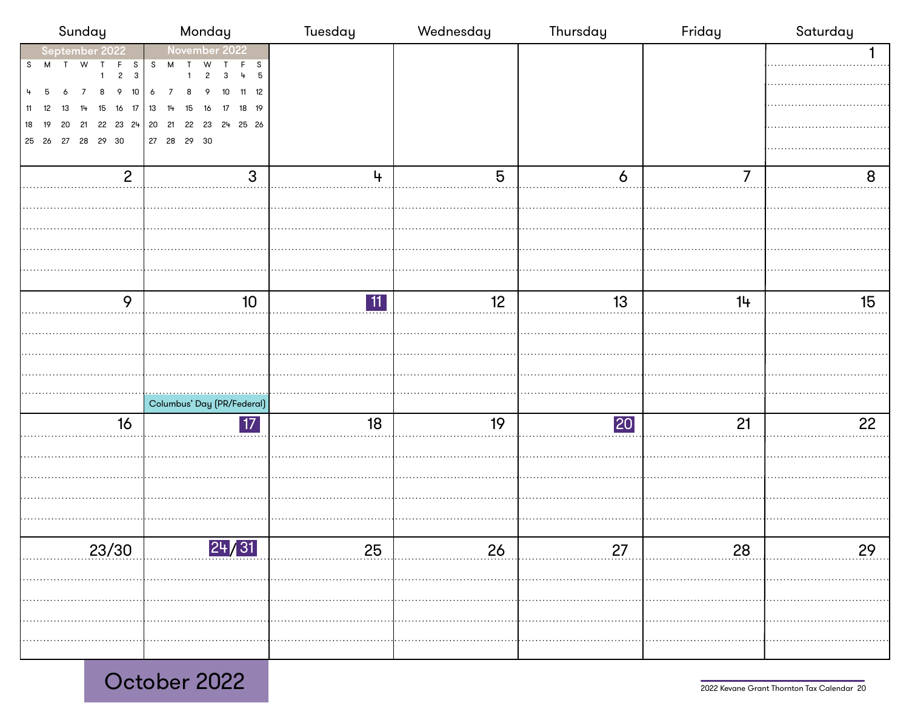# October 2022

| Sunday | Monday | Tuesday | Wednesday | Thursday | Friday | Saturday |
|---|---|---|---|---|---|---|
| | | | | | | 1 |
| 2 | 3 | 4 | 5 | 6 | 7 | 8 |
| 9 | 10 Columbus' Day (PR/Federal) | **11** | 12 | 13 | 14 | 15 |
| 16 | **17** | 18 | 19 | **20** | 21 | 22 |
| 23/30 | **24**/**31** | 25 | 26 | 27 | 28 | 29 |

**September 2022**

| S | M | T | W | T | F | S |
|---|---|---|---|---|---|---|
| | | | | 1 | 2 | 3 |
| 4 | 5 | 6 | 7 | 8 | 9 | 10 |
| 11 | 12 | 13 | 14 | 15 | 16 | 17 |
| 18 | 19 | 20 | 21 | 22 | 23 | 24 |
| 25 | 26 | 27 | 28 | 29 | 30 | |

**November 2022**

| S | M | T | W | T | F | S |
|---|---|---|---|---|---|---|
| | | 1 | 2 | 3 | 4 | 5 |
| 6 | 7 | 8 | 9 | 10 | 11 | 12 |
| 13 | 14 | 15 | 16 | 17 | 18 | 19 |
| 20 | 21 | 22 | 23 | 24 | 25 | 26 |
| 27 | 28 | 29 | 30 | | | |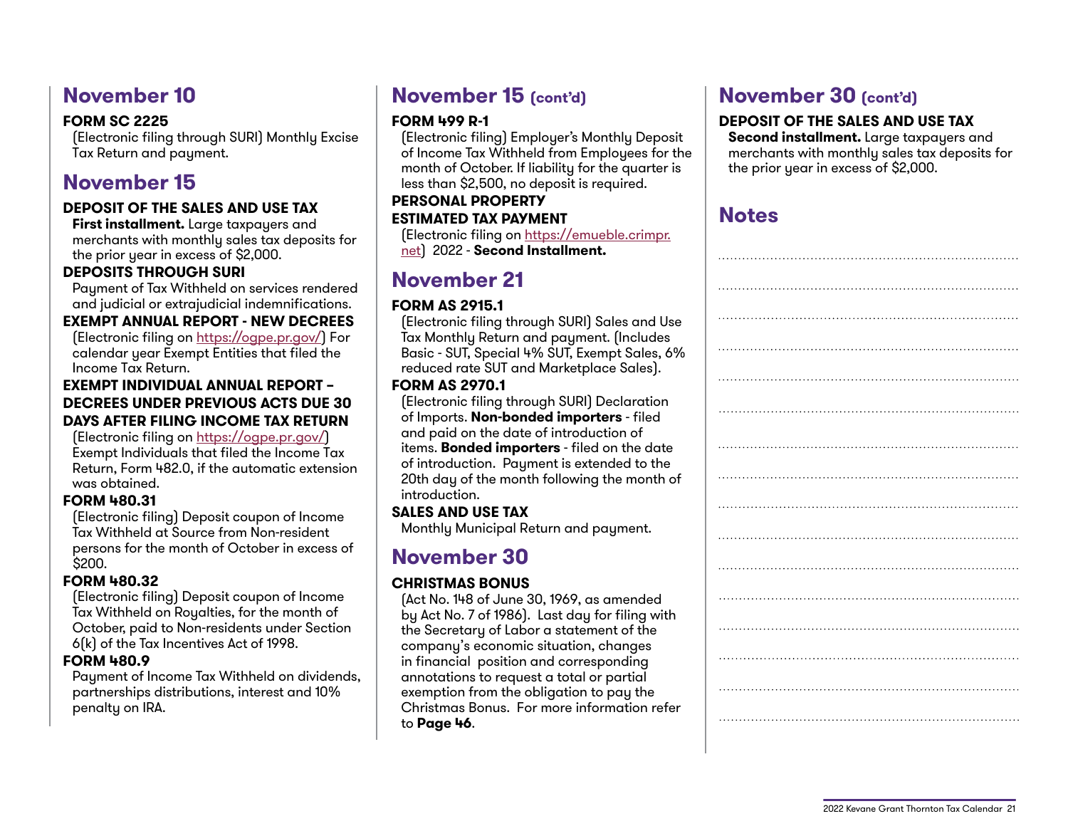## November 10

**FORM SC 2225**

(Electronic filing through SURI) Monthly Excise Tax Return and payment.

## November 15

**DEPOSIT OF THE SALES AND USE TAX**

**First installment.** Large taxpayers and merchants with monthly sales tax deposits for the prior year in excess of $2,000.

**DEPOSITS THROUGH SURI**

Payment of Tax Withheld on services rendered and judicial or extrajudicial indemnifications.

**EXEMPT ANNUAL REPORT - NEW DECREES**

(Electronic filing on https://ogpe.pr.gov/) For calendar year Exempt Entities that filed the Income Tax Return.

**EXEMPT INDIVIDUAL ANNUAL REPORT – DECREES UNDER PREVIOUS ACTS DUE 30 DAYS AFTER FILING INCOME TAX RETURN**

(Electronic filing on https://ogpe.pr.gov/) Exempt Individuals that filed the Income Tax Return, Form 482.0, if the automatic extension was obtained.

**FORM 480.31**

(Electronic filing) Deposit coupon of Income Tax Withheld at Source from Non-resident persons for the month of October in excess of $200.

**FORM 480.32**

(Electronic filing) Deposit coupon of Income Tax Withheld on Royalties, for the month of October, paid to Non-residents under Section 6(k) of the Tax Incentives Act of 1998.

**FORM 480.9**

Payment of Income Tax Withheld on dividends, partnerships distributions, interest and 10% penalty on IRA.

## November 15 (cont'd)

**FORM 499 R-1**

(Electronic filing) Employer's Monthly Deposit of Income Tax Withheld from Employees for the month of October. If liability for the quarter is less than $2,500, no deposit is required.

**PERSONAL PROPERTY ESTIMATED TAX PAYMENT**

(Electronic filing on https://emueble.crimpr.net) 2022 - **Second Installment.**

## November 21

**FORM AS 2915.1**

(Electronic filing through SURI) Sales and Use Tax Monthly Return and payment. (Includes Basic - SUT, Special 4% SUT, Exempt Sales, 6% reduced rate SUT and Marketplace Sales).

**FORM AS 2970.1**

(Electronic filing through SURI) Declaration of Imports. **Non-bonded importers** - filed and paid on the date of introduction of items. **Bonded importers** - filed on the date of introduction. Payment is extended to the 20th day of the month following the month of introduction.

**SALES AND USE TAX**

Monthly Municipal Return and payment.

## November 30

**CHRISTMAS BONUS**

(Act No. 148 of June 30, 1969, as amended by Act No. 7 of 1986). Last day for filing with the Secretary of Labor a statement of the company's economic situation, changes in financial position and corresponding annotations to request a total or partial exemption from the obligation to pay the Christmas Bonus. For more information refer to **Page 46**.

## November 30 (cont'd)

**DEPOSIT OF THE SALES AND USE TAX**

**Second installment.** Large taxpayers and merchants with monthly sales tax deposits for the prior year in excess of $2,000.

## Notes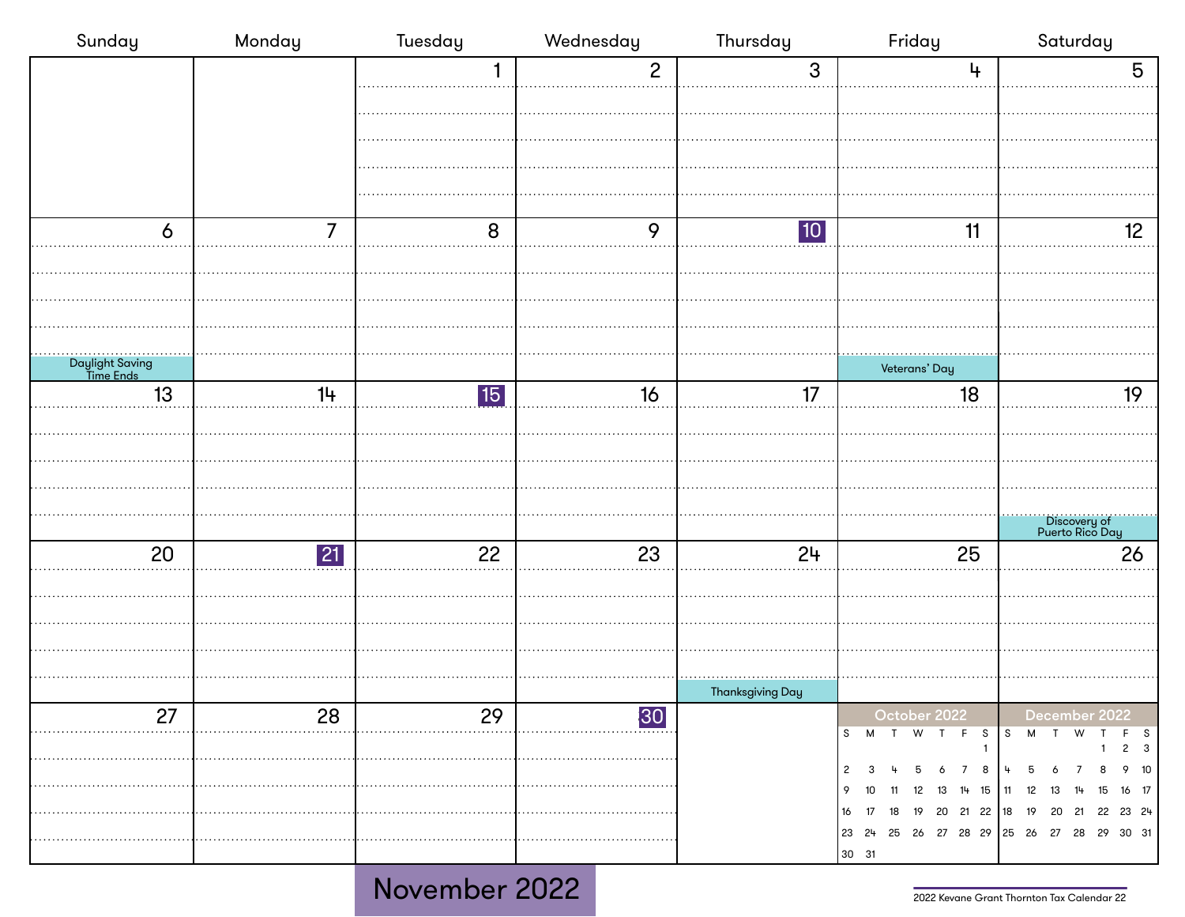# November 2022

| Sunday | Monday | Tuesday | Wednesday | Thursday | Friday | Saturday |
|---|---|---|---|---|---|---|
| | | 1 | 2 | 3 | 4 | 5 |
| 6<br>Daylight Saving Time Ends | 7 | 8 | 9 | **10** | 11<br>Veterans' Day | 12 |
| 13 | 14 | **15** | 16 | 17 | 18 | 19<br>Discovery of Puerto Rico Day |
| 20 | **21** | 22 | 23 | 24<br>Thanksgiving Day | 25 | 26 |
| 27 | 28 | 29 | **30** | | | |

**October 2022**

| S | M | T | W | T | F | S |
|---|---|---|---|---|---|---|
| | | | | | | 1 |
| 2 | 3 | 4 | 5 | 6 | 7 | 8 |
| 9 | 10 | 11 | 12 | 13 | 14 | 15 |
| 16 | 17 | 18 | 19 | 20 | 21 | 22 |
| 23 | 24 | 25 | 26 | 27 | 28 | 29 |
| 30 | 31 | | | | | |

**December 2022**

| S | M | T | W | T | F | S |
|---|---|---|---|---|---|---|
| | | | | 1 | 2 | 3 |
| 4 | 5 | 6 | 7 | 8 | 9 | 10 |
| 11 | 12 | 13 | 14 | 15 | 16 | 17 |
| 18 | 19 | 20 | 21 | 22 | 23 | 24 |
| 25 | 26 | 27 | 28 | 29 | 30 | 31 |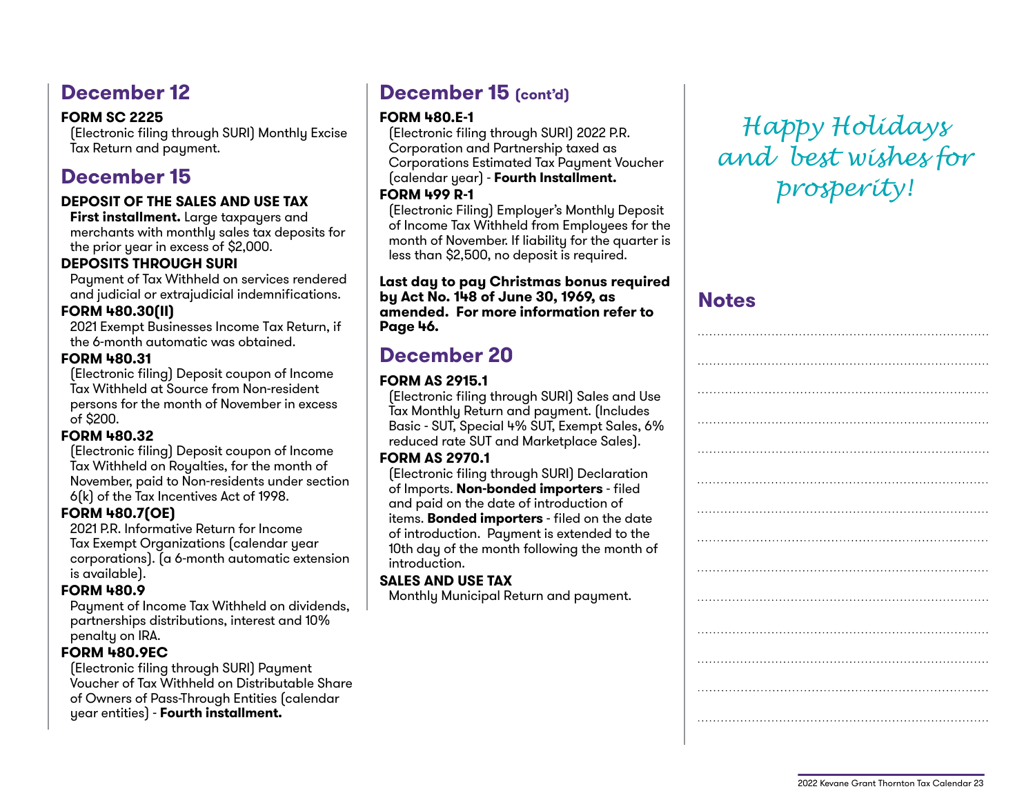## December 12

**FORM SC 2225**
(Electronic filing through SURI) Monthly Excise Tax Return and payment.

## December 15

**DEPOSIT OF THE SALES AND USE TAX**
**First installment.** Large taxpayers and merchants with monthly sales tax deposits for the prior year in excess of $2,000.

**DEPOSITS THROUGH SURI**
Payment of Tax Withheld on services rendered and judicial or extrajudicial indemnifications.

**FORM 480.30(II)**
2021 Exempt Businesses Income Tax Return, if the 6-month automatic was obtained.

**FORM 480.31**
(Electronic filing) Deposit coupon of Income Tax Withheld at Source from Non-resident persons for the month of November in excess of $200.

**FORM 480.32**
(Electronic filing) Deposit coupon of Income Tax Withheld on Royalties, for the month of November, paid to Non-residents under section 6(k) of the Tax Incentives Act of 1998.

**FORM 480.7(OE)**
2021 P.R. Informative Return for Income Tax Exempt Organizations (calendar year corporations). (a 6-month automatic extension is available).

**FORM 480.9**
Payment of Income Tax Withheld on dividends, partnerships distributions, interest and 10% penalty on IRA.

**FORM 480.9EC**
(Electronic filing through SURI) Payment Voucher of Tax Withheld on Distributable Share of Owners of Pass-Through Entities (calendar year entities) - **Fourth installment.**

## December 15 (cont'd)

**FORM 480.E-1**
(Electronic filing through SURI) 2022 P.R. Corporation and Partnership taxed as Corporations Estimated Tax Payment Voucher (calendar year) - **Fourth Installment.**

**FORM 499 R-1**
(Electronic Filing) Employer's Monthly Deposit of Income Tax Withheld from Employees for the month of November. If liability for the quarter is less than $2,500, no deposit is required.

**Last day to pay Christmas bonus required by Act No. 148 of June 30, 1969, as amended. For more information refer to Page 46.**

## December 20

**FORM AS 2915.1**
(Electronic filing through SURI) Sales and Use Tax Monthly Return and payment. (Includes Basic - SUT, Special 4% SUT, Exempt Sales, 6% reduced rate SUT and Marketplace Sales).

**FORM AS 2970.1**
(Electronic filing through SURI) Declaration of Imports. **Non-bonded importers** - filed and paid on the date of introduction of items. **Bonded importers** - filed on the date of introduction. Payment is extended to the 10th day of the month following the month of introduction.

**SALES AND USE TAX**
Monthly Municipal Return and payment.

*Happy Holidays and best wishes for prosperity!*

## Notes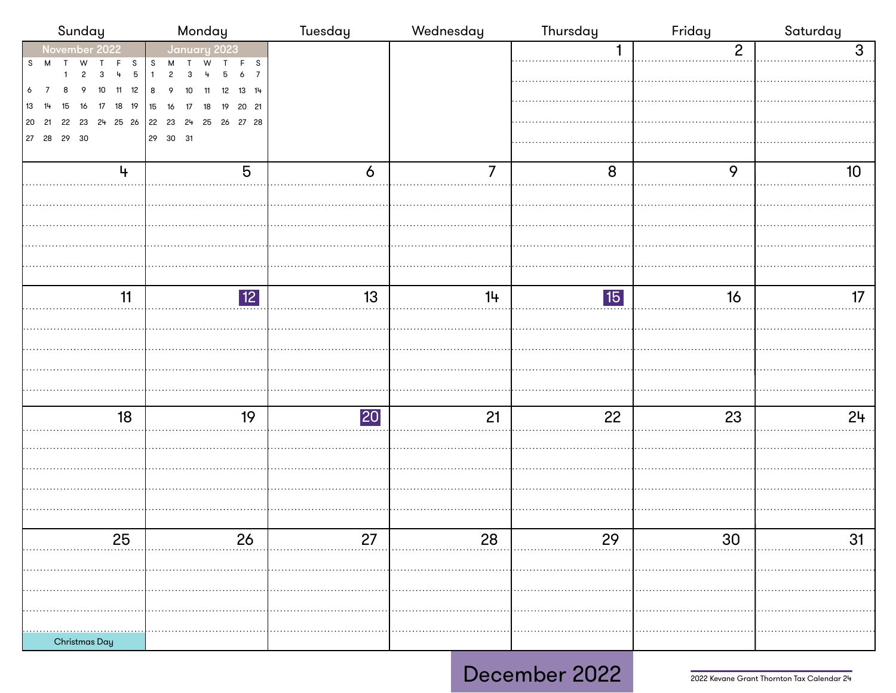# December 2022

| Sunday | Monday | Tuesday | Wednesday | Thursday | Friday | Saturday |
|---|---|---|---|---|---|---|
| | | | | 1 | 2 | 3 |
| 4 | 5 | 6 | 7 | 8 | 9 | 10 |
| 11 | **12** | 13 | 14 | **15** | 16 | 17 |
| 18 | 19 | **20** | 21 | 22 | 23 | 24 |
| 25 Christmas Day | 26 | 27 | 28 | 29 | 30 | 31 |

**November 2022**

| S | M | T | W | T | F | S |
|---|---|---|---|---|---|---|
| | | 1 | 2 | 3 | 4 | 5 |
| 6 | 7 | 8 | 9 | 10 | 11 | 12 |
| 13 | 14 | 15 | 16 | 17 | 18 | 19 |
| 20 | 21 | 22 | 23 | 24 | 25 | 26 |
| 27 | 28 | 29 | 30 | | | |

**January 2023**

| S | M | T | W | T | F | S |
|---|---|---|---|---|---|---|
| 1 | 2 | 3 | 4 | 5 | 6 | 7 |
| 8 | 9 | 10 | 11 | 12 | 13 | 14 |
| 15 | 16 | 17 | 18 | 19 | 20 | 21 |
| 22 | 23 | 24 | 25 | 26 | 27 | 28 |
| 29 | 30 | 31 | | | | |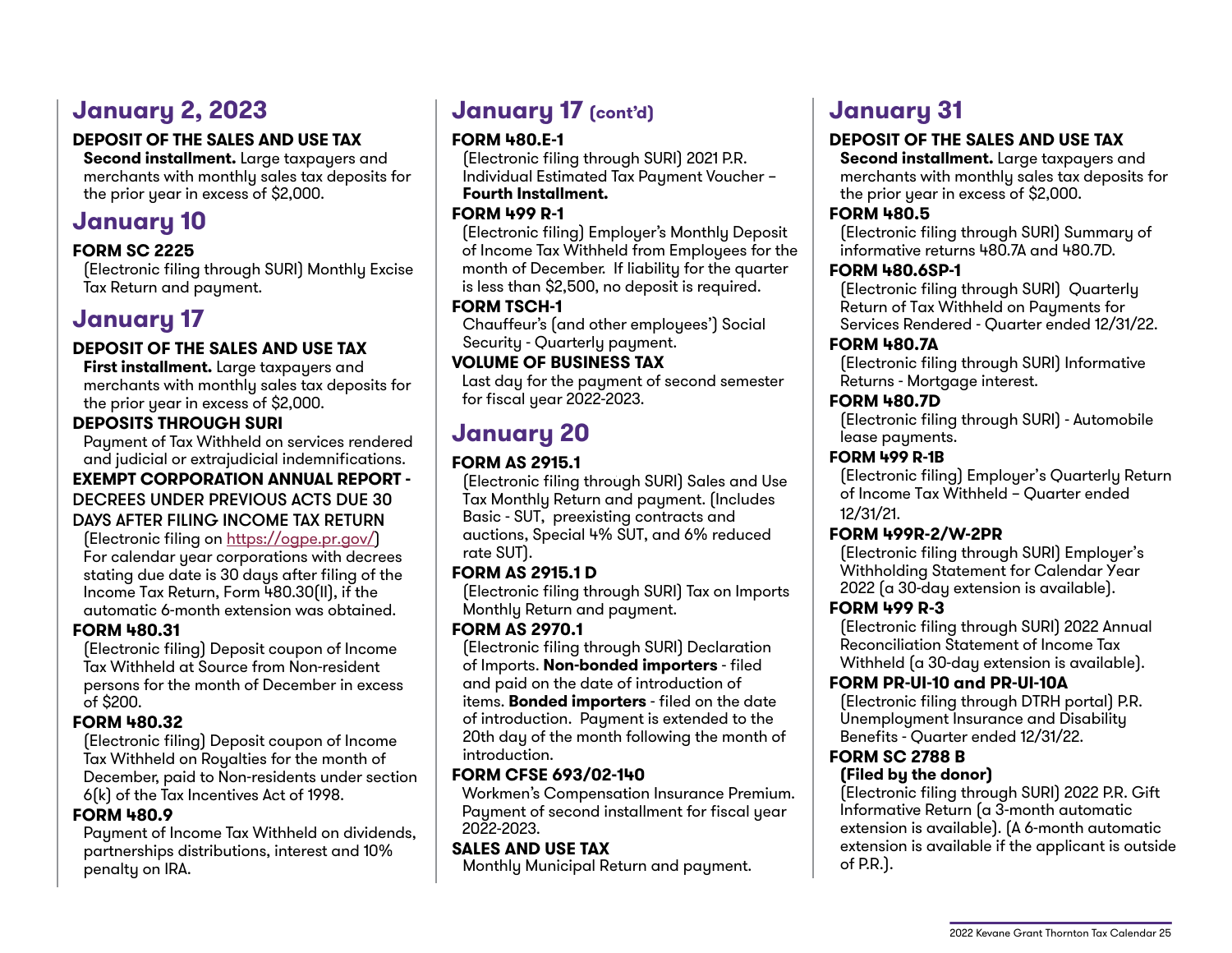## January 2, 2023

**DEPOSIT OF THE SALES AND USE TAX**

**Second installment.** Large taxpayers and merchants with monthly sales tax deposits for the prior year in excess of $2,000.

## January 10

**FORM SC 2225**

(Electronic filing through SURI) Monthly Excise Tax Return and payment.

## January 17

**DEPOSIT OF THE SALES AND USE TAX**

**First installment.** Large taxpayers and merchants with monthly sales tax deposits for the prior year in excess of $2,000.

**DEPOSITS THROUGH SURI**

Payment of Tax Withheld on services rendered and judicial or extrajudicial indemnifications.

**EXEMPT CORPORATION ANNUAL REPORT -** DECREES UNDER PREVIOUS ACTS DUE 30 DAYS AFTER FILING INCOME TAX RETURN

(Electronic filing on https://ogpe.pr.gov/) For calendar year corporations with decrees stating due date is 30 days after filing of the Income Tax Return, Form 480.30(II), if the automatic 6-month extension was obtained.

**FORM 480.31**

(Electronic filing) Deposit coupon of Income Tax Withheld at Source from Non-resident persons for the month of December in excess of $200.

**FORM 480.32**

(Electronic filing) Deposit coupon of Income Tax Withheld on Royalties for the month of December, paid to Non-residents under section 6(k) of the Tax Incentives Act of 1998.

**FORM 480.9**

Payment of Income Tax Withheld on dividends, partnerships distributions, interest and 10% penalty on IRA.

## January 17 (cont'd)

**FORM 480.E-1**

(Electronic filing through SURI) 2021 P.R. Individual Estimated Tax Payment Voucher – **Fourth Installment.**

**FORM 499 R-1**

(Electronic filing) Employer's Monthly Deposit of Income Tax Withheld from Employees for the month of December. If liability for the quarter is less than $2,500, no deposit is required.

**FORM TSCH-1**

Chauffeur's (and other employees') Social Security - Quarterly payment.

**VOLUME OF BUSINESS TAX**

Last day for the payment of second semester for fiscal year 2022-2023.

## January 20

**FORM AS 2915.1**

(Electronic filing through SURI) Sales and Use Tax Monthly Return and payment. (Includes Basic - SUT, preexisting contracts and auctions, Special 4% SUT, and 6% reduced rate SUT).

**FORM AS 2915.1 D**

(Electronic filing through SURI) Tax on Imports Monthly Return and payment.

**FORM AS 2970.1**

(Electronic filing through SURI) Declaration of Imports. **Non-bonded importers** - filed and paid on the date of introduction of items. **Bonded importers** - filed on the date of introduction. Payment is extended to the 20th day of the month following the month of introduction.

**FORM CFSE 693/02-140**

Workmen's Compensation Insurance Premium. Payment of second installment for fiscal year 2022-2023.

**SALES AND USE TAX**

Monthly Municipal Return and payment.

## January 31

**DEPOSIT OF THE SALES AND USE TAX**

**Second installment.** Large taxpayers and merchants with monthly sales tax deposits for the prior year in excess of $2,000.

**FORM 480.5**

(Electronic filing through SURI) Summary of informative returns 480.7A and 480.7D.

**FORM 480.6SP-1**

(Electronic filing through SURI) Quarterly Return of Tax Withheld on Payments for Services Rendered - Quarter ended 12/31/22.

**FORM 480.7A**

(Electronic filing through SURI) Informative Returns - Mortgage interest.

**FORM 480.7D**

(Electronic filing through SURI) - Automobile lease payments.

**FORM 499 R-1B**

(Electronic filing) Employer's Quarterly Return of Income Tax Withheld – Quarter ended 12/31/21.

**FORM 499R-2/W-2PR**

(Electronic filing through SURI) Employer's Withholding Statement for Calendar Year 2022 (a 30-day extension is available).

**FORM 499 R-3**

(Electronic filing through SURI) 2022 Annual Reconciliation Statement of Income Tax Withheld (a 30-day extension is available).

**FORM PR-UI-10 and PR-UI-10A**

(Electronic filing through DTRH portal) P.R. Unemployment Insurance and Disability Benefits - Quarter ended 12/31/22.

**FORM SC 2788 B**

**(Filed by the donor)**

(Electronic filing through SURI) 2022 P.R. Gift Informative Return (a 3-month automatic extension is available). (A 6-month automatic extension is available if the applicant is outside of P.R.).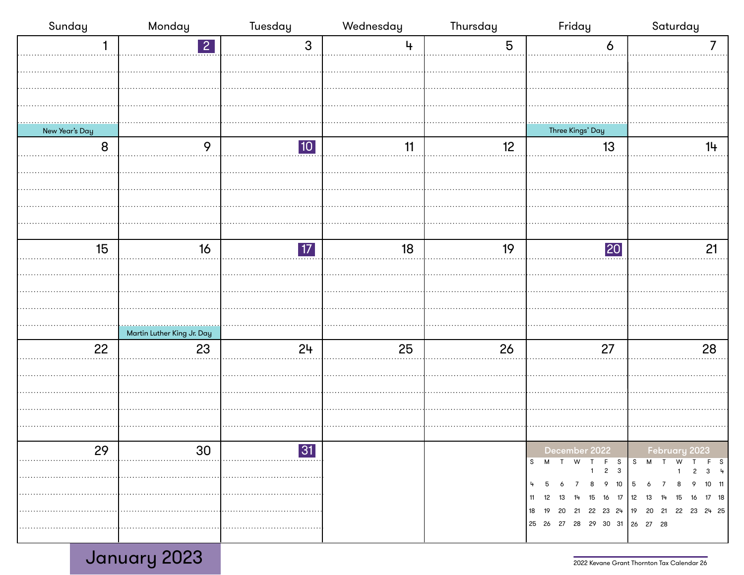# January 2023

| Sunday | Monday | Tuesday | Wednesday | Thursday | Friday | Saturday |
|---|---|---|---|---|---|---|
| 1 New Year's Day | **2** | 3 | 4 | 5 | 6 Three Kings' Day | 7 |
| 8 | 9 | **10** | 11 | 12 | 13 | 14 |
| 15 | 16 Martin Luther King Jr. Day | **17** | 18 | 19 | **20** | 21 |
| 22 | 23 | 24 | 25 | 26 | 27 | 28 |
| 29 | 30 | **31** | | | | |

**December 2022**

| S | M | T | W | T | F | S |
|---|---|---|---|---|---|---|
| | | | | 1 | 2 | 3 |
| 4 | 5 | 6 | 7 | 8 | 9 | 10 |
| 11 | 12 | 13 | 14 | 15 | 16 | 17 |
| 18 | 19 | 20 | 21 | 22 | 23 | 24 |
| 25 | 26 | 27 | 28 | 29 | 30 | 31 |

**February 2023**

| S | M | T | W | T | F | S |
|---|---|---|---|---|---|---|
| | | | 1 | 2 | 3 | 4 |
| 5 | 6 | 7 | 8 | 9 | 10 | 11 |
| 12 | 13 | 14 | 15 | 16 | 17 | 18 |
| 19 | 20 | 21 | 22 | 23 | 24 | 25 |
| 26 | 27 | 28 | | | | |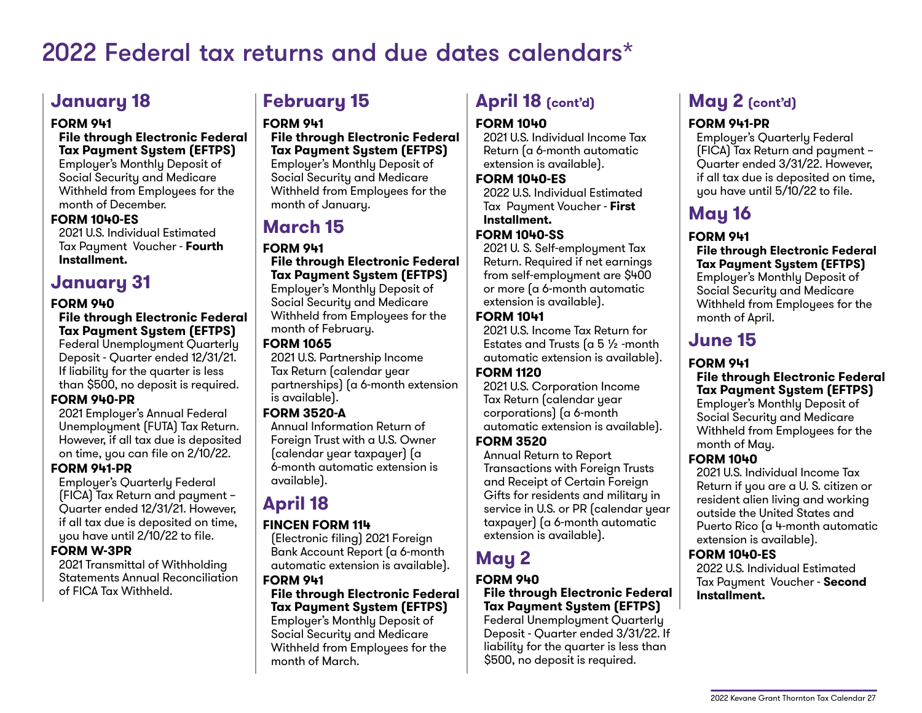# 2022 Federal tax returns and due dates calendars*

## January 18

**FORM 941**

**File through Electronic Federal Tax Payment System (EFTPS)**
Employer's Monthly Deposit of Social Security and Medicare Withheld from Employees for the month of December.

**FORM 1040-ES**

2021 U.S. Individual Estimated Tax Payment Voucher - **Fourth Installment.**

## January 31

**FORM 940**

**File through Electronic Federal Tax Payment System (EFTPS)**
Federal Unemployment Quarterly Deposit - Quarter ended 12/31/21. If liability for the quarter is less than $500, no deposit is required.

**FORM 940-PR**

2021 Employer's Annual Federal Unemployment (FUTA) Tax Return. However, if all tax due is deposited on time, you can file on 2/10/22.

**FORM 941-PR**

Employer's Quarterly Federal (FICA) Tax Return and payment – Quarter ended 12/31/21. However, if all tax due is deposited on time, you have until 2/10/22 to file.

**FORM W-3PR**

2021 Transmittal of Withholding Statements Annual Reconciliation of FICA Tax Withheld.

## February 15

**FORM 941**

**File through Electronic Federal Tax Payment System (EFTPS)**
Employer's Monthly Deposit of Social Security and Medicare Withheld from Employees for the month of January.

## March 15

**FORM 941**

**File through Electronic Federal Tax Payment System (EFTPS)**
Employer's Monthly Deposit of Social Security and Medicare Withheld from Employees for the month of February.

**FORM 1065**

2021 U.S. Partnership Income Tax Return (calendar year partnerships) (a 6-month extension is available).

**FORM 3520-A**

Annual Information Return of Foreign Trust with a U.S. Owner (calendar year taxpayer) (a 6-month automatic extension is available).

## April 18

**FINCEN FORM 114**

(Electronic filing) 2021 Foreign Bank Account Report (a 6-month automatic extension is available).

**FORM 941**

**File through Electronic Federal Tax Payment System (EFTPS)**
Employer's Monthly Deposit of Social Security and Medicare Withheld from Employees for the month of March.

## April 18 (cont'd)

**FORM 1040**

2021 U.S. Individual Income Tax Return (a 6-month automatic extension is available).

**FORM 1040-ES**

2022 U.S. Individual Estimated Tax Payment Voucher - **First Installment.**

**FORM 1040-SS**

2021 U. S. Self-employment Tax Return. Required if net earnings from self-employment are $400 or more (a 6-month automatic extension is available).

**FORM 1041**

2021 U.S. Income Tax Return for Estates and Trusts (a 5 ½ -month automatic extension is available).

**FORM 1120**

2021 U.S. Corporation Income Tax Return (calendar year corporations) (a 6-month automatic extension is available).

**FORM 3520**

Annual Return to Report Transactions with Foreign Trusts and Receipt of Certain Foreign Gifts for residents and military in service in U.S. or PR (calendar year taxpayer) (a 6-month automatic extension is available).

## May 2

**FORM 940**

**File through Electronic Federal Tax Payment System (EFTPS)**
Federal Unemployment Quarterly Deposit - Quarter ended 3/31/22. If liability for the quarter is less than $500, no deposit is required.

## May 2 (cont'd)

**FORM 941-PR**

Employer's Quarterly Federal (FICA) Tax Return and payment – Quarter ended 3/31/22. However, if all tax due is deposited on time, you have until 5/10/22 to file.

## May 16

**FORM 941**

**File through Electronic Federal Tax Payment System (EFTPS)**
Employer's Monthly Deposit of Social Security and Medicare Withheld from Employees for the month of April.

## June 15

**FORM 941**

**File through Electronic Federal Tax Payment System (EFTPS)**
Employer's Monthly Deposit of Social Security and Medicare Withheld from Employees for the month of May.

**FORM 1040**

2021 U.S. Individual Income Tax Return if you are a U. S. citizen or resident alien living and working outside the United States and Puerto Rico (a 4-month automatic extension is available).

**FORM 1040-ES**

2022 U.S. Individual Estimated Tax Payment Voucher - **Second Installment.**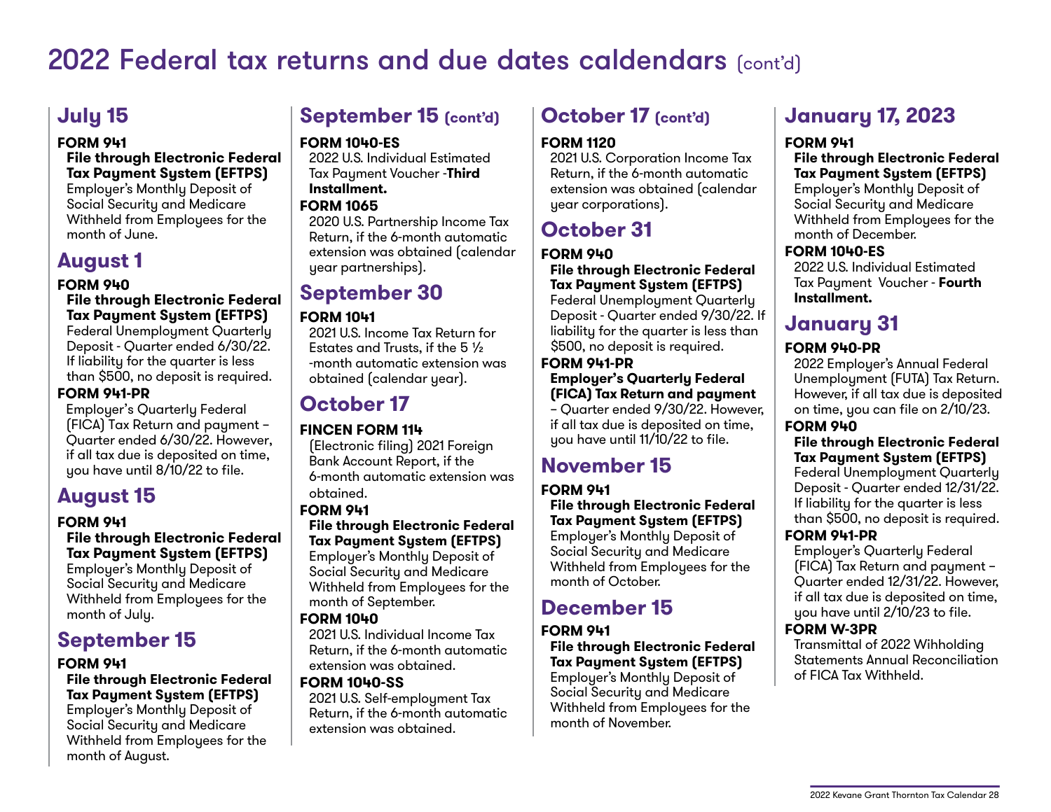# 2022 Federal tax returns and due dates caldendars (cont'd)

## July 15

**FORM 941**

**File through Electronic Federal Tax Payment System (EFTPS)**
Employer's Monthly Deposit of Social Security and Medicare Withheld from Employees for the month of June.

## August 1

**FORM 940**

**File through Electronic Federal Tax Payment System (EFTPS)**
Federal Unemployment Quarterly Deposit - Quarter ended 6/30/22. If liability for the quarter is less than $500, no deposit is required.

**FORM 941-PR**

Employer's Quarterly Federal (FICA) Tax Return and payment – Quarter ended 6/30/22. However, if all tax due is deposited on time, you have until 8/10/22 to file.

## August 15

**FORM 941**

**File through Electronic Federal Tax Payment System (EFTPS)**
Employer's Monthly Deposit of Social Security and Medicare Withheld from Employees for the month of July.

## September 15

**FORM 941**

**File through Electronic Federal Tax Payment System (EFTPS)**
Employer's Monthly Deposit of Social Security and Medicare Withheld from Employees for the month of August.

## September 15 (cont'd)

**FORM 1040-ES**

2022 U.S. Individual Estimated Tax Payment Voucher -**Third Installment.**

**FORM 1065**

2020 U.S. Partnership Income Tax Return, if the 6-month automatic extension was obtained (calendar year partnerships).

## September 30

**FORM 1041**

2021 U.S. Income Tax Return for Estates and Trusts, if the 5 ½ -month automatic extension was obtained (calendar year).

## October 17

**FINCEN FORM 114**

(Electronic filing) 2021 Foreign Bank Account Report, if the 6-month automatic extension was obtained.

**FORM 941**

**File through Electronic Federal Tax Payment System (EFTPS)**
Employer's Monthly Deposit of Social Security and Medicare Withheld from Employees for the month of September.

**FORM 1040**

2021 U.S. Individual Income Tax Return, if the 6-month automatic extension was obtained.

**FORM 1040-SS**

2021 U.S. Self-employment Tax Return, if the 6-month automatic extension was obtained.

## October 17 (cont'd)

**FORM 1120**

2021 U.S. Corporation Income Tax Return, if the 6-month automatic extension was obtained (calendar year corporations).

## October 31

**FORM 940**

**File through Electronic Federal Tax Payment System (EFTPS)**
Federal Unemployment Quarterly Deposit - Quarter ended 9/30/22. If liability for the quarter is less than $500, no deposit is required.

**FORM 941-PR**

**Employer's Quarterly Federal (FICA) Tax Return and payment** – Quarter ended 9/30/22. However, if all tax due is deposited on time, you have until 11/10/22 to file.

## November 15

**FORM 941**

**File through Electronic Federal Tax Payment System (EFTPS)**
Employer's Monthly Deposit of Social Security and Medicare Withheld from Employees for the month of October.

## December 15

**FORM 941**

**File through Electronic Federal Tax Payment System (EFTPS)**
Employer's Monthly Deposit of Social Security and Medicare Withheld from Employees for the month of November.

## January 17, 2023

**FORM 941**

**File through Electronic Federal Tax Payment System (EFTPS)**
Employer's Monthly Deposit of Social Security and Medicare Withheld from Employees for the month of December.

**FORM 1040-ES**

2022 U.S. Individual Estimated Tax Payment Voucher - **Fourth Installment.**

## January 31

**FORM 940-PR**

2022 Employer's Annual Federal Unemployment (FUTA) Tax Return. However, if all tax due is deposited on time, you can file on 2/10/23.

**FORM 940**

**File through Electronic Federal Tax Payment System (EFTPS)**
Federal Unemployment Quarterly Deposit - Quarter ended 12/31/22. If liability for the quarter is less than $500, no deposit is required.

**FORM 941-PR**

Employer's Quarterly Federal (FICA) Tax Return and payment – Quarter ended 12/31/22. However, if all tax due is deposited on time, you have until 2/10/23 to file.

**FORM W-3PR**

Transmittal of 2022 Wihholding Statements Annual Reconciliation of FICA Tax Withheld.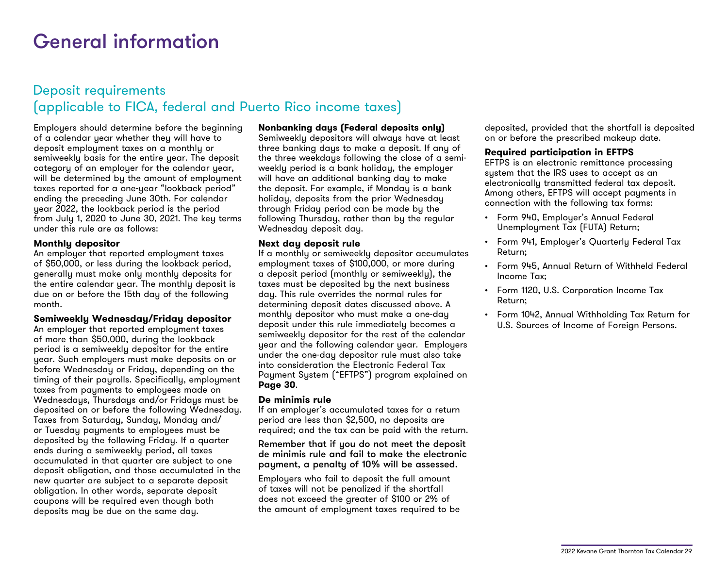# General information

## Deposit requirements (applicable to FICA, federal and Puerto Rico income taxes)

Employers should determine before the beginning of a calendar year whether they will have to deposit employment taxes on a monthly or semiweekly basis for the entire year. The deposit category of an employer for the calendar year, will be determined by the amount of employment taxes reported for a one-year "lookback period" ending the preceding June 30th. For calendar year 2022, the lookback period is the period from July 1, 2020 to June 30, 2021. The key terms under this rule are as follows:

**Monthly depositor**
An employer that reported employment taxes of $50,000, or less during the lookback period, generally must make only monthly deposits for the entire calendar year. The monthly deposit is due on or before the 15th day of the following month.

**Semiweekly Wednesday/Friday depositor**
An employer that reported employment taxes of more than $50,000, during the lookback period is a semiweekly depositor for the entire year. Such employers must make deposits on or before Wednesday or Friday, depending on the timing of their payrolls. Specifically, employment taxes from payments to employees made on Wednesdays, Thursdays and/or Fridays must be deposited on or before the following Wednesday. Taxes from Saturday, Sunday, Monday and/ or Tuesday payments to employees must be deposited by the following Friday. If a quarter ends during a semiweekly period, all taxes accumulated in that quarter are subject to one deposit obligation, and those accumulated in the new quarter are subject to a separate deposit obligation. In other words, separate deposit coupons will be required even though both deposits may be due on the same day.

**Nonbanking days (Federal deposits only)**
Semiweekly depositors will always have at least three banking days to make a deposit. If any of the three weekdays following the close of a semiweekly period is a bank holiday, the employer will have an additional banking day to make the deposit. For example, if Monday is a bank holiday, deposits from the prior Wednesday through Friday period can be made by the following Thursday, rather than by the regular Wednesday deposit day.

**Next day deposit rule**
If a monthly or semiweekly depositor accumulates employment taxes of $100,000, or more during a deposit period (monthly or semiweekly), the taxes must be deposited by the next business day. This rule overrides the normal rules for determining deposit dates discussed above. A monthly depositor who must make a one-day deposit under this rule immediately becomes a semiweekly depositor for the rest of the calendar year and the following calendar year. Employers under the one-day depositor rule must also take into consideration the Electronic Federal Tax Payment System ("EFTPS") program explained on **Page 30**.

**De minimis rule**
If an employer's accumulated taxes for a return period are less than $2,500, no deposits are required; and the tax can be paid with the return.

Remember that if you do not meet the deposit de minimis rule and fail to make the electronic payment, a penalty of 10% will be assessed.

Employers who fail to deposit the full amount of taxes will not be penalized if the shortfall does not exceed the greater of $100 or 2% of the amount of employment taxes required to be deposited, provided that the shortfall is deposited on or before the prescribed makeup date.

**Required participation in EFTPS**
EFTPS is an electronic remittance processing system that the IRS uses to accept as an electronically transmitted federal tax deposit. Among others, EFTPS will accept payments in connection with the following tax forms:

- Form 940, Employer's Annual Federal Unemployment Tax (FUTA) Return;
- Form 941, Employer's Quarterly Federal Tax Return;
- Form 945, Annual Return of Withheld Federal Income Tax;
- Form 1120, U.S. Corporation Income Tax Return;
- Form 1042, Annual Withholding Tax Return for U.S. Sources of Income of Foreign Persons.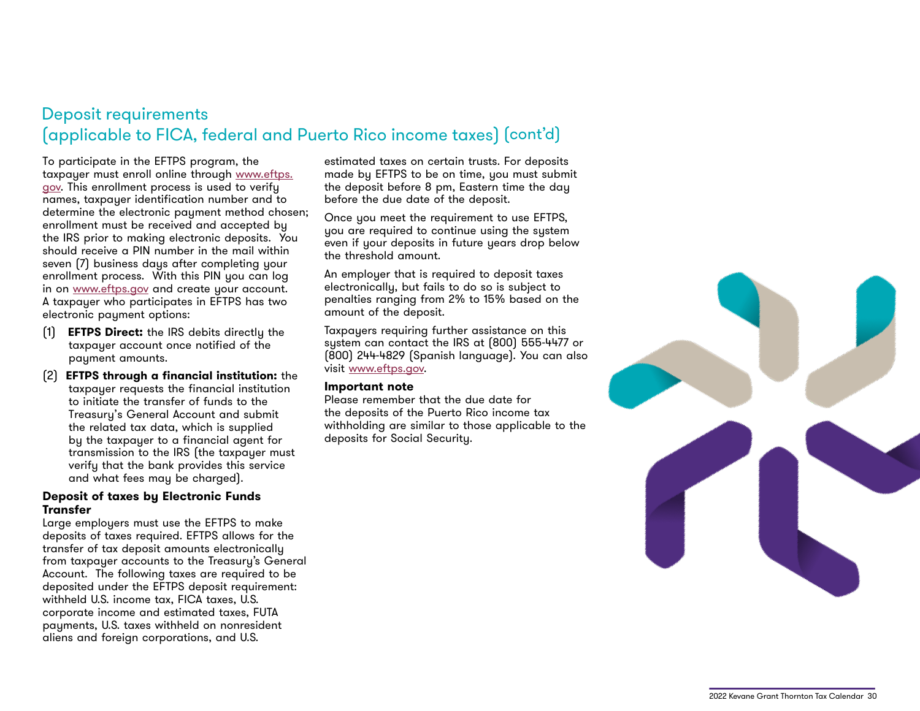## Deposit requirements (applicable to FICA, federal and Puerto Rico income taxes) (cont'd)

To participate in the EFTPS program, the taxpayer must enroll online through www.eftps.gov. This enrollment process is used to verify names, taxpayer identification number and to determine the electronic payment method chosen; enrollment must be received and accepted by the IRS prior to making electronic deposits. You should receive a PIN number in the mail within seven (7) business days after completing your enrollment process. With this PIN you can log in on www.eftps.gov and create your account. A taxpayer who participates in EFTPS has two electronic payment options:

(1) **EFTPS Direct:** the IRS debits directly the taxpayer account once notified of the payment amounts.

(2) **EFTPS through a financial institution:** the taxpayer requests the financial institution to initiate the transfer of funds to the Treasury's General Account and submit the related tax data, which is supplied by the taxpayer to a financial agent for transmission to the IRS (the taxpayer must verify that the bank provides this service and what fees may be charged).

**Deposit of taxes by Electronic Funds Transfer**

Large employers must use the EFTPS to make deposits of taxes required. EFTPS allows for the transfer of tax deposit amounts electronically from taxpayer accounts to the Treasury's General Account. The following taxes are required to be deposited under the EFTPS deposit requirement: withheld U.S. income tax, FICA taxes, U.S. corporate income and estimated taxes, FUTA payments, U.S. taxes withheld on nonresident aliens and foreign corporations, and U.S. estimated taxes on certain trusts. For deposits made by EFTPS to be on time, you must submit the deposit before 8 pm, Eastern time the day before the due date of the deposit.

Once you meet the requirement to use EFTPS, you are required to continue using the system even if your deposits in future years drop below the threshold amount.

An employer that is required to deposit taxes electronically, but fails to do so is subject to penalties ranging from 2% to 15% based on the amount of the deposit.

Taxpayers requiring further assistance on this system can contact the IRS at (800) 555-4477 or (800) 244-4829 (Spanish language). You can also visit www.eftps.gov.

**Important note**

Please remember that the due date for the deposits of the Puerto Rico income tax withholding are similar to those applicable to the deposits for Social Security.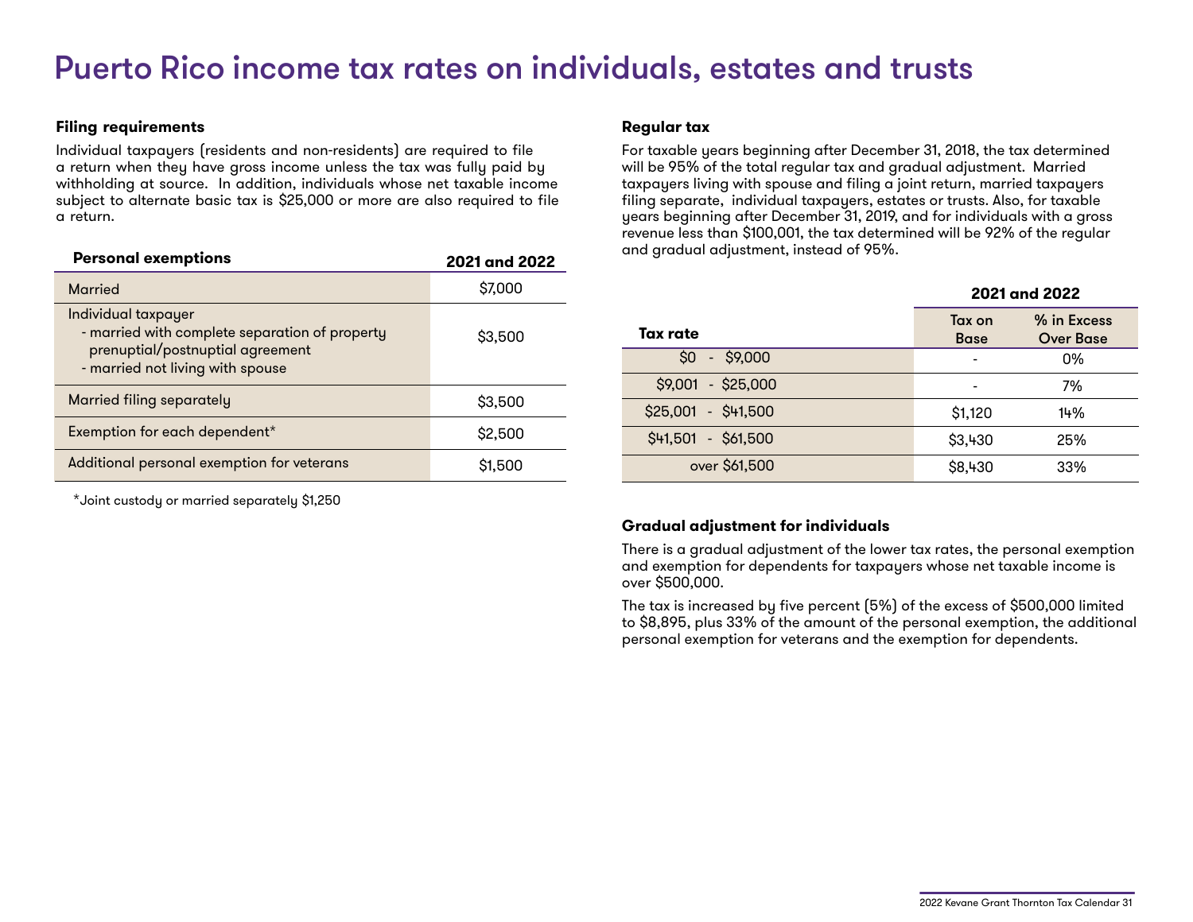# Puerto Rico income tax rates on individuals, estates and trusts

### Filing requirements

Individual taxpayers (residents and non-residents) are required to file a return when they have gross income unless the tax was fully paid by withholding at source. In addition, individuals whose net taxable income subject to alternate basic tax is $25,000 or more are also required to file a return.

| Personal exemptions | 2021 and 2022 |
|---|---|
| Married | $7,000 |
| Individual taxpayer<br>- married with complete separation of property prenuptial/postnuptial agreement<br>- married not living with spouse | $3,500 |
| Married filing separately | $3,500 |
| Exemption for each dependent* | $2,500 |
| Additional personal exemption for veterans | $1,500 |

*Joint custody or married separately $1,250

### Regular tax

For taxable years beginning after December 31, 2018, the tax determined will be 95% of the total regular tax and gradual adjustment. Married taxpayers living with spouse and filing a joint return, married taxpayers filing separate, individual taxpayers, estates or trusts. Also, for taxable years beginning after December 31, 2019, and for individuals with a gross revenue less than $100,001, the tax determined will be 92% of the regular and gradual adjustment, instead of 95%.

| | 2021 and 2022 | |
|---|---|---|
| Tax rate | Tax on Base | % in Excess Over Base |
| $0 - $9,000 | - | 0% |
| $9,001 - $25,000 | - | 7% |
| $25,001 - $41,500 | $1,120 | 14% |
| $41,501 - $61,500 | $3,430 | 25% |
| over $61,500 | $8,430 | 33% |

### Gradual adjustment for individuals

There is a gradual adjustment of the lower tax rates, the personal exemption and exemption for dependents for taxpayers whose net taxable income is over $500,000.

The tax is increased by five percent (5%) of the excess of $500,000 limited to $8,895, plus 33% of the amount of the personal exemption, the additional personal exemption for veterans and the exemption for dependents.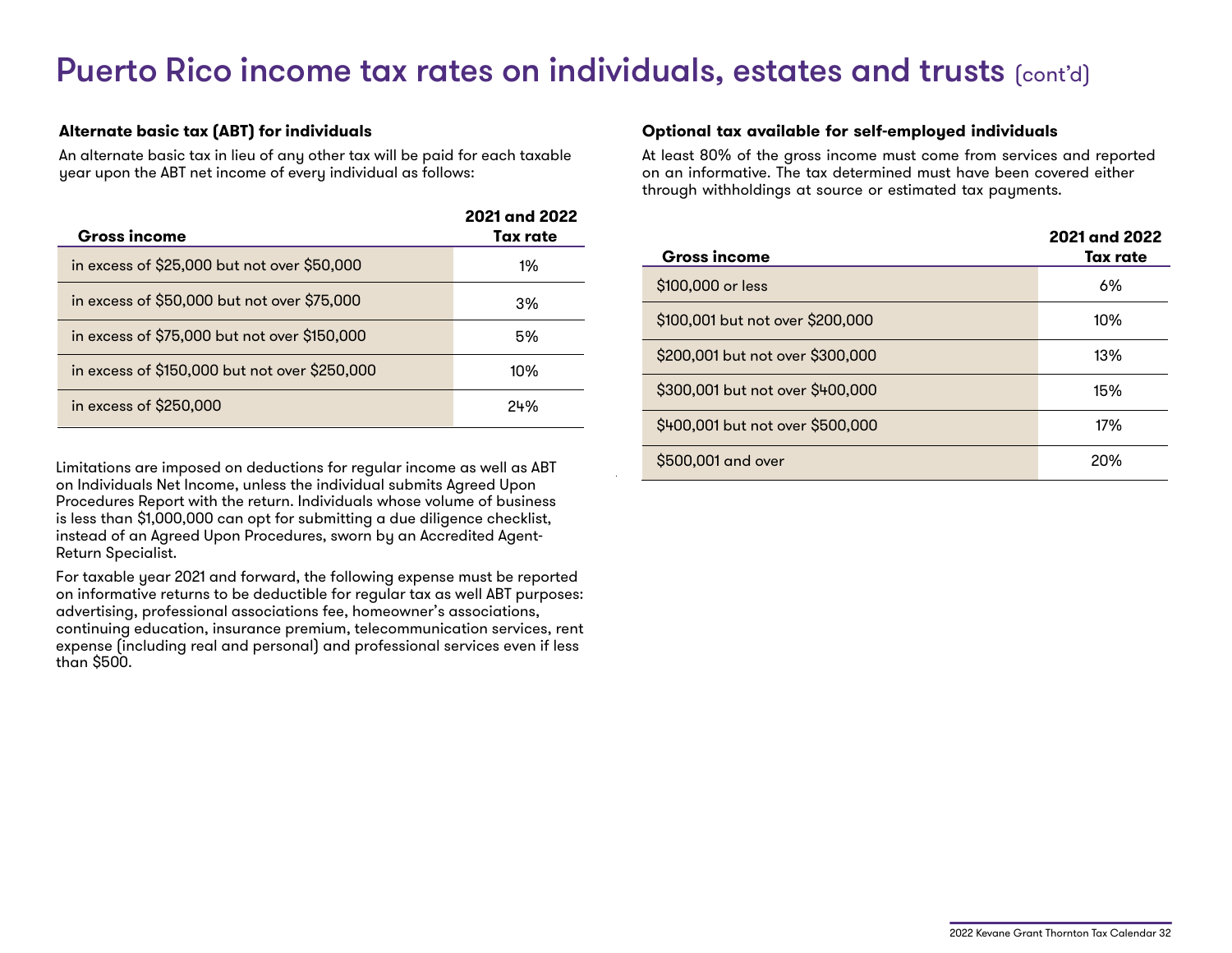# Puerto Rico income tax rates on individuals, estates and trusts (cont'd)

### Alternate basic tax (ABT) for individuals

An alternate basic tax in lieu of any other tax will be paid for each taxable year upon the ABT net income of every individual as follows:

| Gross income | 2021 and 2022 Tax rate |
|---|---|
| in excess of $25,000 but not over $50,000 | 1% |
| in excess of $50,000 but not over $75,000 | 3% |
| in excess of $75,000 but not over $150,000 | 5% |
| in excess of $150,000 but not over $250,000 | 10% |
| in excess of $250,000 | 24% |

Limitations are imposed on deductions for regular income as well as ABT on Individuals Net Income, unless the individual submits Agreed Upon Procedures Report with the return. Individuals whose volume of business is less than $1,000,000 can opt for submitting a due diligence checklist, instead of an Agreed Upon Procedures, sworn by an Accredited Agent-Return Specialist.

For taxable year 2021 and forward, the following expense must be reported on informative returns to be deductible for regular tax as well ABT purposes: advertising, professional associations fee, homeowner's associations, continuing education, insurance premium, telecommunication services, rent expense (including real and personal) and professional services even if less than $500.

### Optional tax available for self-employed individuals

At least 80% of the gross income must come from services and reported on an informative. The tax determined must have been covered either through withholdings at source or estimated tax payments.

| Gross income | 2021 and 2022 Tax rate |
|---|---|
| $100,000 or less | 6% |
| $100,001 but not over $200,000 | 10% |
| $200,001 but not over $300,000 | 13% |
| $300,001 but not over $400,000 | 15% |
| $400,001 but not over $500,000 | 17% |
| $500,001 and over | 20% |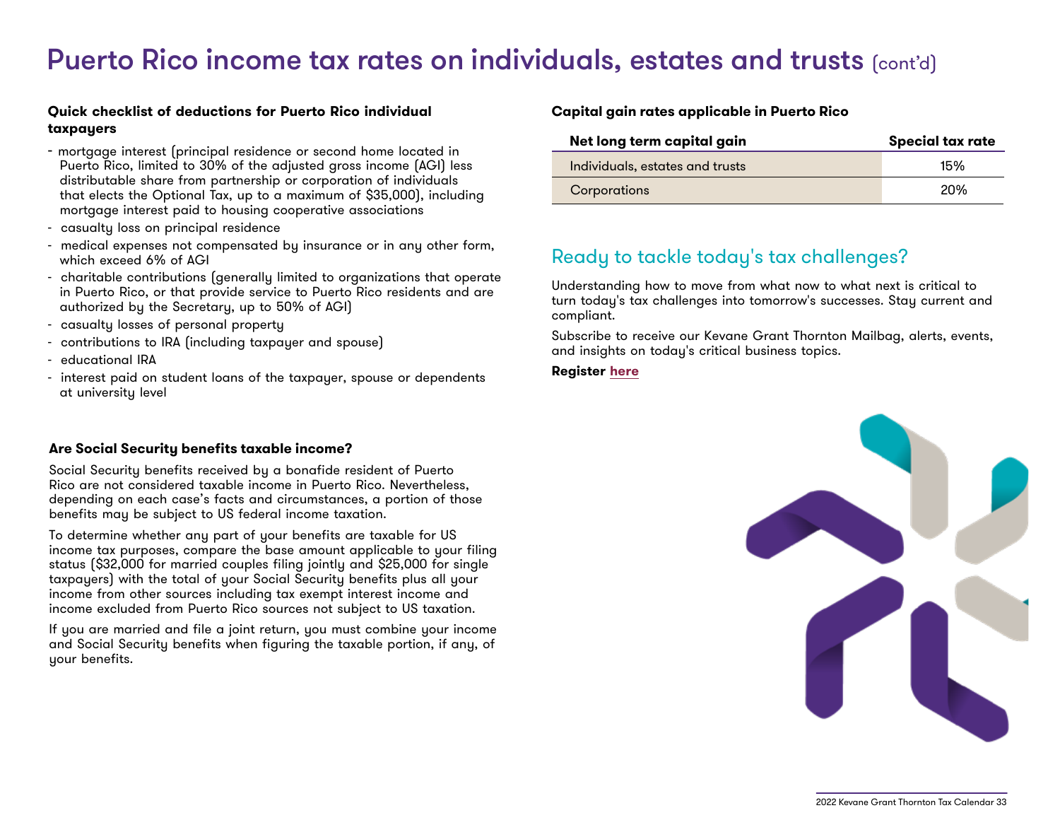# Puerto Rico income tax rates on individuals, estates and trusts (cont'd)

**Quick checklist of deductions for Puerto Rico individual taxpayers**

- mortgage interest (principal residence or second home located in Puerto Rico, limited to 30% of the adjusted gross income (AGI) less distributable share from partnership or corporation of individuals that elects the Optional Tax, up to a maximum of $35,000), including mortgage interest paid to housing cooperative associations
- casualty loss on principal residence
- medical expenses not compensated by insurance or in any other form, which exceed 6% of AGI
- charitable contributions (generally limited to organizations that operate in Puerto Rico, or that provide service to Puerto Rico residents and are authorized by the Secretary, up to 50% of AGI)
- casualty losses of personal property
- contributions to IRA (including taxpayer and spouse)
- educational IRA
- interest paid on student loans of the taxpayer, spouse or dependents at university level

**Are Social Security benefits taxable income?**

Social Security benefits received by a bonafide resident of Puerto Rico are not considered taxable income in Puerto Rico. Nevertheless, depending on each case's facts and circumstances, a portion of those benefits may be subject to US federal income taxation.

To determine whether any part of your benefits are taxable for US income tax purposes, compare the base amount applicable to your filing status ($32,000 for married couples filing jointly and $25,000 for single taxpayers) with the total of your Social Security benefits plus all your income from other sources including tax exempt interest income and income excluded from Puerto Rico sources not subject to US taxation.

If you are married and file a joint return, you must combine your income and Social Security benefits when figuring the taxable portion, if any, of your benefits.

**Capital gain rates applicable in Puerto Rico**

| Net long term capital gain | Special tax rate |
|---|---|
| Individuals, estates and trusts | 15% |
| Corporations | 20% |

## Ready to tackle today's tax challenges?

Understanding how to move from what now to what next is critical to turn today's tax challenges into tomorrow's successes. Stay current and compliant.

Subscribe to receive our Kevane Grant Thornton Mailbag, alerts, events, and insights on today's critical business topics.

**Register here**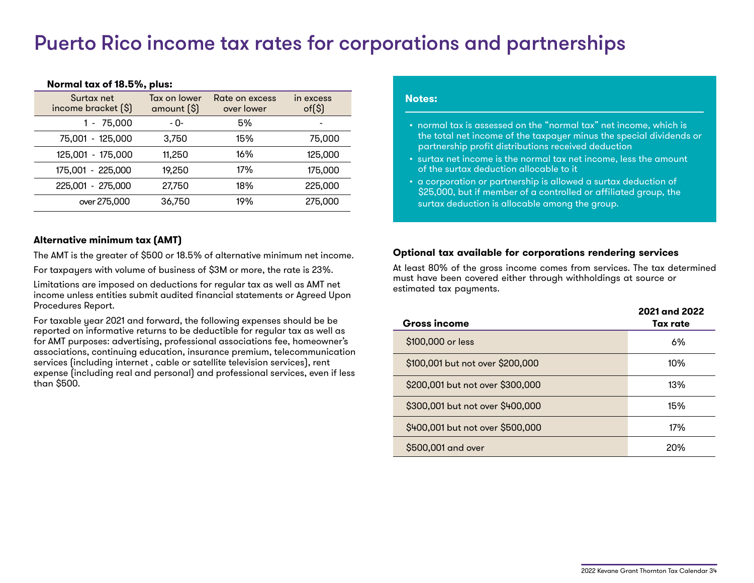# Puerto Rico income tax rates for corporations and partnerships

**Normal tax of 18.5%, plus:**

| Surtax net income bracket ($) | Tax on lower amount ($) | Rate on excess over lower | in excess of($) |
|---|---|---|---|
| 1 - 75,000 | - 0- | 5% | - |
| 75,001 - 125,000 | 3,750 | 15% | 75,000 |
| 125,001 - 175,000 | 11,250 | 16% | 125,000 |
| 175,001 - 225,000 | 19,250 | 17% | 175,000 |
| 225,001 - 275,000 | 27,750 | 18% | 225,000 |
| over 275,000 | 36,750 | 19% | 275,000 |

**Notes:**

- normal tax is assessed on the "normal tax" net income, which is the total net income of the taxpayer minus the special dividends or partnership profit distributions received deduction
- surtax net income is the normal tax net income, less the amount of the surtax deduction allocable to it
- a corporation or partnership is allowed a surtax deduction of $25,000, but if member of a controlled or affiliated group, the surtax deduction is allocable among the group.

### Alternative minimum tax (AMT)

The AMT is the greater of $500 or 18.5% of alternative minimum net income.

For taxpayers with volume of business of $3M or more, the rate is 23%.

Limitations are imposed on deductions for regular tax as well as AMT net income unless entities submit audited financial statements or Agreed Upon Procedures Report.

For taxable year 2021 and forward, the following expenses should be be reported on informative returns to be deductible for regular tax as well as for AMT purposes: advertising, professional associations fee, homeowner's associations, continuing education, insurance premium, telecommunication services (including internet , cable or satellite television services), rent expense (including real and personal) and professional services, even if less than $500.

### Optional tax available for corporations rendering services

At least 80% of the gross income comes from services. The tax determined must have been covered either through withholdings at source or estimated tax payments.

| Gross income | 2021 and 2022 Tax rate |
|---|---|
| $100,000 or less | 6% |
| $100,001 but not over $200,000 | 10% |
| $200,001 but not over $300,000 | 13% |
| $300,001 but not over $400,000 | 15% |
| $400,001 but not over $500,000 | 17% |
| $500,001 and over | 20% |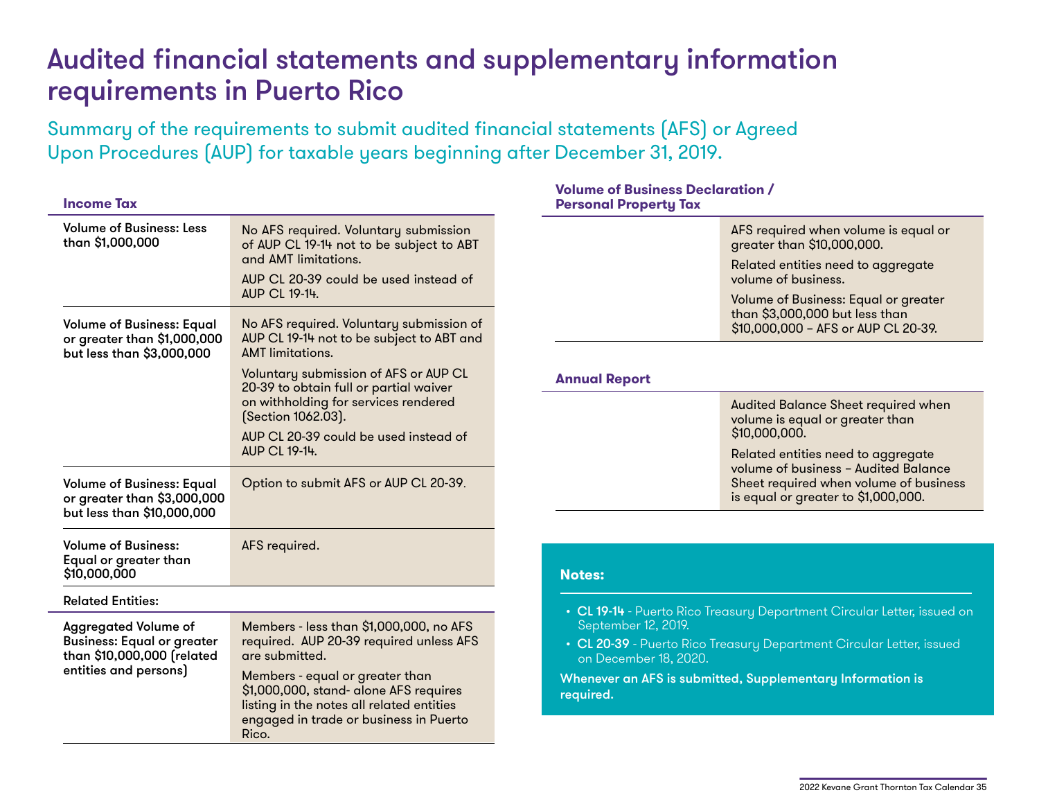# Audited financial statements and supplementary information requirements in Puerto Rico

## Summary of the requirements to submit audited financial statements (AFS) or Agreed Upon Procedures (AUP) for taxable years beginning after December 31, 2019.

### Income Tax

| | |
|---|---|
| **Volume of Business: Less than $1,000,000** | No AFS required. Voluntary submission of AUP CL 19-14 not to be subject to ABT and AMT limitations.<br>AUP CL 20-39 could be used instead of AUP CL 19-14. |
| **Volume of Business: Equal or greater than $1,000,000 but less than $3,000,000** | No AFS required. Voluntary submission of AUP CL 19-14 not to be subject to ABT and AMT limitations.<br>Voluntary submission of AFS or AUP CL 20-39 to obtain full or partial waiver on withholding for services rendered (Section 1062.03).<br>AUP CL 20-39 could be used instead of AUP CL 19-14. |
| **Volume of Business: Equal or greater than $3,000,000 but less than $10,000,000** | Option to submit AFS or AUP CL 20-39. |
| **Volume of Business: Equal or greater than $10,000,000** | AFS required. |

**Related Entities:**

| | |
|---|---|
| **Aggregated Volume of Business: Equal or greater than $10,000,000 (related entities and persons)** | Members - less than $1,000,000, no AFS required. AUP 20-39 required unless AFS are submitted.<br>Members - equal or greater than $1,000,000, stand- alone AFS requires listing in the notes all related entities engaged in trade or business in Puerto Rico. |

### Volume of Business Declaration / Personal Property Tax

AFS required when volume is equal or greater than $10,000,000.

Related entities need to aggregate volume of business.

Volume of Business: Equal or greater than $3,000,000 but less than $10,000,000 – AFS or AUP CL 20-39.

### Annual Report

Audited Balance Sheet required when volume is equal or greater than $10,000,000.

Related entities need to aggregate volume of business – Audited Balance Sheet required when volume of business is equal or greater to $1,000,000.

**Notes:**

- **CL 19-14** - Puerto Rico Treasury Department Circular Letter, issued on September 12, 2019.
- **CL 20-39** - Puerto Rico Treasury Department Circular Letter, issued on December 18, 2020.

**Whenever an AFS is submitted, Supplementary Information is required.**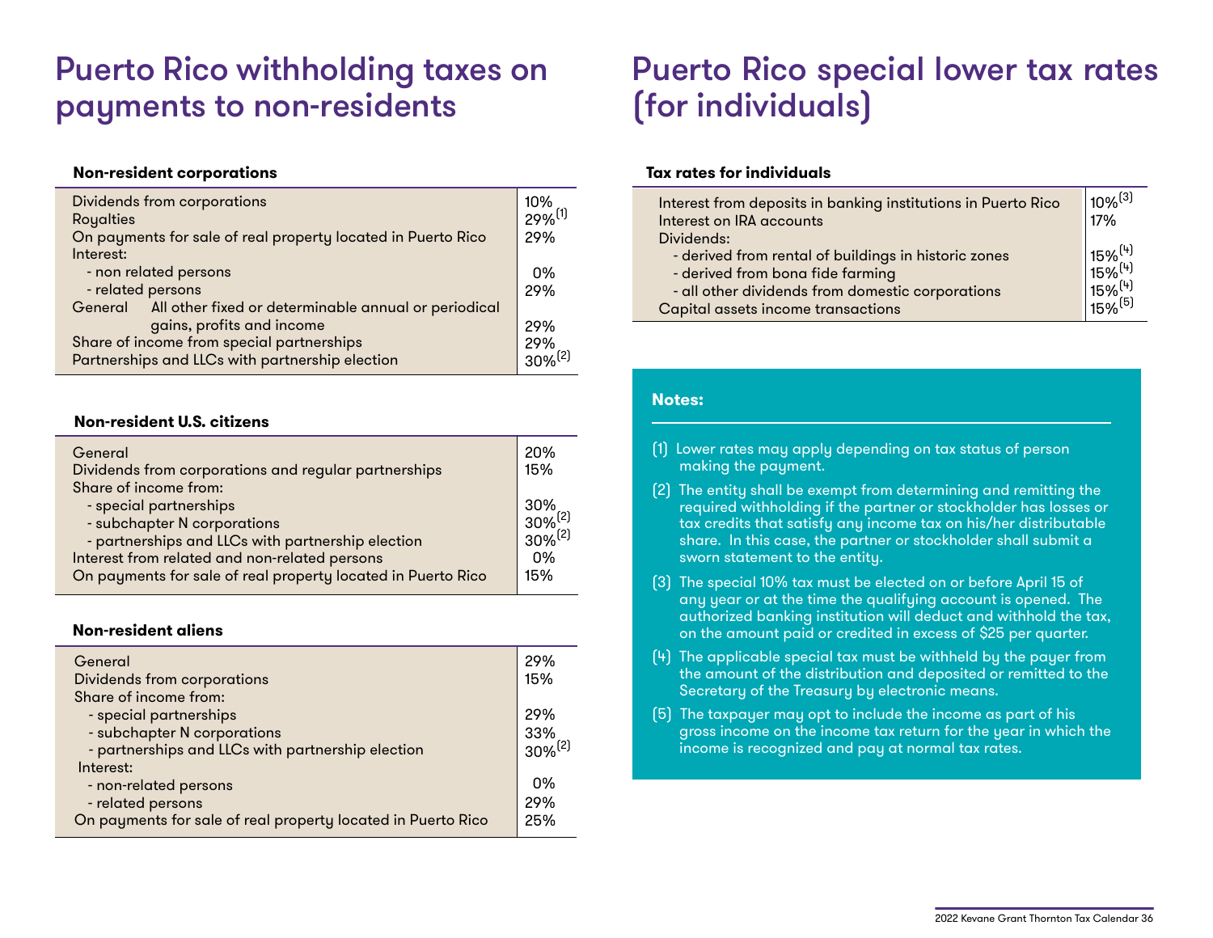# Puerto Rico withholding taxes on payments to non-residents

### Non-resident corporations

| | |
|---|---|
| Dividends from corporations | 10% |
| Royalties | 29%[1] |
| On payments for sale of real property located in Puerto Rico | 29% |
| Interest: | |
| - non related persons | 0% |
| - related persons | 29% |
| General — All other fixed or determinable annual or periodical gains, profits and income | 29% |
| Share of income from special partnerships | 29% |
| Partnerships and LLCs with partnership election | 30%[2] |

### Non-resident U.S. citizens

| | |
|---|---|
| General | 20% |
| Dividends from corporations and regular partnerships | 15% |
| Share of income from: | |
| - special partnerships | 30% |
| - subchapter N corporations | 30%[2] |
| - partnerships and LLCs with partnership election | 30%[2] |
| Interest from related and non-related persons | 0% |
| On payments for sale of real property located in Puerto Rico | 15% |

### Non-resident aliens

| | |
|---|---|
| General | 29% |
| Dividends from corporations | 15% |
| Share of income from: | |
| - special partnerships | 29% |
| - subchapter N corporations | 33% |
| - partnerships and LLCs with partnership election | 30%[2] |
| Interest: | |
| - non-related persons | 0% |
| - related persons | 29% |
| On payments for sale of real property located in Puerto Rico | 25% |

# Puerto Rico special lower tax rates (for individuals)

### Tax rates for individuals

| | |
|---|---|
| Interest from deposits in banking institutions in Puerto Rico | 10%[3] |
| Interest on IRA accounts | 17% |
| Dividends: | |
| - derived from rental of buildings in historic zones | 15%[4] |
| - derived from bona fide farming | 15%[4] |
| - all other dividends from domestic corporations | 15%[4] |
| Capital assets income transactions | 15%[5] |

**Notes:**

(1) Lower rates may apply depending on tax status of person making the payment.

(2) The entity shall be exempt from determining and remitting the required withholding if the partner or stockholder has losses or tax credits that satisfy any income tax on his/her distributable share. In this case, the partner or stockholder shall submit a sworn statement to the entity.

(3) The special 10% tax must be elected on or before April 15 of any year or at the time the qualifying account is opened. The authorized banking institution will deduct and withhold the tax, on the amount paid or credited in excess of $25 per quarter.

(4) The applicable special tax must be withheld by the payer from the amount of the distribution and deposited or remitted to the Secretary of the Treasury by electronic means.

(5) The taxpayer may opt to include the income as part of his gross income on the income tax return for the year in which the income is recognized and pay at normal tax rates.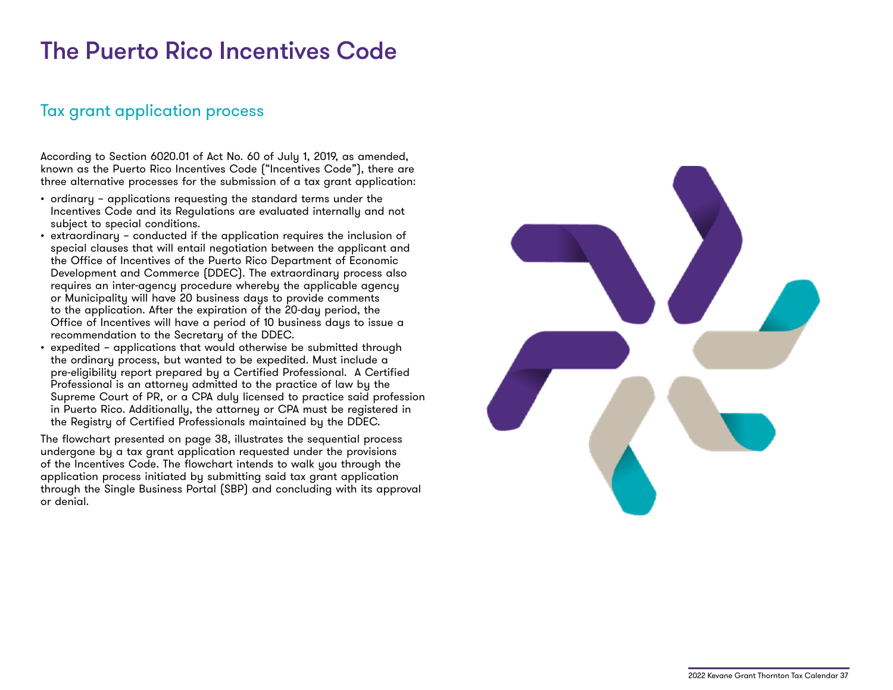# The Puerto Rico Incentives Code

## Tax grant application process

According to Section 6020.01 of Act No. 60 of July 1, 2019, as amended, known as the Puerto Rico Incentives Code ("Incentives Code"), there are three alternative processes for the submission of a tax grant application:

- ordinary – applications requesting the standard terms under the Incentives Code and its Regulations are evaluated internally and not subject to special conditions.
- extraordinary – conducted if the application requires the inclusion of special clauses that will entail negotiation between the applicant and the Office of Incentives of the Puerto Rico Department of Economic Development and Commerce (DDEC). The extraordinary process also requires an inter-agency procedure whereby the applicable agency or Municipality will have 20 business days to provide comments to the application. After the expiration of the 20-day period, the Office of Incentives will have a period of 10 business days to issue a recommendation to the Secretary of the DDEC.
- expedited – applications that would otherwise be submitted through the ordinary process, but wanted to be expedited. Must include a pre-eligibility report prepared by a Certified Professional. A Certified Professional is an attorney admitted to the practice of law by the Supreme Court of PR, or a CPA duly licensed to practice said profession in Puerto Rico. Additionally, the attorney or CPA must be registered in the Registry of Certified Professionals maintained by the DDEC.

The flowchart presented on page 38, illustrates the sequential process undergone by a tax grant application requested under the provisions of the Incentives Code. The flowchart intends to walk you through the application process initiated by submitting said tax grant application through the Single Business Portal (SBP) and concluding with its approval or denial.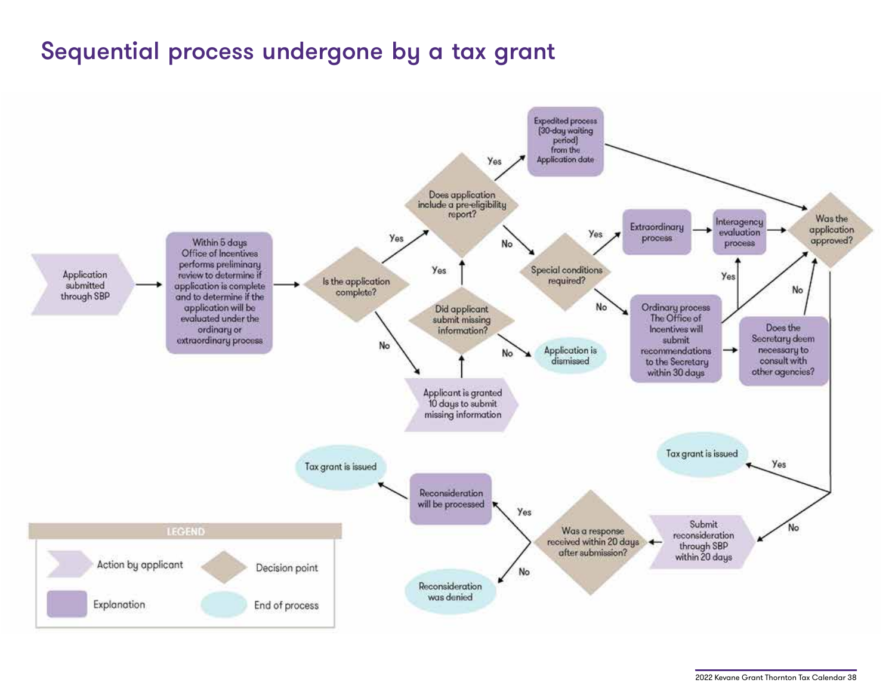# Sequential process undergone by a tax grant

Application submitted through SBP

Within 5 days Office of Incentives performs preliminary review to determine if application is complete and to determine if the application will be evaluated under the ordinary or extraordinary process

Is the application complete?

Yes

No

Does application include a pre-eligibility report?

Yes

Expedited process (30-day waiting period) from the Application date

No

Special conditions required?

Yes

Extraordinary process

Interagency evaluation process

No

Ordinary process The Office of Incentives will submit recommendations to the Secretary within 30 days

Does the Secretary deem necessary to consult with other agencies?

Yes

No

Was the application approved?

Applicant is granted 10 days to submit missing information

Did applicant submit missing information?

Yes

No

Application is dismissed

Yes

Tax grant is issued

No

Submit reconsideration through SBP within 20 days

Was a response received within 20 days after submission?

Yes

Reconsideration will be processed

Tax grant is issued

No

Reconsideration was denied

LEGEND

Action by applicant

Decision point

Explanation

End of process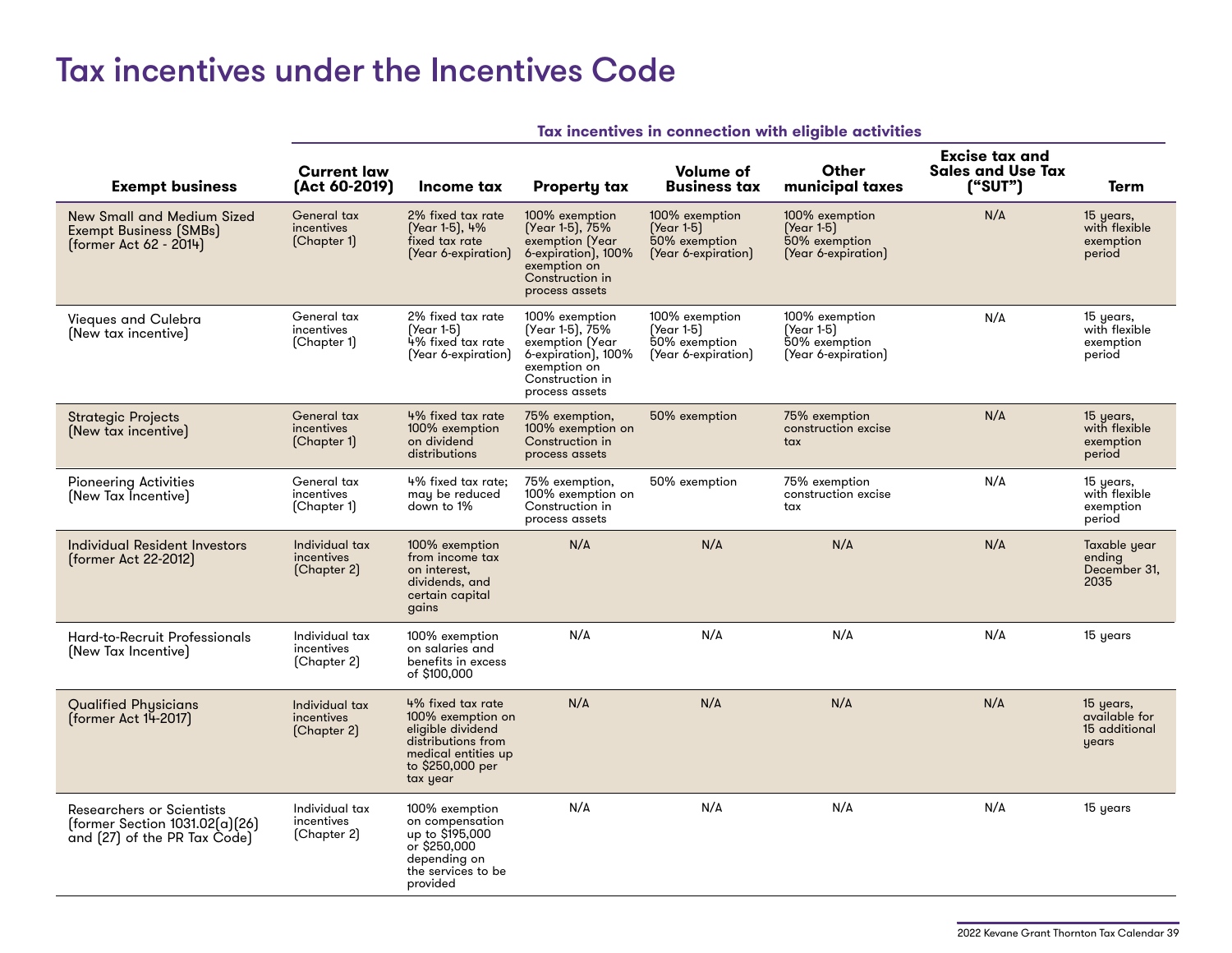# Tax incentives under the Incentives Code

| | Tax incentives in connection with eligible activities | | | | | | |
|---|---|---|---|---|---|---|---|
| **Exempt business** | **Current law (Act 60-2019)** | **Income tax** | **Property tax** | **Volume of Business tax** | **Other municipal taxes** | **Excise tax and Sales and Use Tax ("SUT")** | **Term** |
| New Small and Medium Sized Exempt Business (SMBs) (former Act 62 - 2014) | General tax incentives (Chapter 1) | 2% fixed tax rate (Year 1-5), 4% fixed tax rate (Year 6-expiration) | 100% exemption (Year 1-5), 75% exemption (Year 6-expiration), 100% exemption on Construction in process assets | 100% exemption (Year 1-5) 50% exemption (Year 6-expiration) | 100% exemption (Year 1-5) 50% exemption (Year 6-expiration) | N/A | 15 years, with flexible exemption period |
| Vieques and Culebra (New tax incentive) | General tax incentives (Chapter 1) | 2% fixed tax rate (Year 1-5) 4% fixed tax rate (Year 6-expiration) | 100% exemption (Year 1-5), 75% exemption (Year 6-expiration), 100% exemption on Construction in process assets | 100% exemption (Year 1-5) 50% exemption (Year 6-expiration) | 100% exemption (Year 1-5) 50% exemption (Year 6-expiration) | N/A | 15 years, with flexible exemption period |
| Strategic Projects (New tax incentive) | General tax incentives (Chapter 1) | 4% fixed tax rate 100% exemption on dividend distributions | 75% exemption, 100% exemption on Construction in process assets | 50% exemption | 75% exemption construction excise tax | N/A | 15 years, with flexible exemption period |
| Pioneering Activities (New Tax Incentive) | General tax incentives (Chapter 1) | 4% fixed tax rate; may be reduced down to 1% | 75% exemption, 100% exemption on Construction in process assets | 50% exemption | 75% exemption construction excise tax | N/A | 15 years, with flexible exemption period |
| Individual Resident Investors (former Act 22-2012) | Individual tax incentives (Chapter 2) | 100% exemption from income tax on interest, dividends, and certain capital gains | N/A | N/A | N/A | N/A | Taxable year ending December 31, 2035 |
| Hard-to-Recruit Professionals (New Tax Incentive) | Individual tax incentives (Chapter 2) | 100% exemption on salaries and benefits in excess of $100,000 | N/A | N/A | N/A | N/A | 15 years |
| Qualified Physicians (former Act 14-2017) | Individual tax incentives (Chapter 2) | 4% fixed tax rate 100% exemption on eligible dividend distributions from medical entities up to $250,000 per tax year | N/A | N/A | N/A | N/A | 15 years, available for 15 additional years |
| Researchers or Scientists (former Section 1031.02(a)(26) and (27) of the PR Tax Code) | Individual tax incentives (Chapter 2) | 100% exemption on compensation up to $195,000 or $250,000 depending on the services to be provided | N/A | N/A | N/A | N/A | 15 years |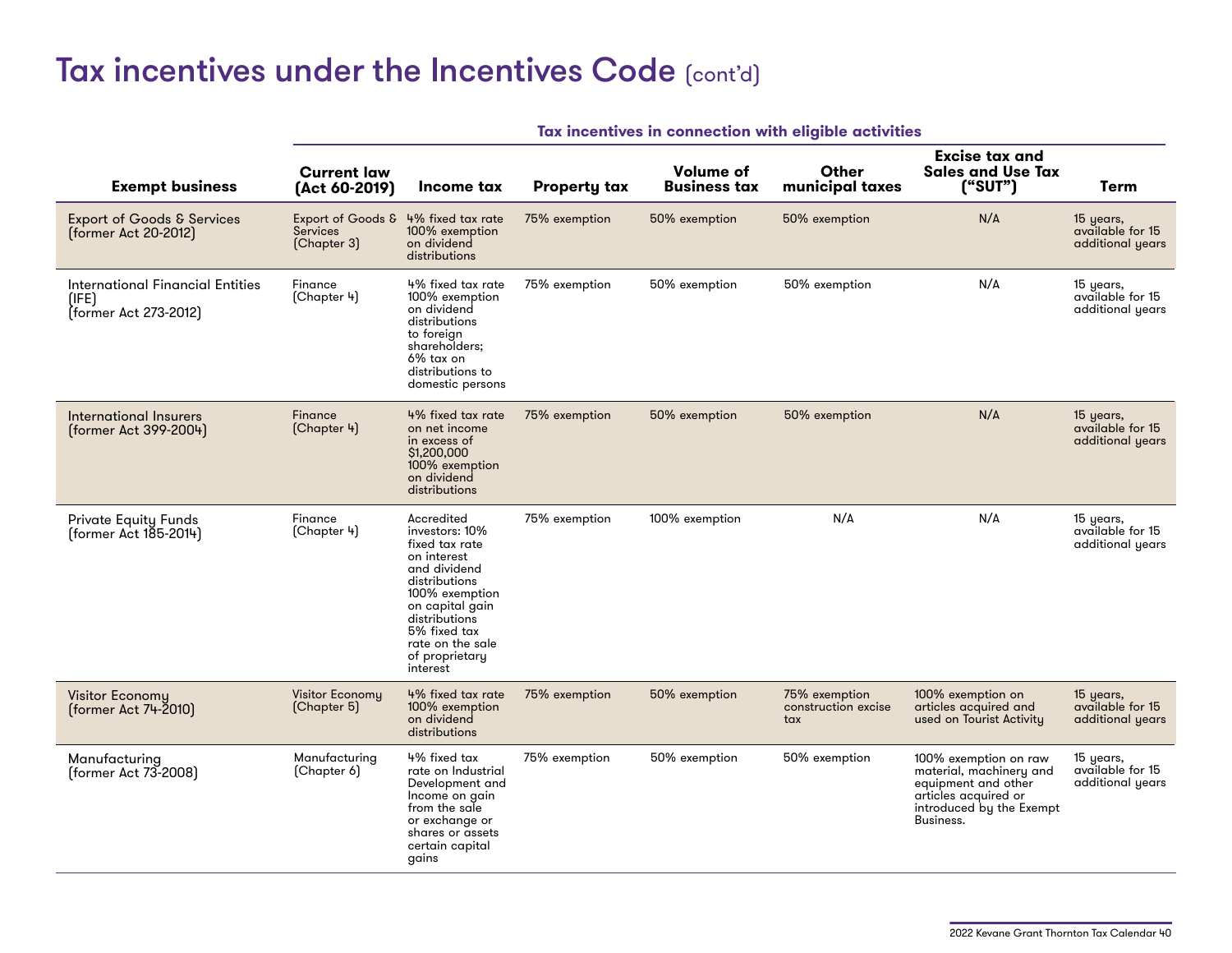# Tax incentives under the Incentives Code (cont'd)

| Exempt business | Tax incentives in connection with eligible activities | | | | | | |
|---|---|---|---|---|---|---|---|
| | Current law (Act 60-2019) | Income tax | Property tax | Volume of Business tax | Other municipal taxes | Excise tax and Sales and Use Tax ("SUT") | Term |
| Export of Goods & Services (former Act 20-2012) | Export of Goods & Services (Chapter 3) | 4% fixed tax rate 100% exemption on dividend distributions | 75% exemption | 50% exemption | 50% exemption | N/A | 15 years, available for 15 additional years |
| International Financial Entities (IFE) (former Act 273-2012) | Finance (Chapter 4) | 4% fixed tax rate 100% exemption on dividend distributions to foreign shareholders; 6% tax on distributions to domestic persons | 75% exemption | 50% exemption | 50% exemption | N/A | 15 years, available for 15 additional years |
| International Insurers (former Act 399-2004) | Finance (Chapter 4) | 4% fixed tax rate on net income in excess of $1,200,000 100% exemption on dividend distributions | 75% exemption | 50% exemption | 50% exemption | N/A | 15 years, available for 15 additional years |
| Private Equity Funds (former Act 185-2014) | Finance (Chapter 4) | Accredited investors: 10% fixed tax rate on interest and dividend distributions 100% exemption on capital gain distributions 5% fixed tax rate on the sale of proprietary interest | 75% exemption | 100% exemption | N/A | N/A | 15 years, available for 15 additional years |
| Visitor Economy (former Act 74-2010) | Visitor Economy (Chapter 5) | 4% fixed tax rate 100% exemption on dividend distributions | 75% exemption | 50% exemption | 75% exemption construction excise tax | 100% exemption on articles acquired and used on Tourist Activity | 15 years, available for 15 additional years |
| Manufacturing (former Act 73-2008) | Manufacturing (Chapter 6) | 4% fixed tax rate on Industrial Development and Income on gain from the sale or exchange or shares or assets certain capital gains | 75% exemption | 50% exemption | 50% exemption | 100% exemption on raw material, machinery and equipment and other articles acquired or introduced by the Exempt Business. | 15 years, available for 15 additional years |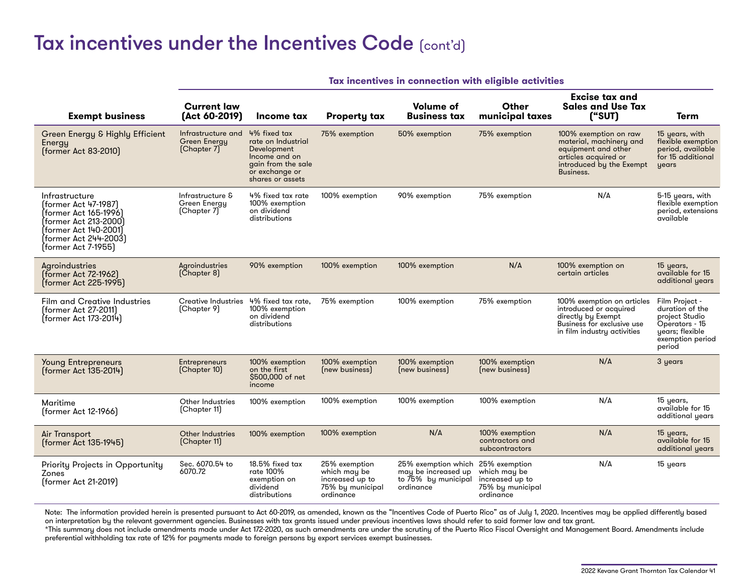# Tax incentives under the Incentives Code (cont'd)

| Exempt business | Tax incentives in connection with eligible activities | | | | | | |
|---|---|---|---|---|---|---|---|
| | **Current law (Act 60-2019)** | **Income tax** | **Property tax** | **Volume of Business tax** | **Other municipal taxes** | **Excise tax and Sales and Use Tax ("SUT)** | **Term** |
| Green Energy & Highly Efficient Energy (former Act 83-2010) | Infrastructure and Green Energy (Chapter 7) | 4% fixed tax rate on Industrial Development Income and on gain from the sale or exchange or shares or assets | 75% exemption | 50% exemption | 75% exemption | 100% exemption on raw material, machinery and equipment and other articles acquired or introduced by the Exempt Business. | 15 years, with flexible exemption period, available for 15 additional years |
| Infrastructure (former Act 47-1987) (former Act 165-1996) (former Act 213-2000) (former Act 140-2001) (former Act 244-2003) (former Act 7-1955) | Infrastructure & Green Energy (Chapter 7) | 4% fixed tax rate 100% exemption on dividend distributions | 100% exemption | 90% exemption | 75% exemption | N/A | 5-15 years, with flexible exemption period, extensions available |
| Agroindustries (former Act 72-1962) (former Act 225-1995) | Agroindustries (Chapter 8) | 90% exemption | 100% exemption | 100% exemption | N/A | 100% exemption on certain articles | 15 years, available for 15 additional years |
| Film and Creative Industries (former Act 27-2011) (former Act 173-2014) | Creative Industries (Chapter 9) | 4% fixed tax rate, 100% exemption on dividend distributions | 75% exemption | 100% exemption | 75% exemption | 100% exemption on articles introduced or acquired directly by Exempt Business for exclusive use in film industry activities | Film Project - duration of the project Studio Operators - 15 years; flexible exemption period period |
| Young Entrepreneurs (former Act 135-2014) | Entrepreneurs (Chapter 10) | 100% exemption on the first $500,000 of net income | 100% exemption (new business) | 100% exemption (new business) | 100% exemption (new business) | N/A | 3 years |
| Maritime (former Act 12-1966) | Other Industries (Chapter 11) | 100% exemption | 100% exemption | 100% exemption | 100% exemption | N/A | 15 years, available for 15 additional years |
| Air Transport (former Act 135-1945) | Other Industries (Chapter 11) | 100% exemption | 100% exemption | N/A | 100% exemption contractors and subcontractors | N/A | 15 years, available for 15 additional years |
| Priority Projects in Opportunity Zones (former Act 21-2019) | Sec. 6070.54 to 6070.72 | 18.5% fixed tax rate 100% exemption on dividend distributions | 25% exemption which may be increased up to 75% by municipal ordinance | 25% exemption which may be increased up to to 75% by municipal ordinance | 25% exemption which may be increased up to 75% by municipal ordinance | N/A | 15 years |

Note: The information provided herein is presented pursuant to Act 60-2019, as amended, known as the "Incentives Code of Puerto Rico" as of July 1, 2020. Incentives may be applied differently based on interpretation by the relevant government agencies. Businesses with tax grants issued under previous incentives laws should refer to said former law and tax grant.
*This summary does not include amendments made under Act 172-2020, as such amendments are under the scrutiny of the Puerto Rico Fiscal Oversight and Management Board. Amendments include preferential withholding tax rate of 12% for payments made to foreign persons by export services exempt businesses.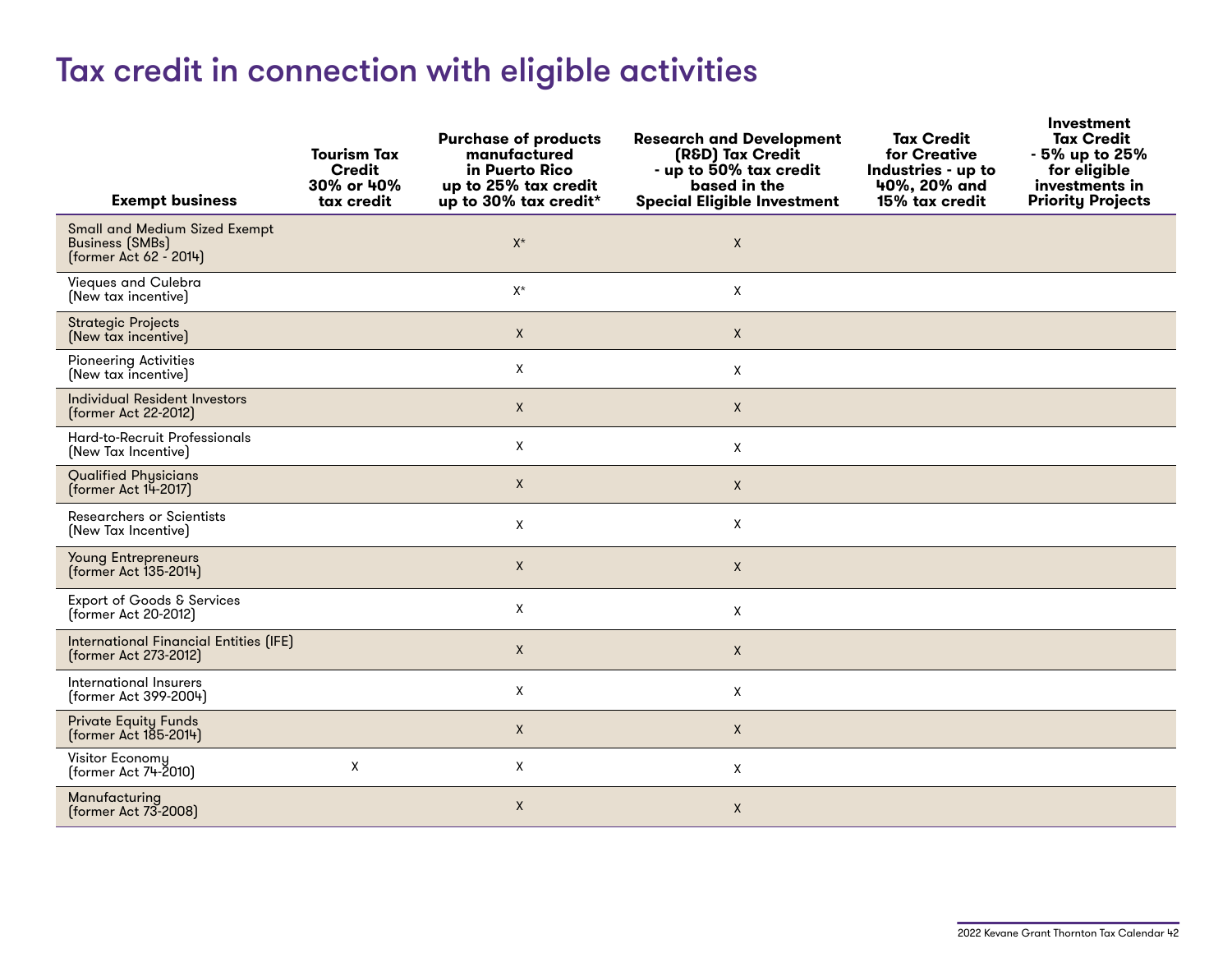# Tax credit in connection with eligible activities

| Exempt business | Tourism Tax Credit 30% or 40% tax credit | Purchase of products manufactured in Puerto Rico up to 25% tax credit up to 30% tax credit* | Research and Development (R&D) Tax Credit - up to 50% tax credit based in the Special Eligible Investment | Tax Credit for Creative Industries - up to 40%, 20% and 15% tax credit | Investment Tax Credit - 5% up to 25% for eligible investments in Priority Projects |
|---|---|---|---|---|---|
| Small and Medium Sized Exempt Business (SMBs) (former Act 62 - 2014) | | X* | X | | |
| Vieques and Culebra (New tax incentive) | | X* | X | | |
| Strategic Projects (New tax incentive) | | X | X | | |
| Pioneering Activities (New tax incentive) | | X | X | | |
| Individual Resident Investors (former Act 22-2012) | | X | X | | |
| Hard-to-Recruit Professionals (New Tax Incentive) | | X | X | | |
| Qualified Physicians (former Act 14-2017) | | X | X | | |
| Researchers or Scientists (New Tax Incentive) | | X | X | | |
| Young Entrepreneurs (former Act 135-2014) | | X | X | | |
| Export of Goods & Services (former Act 20-2012) | | X | X | | |
| International Financial Entities (IFE) (former Act 273-2012) | | X | X | | |
| International Insurers (former Act 399-2004) | | X | X | | |
| Private Equity Funds (former Act 185-2014) | | X | X | | |
| Visitor Economy (former Act 74-2010) | X | X | X | | |
| Manufacturing (former Act 73-2008) | | X | X | | |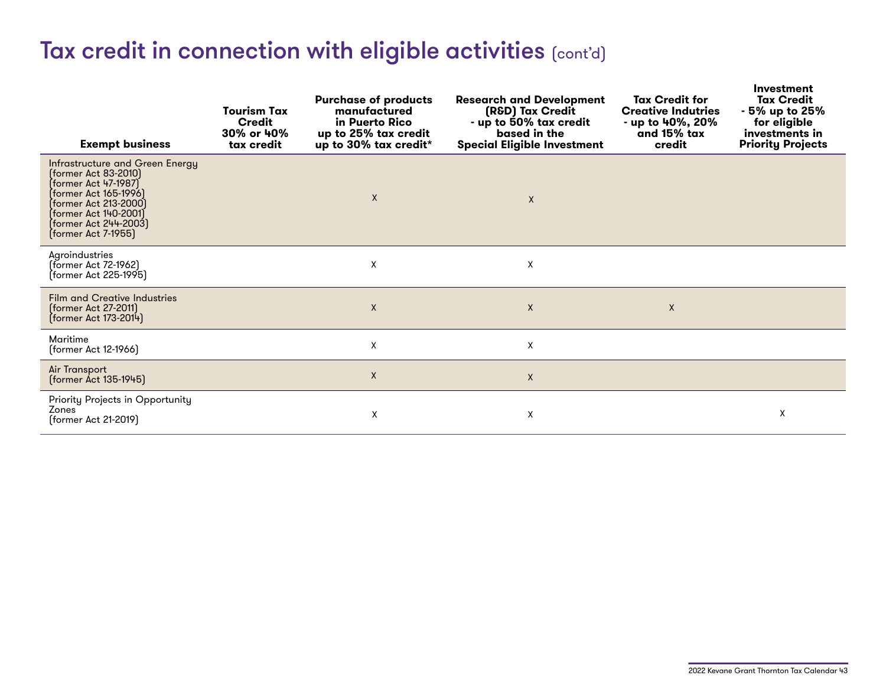# Tax credit in connection with eligible activities (cont'd)

| Exempt business | Tourism Tax Credit 30% or 40% tax credit | Purchase of products manufactured in Puerto Rico up to 25% tax credit up to 30% tax credit* | Research and Development (R&D) Tax Credit - up to 50% tax credit based in the Special Eligible Investment | Tax Credit for Creative Indutries - up to 40%, 20% and 15% tax credit | Investment Tax Credit - 5% up to 25% for eligible investments in Priority Projects |
|---|---|---|---|---|---|
| Infrastructure and Green Energy (former Act 83-2010) (former Act 47-1987) (former Act 165-1996) (former Act 213-2000) (former Act 140-2001) (former Act 244-2003) (former Act 7-1955) | | X | X | | |
| Agroindustries (former Act 72-1962) (former Act 225-1995) | | X | X | | |
| Film and Creative Industries (former Act 27-2011) (former Act 173-2014) | | X | X | X | |
| Maritime (former Act 12-1966) | | X | X | | |
| Air Transport (former Act 135-1945) | | X | X | | |
| Priority Projects in Opportunity Zones (former Act 21-2019) | | X | X | | X |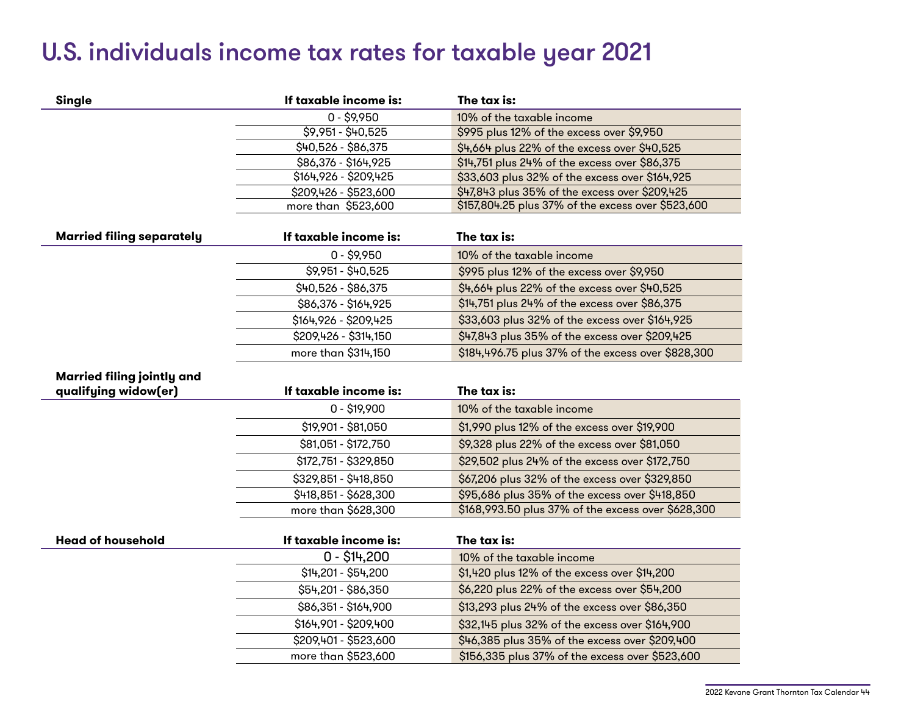# U.S. individuals income tax rates for taxable year 2021

| Single | If taxable income is: | The tax is: |
|---|---|---|
| | 0 - $9,950 | 10% of the taxable income |
| | $9,951 - $40,525 | $995 plus 12% of the excess over $9,950 |
| | $40,526 - $86,375 | $4,664 plus 22% of the excess over $40,525 |
| | $86,376 - $164,925 | $14,751 plus 24% of the excess over $86,375 |
| | $164,926 - $209,425 | $33,603 plus 32% of the excess over $164,925 |
| | $209,426 - $523,600 | $47,843 plus 35% of the excess over $209,425 |
| | more than $523,600 | $157,804.25 plus 37% of the excess over $523,600 |

| Married filing separately | If taxable income is: | The tax is: |
|---|---|---|
| | 0 - $9,950 | 10% of the taxable income |
| | $9,951 - $40,525 | $995 plus 12% of the excess over $9,950 |
| | $40,526 - $86,375 | $4,664 plus 22% of the excess over $40,525 |
| | $86,376 - $164,925 | $14,751 plus 24% of the excess over $86,375 |
| | $164,926 - $209,425 | $33,603 plus 32% of the excess over $164,925 |
| | $209,426 - $314,150 | $47,843 plus 35% of the excess over $209,425 |
| | more than $314,150 | $184,496.75 plus 37% of the excess over $828,300 |

| Married filing jointly and qualifying widow(er) | If taxable income is: | The tax is: |
|---|---|---|
| | 0 - $19,900 | 10% of the taxable income |
| | $19,901 - $81,050 | $1,990 plus 12% of the excess over $19,900 |
| | $81,051 - $172,750 | $9,328 plus 22% of the excess over $81,050 |
| | $172,751 - $329,850 | $29,502 plus 24% of the excess over $172,750 |
| | $329,851 - $418,850 | $67,206 plus 32% of the excess over $329,850 |
| | $418,851 - $628,300 | $95,686 plus 35% of the excess over $418,850 |
| | more than $628,300 | $168,993.50 plus 37% of the excess over $628,300 |

| Head of household | If taxable income is: | The tax is: |
|---|---|---|
| | 0 - $14,200 | 10% of the taxable income |
| | $14,201 - $54,200 | $1,420 plus 12% of the excess over $14,200 |
| | $54,201 - $86,350 | $6,220 plus 22% of the excess over $54,200 |
| | $86,351 - $164,900 | $13,293 plus 24% of the excess over $86,350 |
| | $164,901 - $209,400 | $32,145 plus 32% of the excess over $164,900 |
| | $209,401 - $523,600 | $46,385 plus 35% of the excess over $209,400 |
| | more than $523,600 | $156,335 plus 37% of the excess over $523,600 |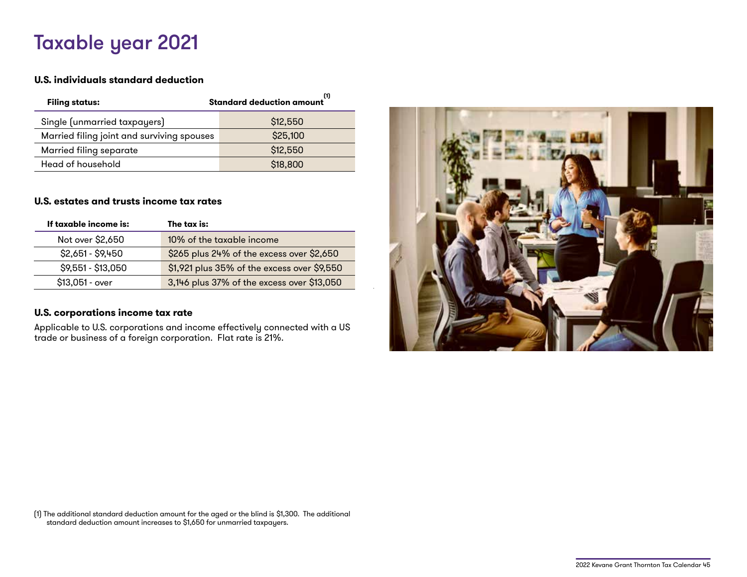# Taxable year 2021

### U.S. individuals standard deduction

| Filing status: | Standard deduction amount[1] |
|---|---|
| Single (unmarried taxpayers) | $12,550 |
| Married filing joint and surviving spouses | $25,100 |
| Married filing separate | $12,550 |
| Head of household | $18,800 |

### U.S. estates and trusts income tax rates

| If taxable income is: | The tax is: |
|---|---|
| Not over $2,650 | 10% of the taxable income |
| $2,651 - $9,450 | $265 plus 24% of the excess over $2,650 |
| $9,551 - $13,050 | $1,921 plus 35% of the excess over $9,550 |
| $13,051 - over | 3,146 plus 37% of the excess over $13,050 |

### U.S. corporations income tax rate

Applicable to U.S. corporations and income effectively connected with a US trade or business of a foreign corporation. Flat rate is 21%.

(1) The additional standard deduction amount for the aged or the blind is $1,300. The additional standard deduction amount increases to $1,650 for unmarried taxpayers.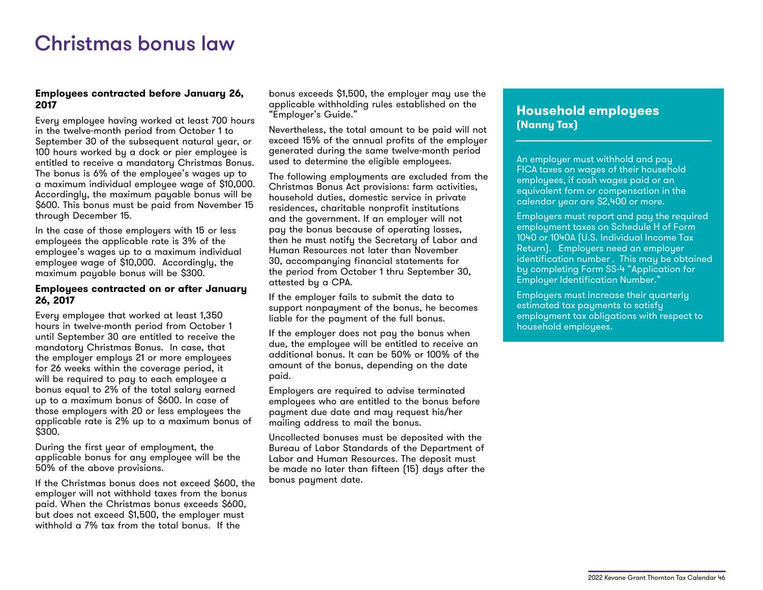# Christmas bonus law

**Employees contracted before January 26, 2017**

Every employee having worked at least 700 hours in the twelve-month period from October 1 to September 30 of the subsequent natural year, or 100 hours worked by a dock or pier employee is entitled to receive a mandatory Christmas Bonus. The bonus is 6% of the employee's wages up to a maximum individual employee wage of $10,000. Accordingly, the maximum payable bonus will be $600. This bonus must be paid from November 15 through December 15.

In the case of those employers with 15 or less employees the applicable rate is 3% of the employee's wages up to a maximum individual employee wage of $10,000. Accordingly, the maximum payable bonus will be $300.

**Employees contracted on or after January 26, 2017**

Every employee that worked at least 1,350 hours in twelve-month period from October 1 until September 30 are entitled to receive the mandatory Christmas Bonus. In case, that the employer employs 21 or more employees for 26 weeks within the coverage period, it will be required to pay to each employee a bonus equal to 2% of the total salary earned up to a maximum bonus of $600. In case of those employers with 20 or less employees the applicable rate is 2% up to a maximum bonus of $300.

During the first year of employment, the applicable bonus for any employee will be the 50% of the above provisions.

If the Christmas bonus does not exceed $600, the employer will not withhold taxes from the bonus paid. When the Christmas bonus exceeds $600, but does not exceed $1,500, the employer must withhold a 7% tax from the total bonus. If the bonus exceeds $1,500, the employer may use the applicable withholding rules established on the "Employer's Guide."

Nevertheless, the total amount to be paid will not exceed 15% of the annual profits of the employer generated during the same twelve-month period used to determine the eligible employees.

The following employments are excluded from the Christmas Bonus Act provisions: farm activities, household duties, domestic service in private residences, charitable nonprofit institutions and the government. If an employer will not pay the bonus because of operating losses, then he must notify the Secretary of Labor and Human Resources not later than November 30, accompanying financial statements for the period from October 1 thru September 30, attested by a CPA.

If the employer fails to submit the data to support nonpayment of the bonus, he becomes liable for the payment of the full bonus.

If the employer does not pay the bonus when due, the employee will be entitled to receive an additional bonus. It can be 50% or 100% of the amount of the bonus, depending on the date paid.

Employers are required to advise terminated employees who are entitled to the bonus before payment due date and may request his/her mailing address to mail the bonus.

Uncollected bonuses must be deposited with the Bureau of Labor Standards of the Department of Labor and Human Resources. The deposit must be made no later than fifteen (15) days after the bonus payment date.

## Household employees (Nanny Tax)

An employer must withhold and pay FICA taxes on wages of their household employees, if cash wages paid or an equivalent form or compensation in the calendar year are $2,400 or more.

Employers must report and pay the required employment taxes on Schedule H of Form 1040 or 1040A (U.S. Individual Income Tax Return). Employers need an employer identification number . This may be obtained by completing Form SS-4 "Application for Employer Identification Number."

Employers must increase their quarterly estimated tax payments to satisfy employment tax obligations with respect to household employees.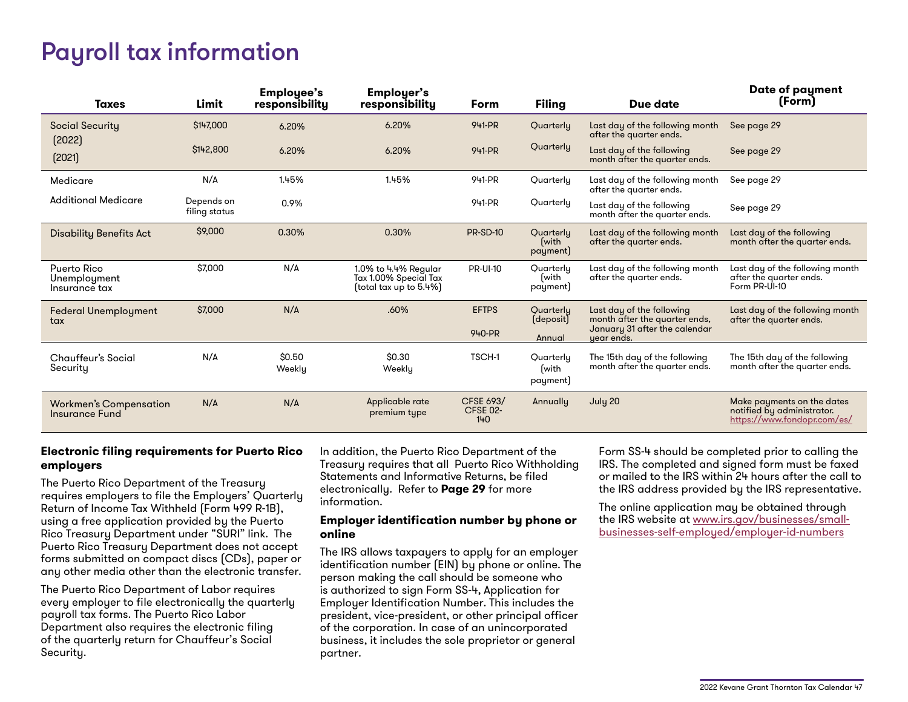# Payroll tax information

| Taxes | Limit | Employee's responsibility | Employer's responsibility | Form | Filing | Due date | Date of payment (Form) |
|---|---|---|---|---|---|---|---|
| Social Security (2022) | $147,000 | 6.20% | 6.20% | 941-PR | Quarterly | Last day of the following month after the quarter ends. | See page 29 |
| (2021) | $142,800 | 6.20% | 6.20% | 941-PR | Quarterly | Last day of the following month after the quarter ends. | See page 29 |
| Medicare | N/A | 1.45% | 1.45% | 941-PR | Quarterly | Last day of the following month after the quarter ends. | See page 29 |
| Additional Medicare | Depends on filing status | 0.9% | | 941-PR | Quarterly | Last day of the following month after the quarter ends. | See page 29 |
| Disability Benefits Act | $9,000 | 0.30% | 0.30% | PR-SD-10 | Quarterly (with payment) | Last day of the following month after the quarter ends. | Last day of the following month after the quarter ends. |
| Puerto Rico Unemployment Insurance tax | $7,000 | N/A | 1.0% to 4.4% Regular Tax 1.00% Special Tax (total tax up to 5.4%) | PR-UI-10 | Quarterly (with payment) | Last day of the following month after the quarter ends. | Last day of the following month after the quarter ends. Form PR-UI-10 |
| Federal Unemployment tax | $7,000 | N/A | .60% | EFTPS<br>940-PR | Quarterly (deposit)<br>Annual | Last day of the following month after the quarter ends, January 31 after the calendar year ends. | Last day of the following month after the quarter ends. |
| Chauffeur's Social Security | N/A | $0.50 Weekly | $0.30 Weekly | TSCH-1 | Quarterly (with payment) | The 15th day of the following month after the quarter ends. | The 15th day of the following month after the quarter ends. |
| Workmen's Compensation Insurance Fund | N/A | N/A | Applicable rate premium type | CFSE 693/ CFSE 02-140 | Annually | July 20 | Make payments on the dates notified by administrator. https://www.fondopr.com/es/ |

**Electronic filing requirements for Puerto Rico employers**

The Puerto Rico Department of the Treasury requires employers to file the Employers' Quarterly Return of Income Tax Withheld (Form 499 R-1B), using a free application provided by the Puerto Rico Treasury Department under "SURI" link. The Puerto Rico Treasury Department does not accept forms submitted on compact discs (CDs), paper or any other media other than the electronic transfer.

The Puerto Rico Department of Labor requires every employer to file electronically the quarterly payroll tax forms. The Puerto Rico Labor Department also requires the electronic filing of the quarterly return for Chauffeur's Social Security.

In addition, the Puerto Rico Department of the Treasury requires that all Puerto Rico Withholding Statements and Informative Returns, be filed electronically. Refer to **Page 29** for more information.

**Employer identification number by phone or online**

The IRS allows taxpayers to apply for an employer identification number (EIN) by phone or online. The person making the call should be someone who is authorized to sign Form SS-4, Application for Employer Identification Number. This includes the president, vice-president, or other principal officer of the corporation. In case of an unincorporated business, it includes the sole proprietor or general partner.

Form SS-4 should be completed prior to calling the IRS. The completed and signed form must be faxed or mailed to the IRS within 24 hours after the call to the IRS address provided by the IRS representative.

The online application may be obtained through the IRS website at www.irs.gov/businesses/small-businesses-self-employed/employer-id-numbers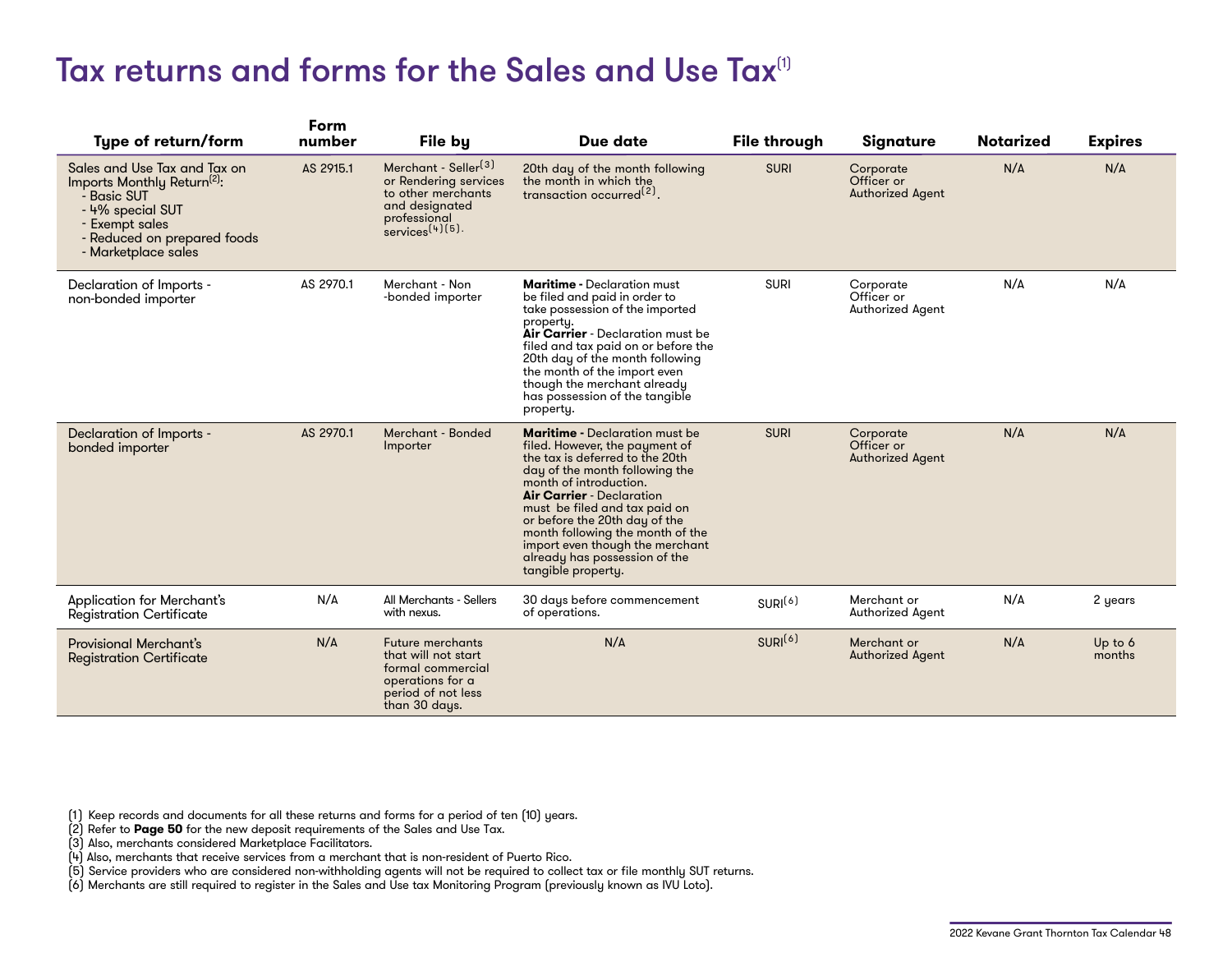# Tax returns and forms for the Sales and Use Tax[1]

| Type of return/form | Form number | File by | Due date | File through | Signature | Notarized | Expires |
|---|---|---|---|---|---|---|---|
| Sales and Use Tax and Tax on Imports Monthly Return[2]:<br>- Basic SUT<br>- 4% special SUT<br>- Exempt sales<br>- Reduced on prepared foods<br>- Marketplace sales | AS 2915.1 | Merchant - Seller[3] or Rendering services to other merchants and designated professional services[4][5]. | 20th day of the month following the month in which the transaction occurred[2]. | SURI | Corporate Officer or Authorized Agent | N/A | N/A |
| Declaration of Imports - non-bonded importer | AS 2970.1 | Merchant - Non -bonded importer | **Maritime -** Declaration must be filed and paid in order to take possession of the imported property.<br>**Air Carrier** - Declaration must be filed and tax paid on or before the 20th day of the month following the month of the import even though the merchant already has possession of the tangible property. | SURI | Corporate Officer or Authorized Agent | N/A | N/A |
| Declaration of Imports - bonded importer | AS 2970.1 | Merchant - Bonded Importer | **Maritime -** Declaration must be filed. However, the payment of the tax is deferred to the 20th day of the month following the month of introduction.<br>**Air Carrier** - Declaration must be filed and tax paid on or before the 20th day of the month following the month of the import even though the merchant already has possession of the tangible property. | SURI | Corporate Officer or Authorized Agent | N/A | N/A |
| Application for Merchant's Registration Certificate | N/A | All Merchants - Sellers with nexus. | 30 days before commencement of operations. | SURI[6] | Merchant or Authorized Agent | N/A | 2 years |
| Provisional Merchant's Registration Certificate | N/A | Future merchants that will not start formal commercial operations for a period of not less than 30 days. | N/A | SURI[6] | Merchant or Authorized Agent | N/A | Up to 6 months |

(1) Keep records and documents for all these returns and forms for a period of ten (10) years.
(2) Refer to **Page 50** for the new deposit requirements of the Sales and Use Tax.
(3) Also, merchants considered Marketplace Facilitators.
(4) Also, merchants that receive services from a merchant that is non-resident of Puerto Rico.
(5) Service providers who are considered non-withholding agents will not be required to collect tax or file monthly SUT returns.
(6) Merchants are still required to register in the Sales and Use tax Monitoring Program (previously known as IVU Loto).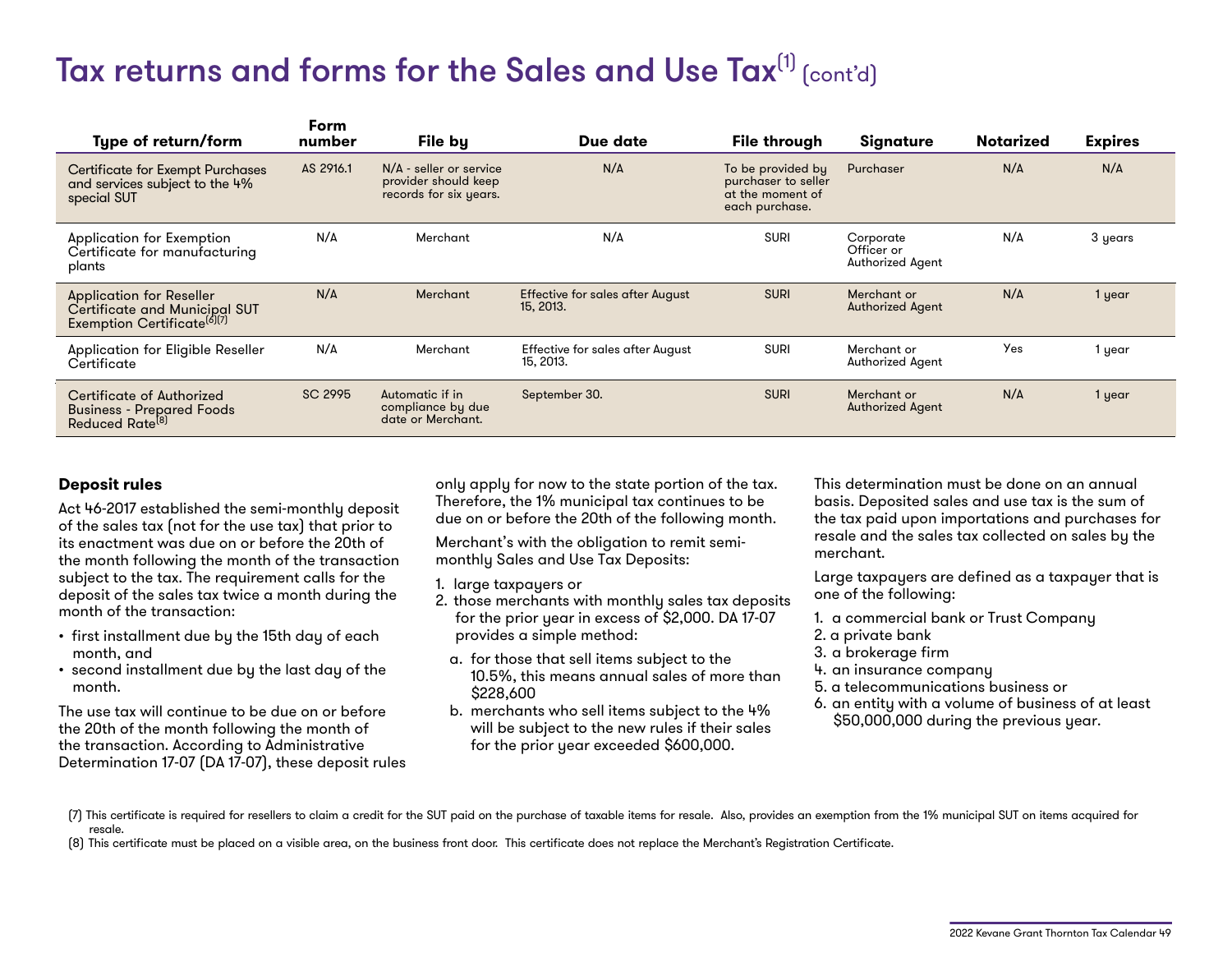# Tax returns and forms for the Sales and Use Tax[1] (cont'd)

| Type of return/form | Form number | File by | Due date | File through | Signature | Notarized | Expires |
|---|---|---|---|---|---|---|---|
| Certificate for Exempt Purchases and services subject to the 4% special SUT | AS 2916.1 | N/A - seller or service provider should keep records for six years. | N/A | To be provided by purchaser to seller at the moment of each purchase. | Purchaser | N/A | N/A |
| Application for Exemption Certificate for manufacturing plants | N/A | Merchant | N/A | SURI | Corporate Officer or Authorized Agent | N/A | 3 years |
| Application for Reseller Certificate and Municipal SUT Exemption Certificate[6][7] | N/A | Merchant | Effective for sales after August 15, 2013. | SURI | Merchant or Authorized Agent | N/A | 1 year |
| Application for Eligible Reseller Certificate | N/A | Merchant | Effective for sales after August 15, 2013. | SURI | Merchant or Authorized Agent | Yes | 1 year |
| Certificate of Authorized Business - Prepared Foods Reduced Rate[8] | SC 2995 | Automatic if in compliance by due date or Merchant. | September 30. | SURI | Merchant or Authorized Agent | N/A | 1 year |

## Deposit rules

Act 46-2017 established the semi-monthly deposit of the sales tax (not for the use tax) that prior to its enactment was due on or before the 20th of the month following the month of the transaction subject to the tax. The requirement calls for the deposit of the sales tax twice a month during the month of the transaction:

- first installment due by the 15th day of each month, and
- second installment due by the last day of the month.

The use tax will continue to be due on or before the 20th of the month following the month of the transaction. According to Administrative Determination 17-07 (DA 17-07), these deposit rules only apply for now to the state portion of the tax. Therefore, the 1% municipal tax continues to be due on or before the 20th of the following month.

Merchant's with the obligation to remit semi-monthly Sales and Use Tax Deposits:

1. large taxpayers or
2. those merchants with monthly sales tax deposits for the prior year in excess of $2,000. DA 17-07 provides a simple method:
   a. for those that sell items subject to the 10.5%, this means annual sales of more than $228,600
   b. merchants who sell items subject to the 4% will be subject to the new rules if their sales for the prior year exceeded $600,000.

This determination must be done on an annual basis. Deposited sales and use tax is the sum of the tax paid upon importations and purchases for resale and the sales tax collected on sales by the merchant.

Large taxpayers are defined as a taxpayer that is one of the following:

1. a commercial bank or Trust Company
2. a private bank
3. a brokerage firm
4. an insurance company
5. a telecommunications business or
6. an entity with a volume of business of at least $50,000,000 during the previous year.

(7) This certificate is required for resellers to claim a credit for the SUT paid on the purchase of taxable items for resale. Also, provides an exemption from the 1% municipal SUT on items acquired for resale.

(8) This certificate must be placed on a visible area, on the business front door. This certificate does not replace the Merchant's Registration Certificate.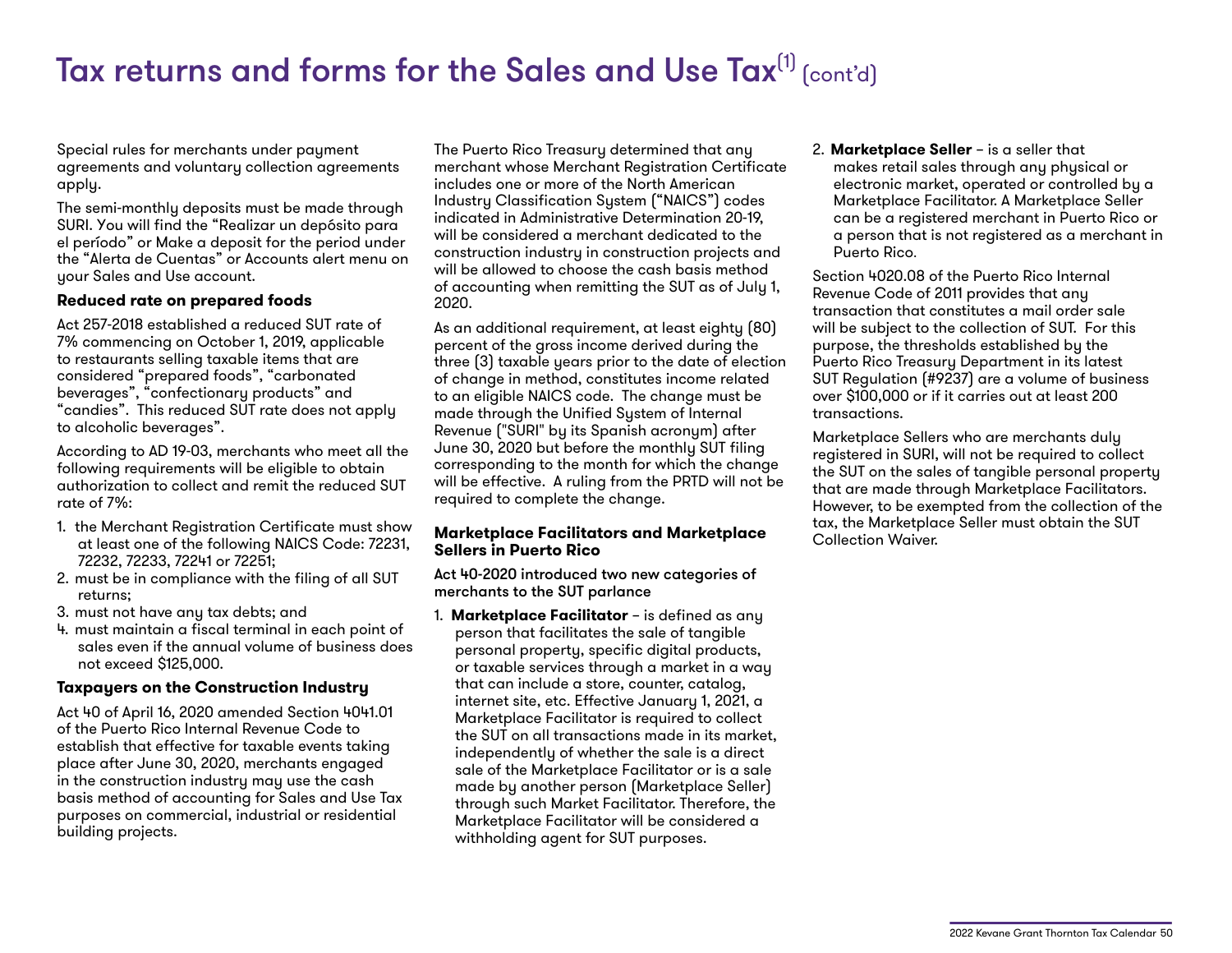# Tax returns and forms for the Sales and Use Tax[1] (cont'd)

Special rules for merchants under payment agreements and voluntary collection agreements apply.

The semi-monthly deposits must be made through SURI. You will find the "Realizar un depósito para el período" or Make a deposit for the period under the "Alerta de Cuentas" or Accounts alert menu on your Sales and Use account.

### Reduced rate on prepared foods

Act 257-2018 established a reduced SUT rate of 7% commencing on October 1, 2019, applicable to restaurants selling taxable items that are considered "prepared foods", "carbonated beverages", "confectionary products" and "candies". This reduced SUT rate does not apply to alcoholic beverages".

According to AD 19-03, merchants who meet all the following requirements will be eligible to obtain authorization to collect and remit the reduced SUT rate of 7%:

1. the Merchant Registration Certificate must show at least one of the following NAICS Code: 72231, 72232, 72233, 72241 or 72251;
2. must be in compliance with the filing of all SUT returns;
3. must not have any tax debts; and
4. must maintain a fiscal terminal in each point of sales even if the annual volume of business does not exceed $125,000.

### Taxpayers on the Construction Industry

Act 40 of April 16, 2020 amended Section 4041.01 of the Puerto Rico Internal Revenue Code to establish that effective for taxable events taking place after June 30, 2020, merchants engaged in the construction industry may use the cash basis method of accounting for Sales and Use Tax purposes on commercial, industrial or residential building projects.

The Puerto Rico Treasury determined that any merchant whose Merchant Registration Certificate includes one or more of the North American Industry Classification System ("NAICS") codes indicated in Administrative Determination 20-19, will be considered a merchant dedicated to the construction industry in construction projects and will be allowed to choose the cash basis method of accounting when remitting the SUT as of July 1, 2020.

As an additional requirement, at least eighty (80) percent of the gross income derived during the three (3) taxable years prior to the date of election of change in method, constitutes income related to an eligible NAICS code. The change must be made through the Unified System of Internal Revenue ("SURI" by its Spanish acronym) after June 30, 2020 but before the monthly SUT filing corresponding to the month for which the change will be effective. A ruling from the PRTD will not be required to complete the change.

### Marketplace Facilitators and Marketplace Sellers in Puerto Rico

**Act 40-2020 introduced two new categories of merchants to the SUT parlance**

1. **Marketplace Facilitator** – is defined as any person that facilitates the sale of tangible personal property, specific digital products, or taxable services through a market in a way that can include a store, counter, catalog, internet site, etc. Effective January 1, 2021, a Marketplace Facilitator is required to collect the SUT on all transactions made in its market, independently of whether the sale is a direct sale of the Marketplace Facilitator or is a sale made by another person (Marketplace Seller) through such Market Facilitator. Therefore, the Marketplace Facilitator will be considered a withholding agent for SUT purposes.
2. **Marketplace Seller** – is a seller that makes retail sales through any physical or electronic market, operated or controlled by a Marketplace Facilitator. A Marketplace Seller can be a registered merchant in Puerto Rico or a person that is not registered as a merchant in Puerto Rico.

Section 4020.08 of the Puerto Rico Internal Revenue Code of 2011 provides that any transaction that constitutes a mail order sale will be subject to the collection of SUT. For this purpose, the thresholds established by the Puerto Rico Treasury Department in its latest SUT Regulation (#9237) are a volume of business over $100,000 or if it carries out at least 200 transactions.

Marketplace Sellers who are merchants duly registered in SURI, will not be required to collect the SUT on the sales of tangible personal property that are made through Marketplace Facilitators. However, to be exempted from the collection of the tax, the Marketplace Seller must obtain the SUT Collection Waiver.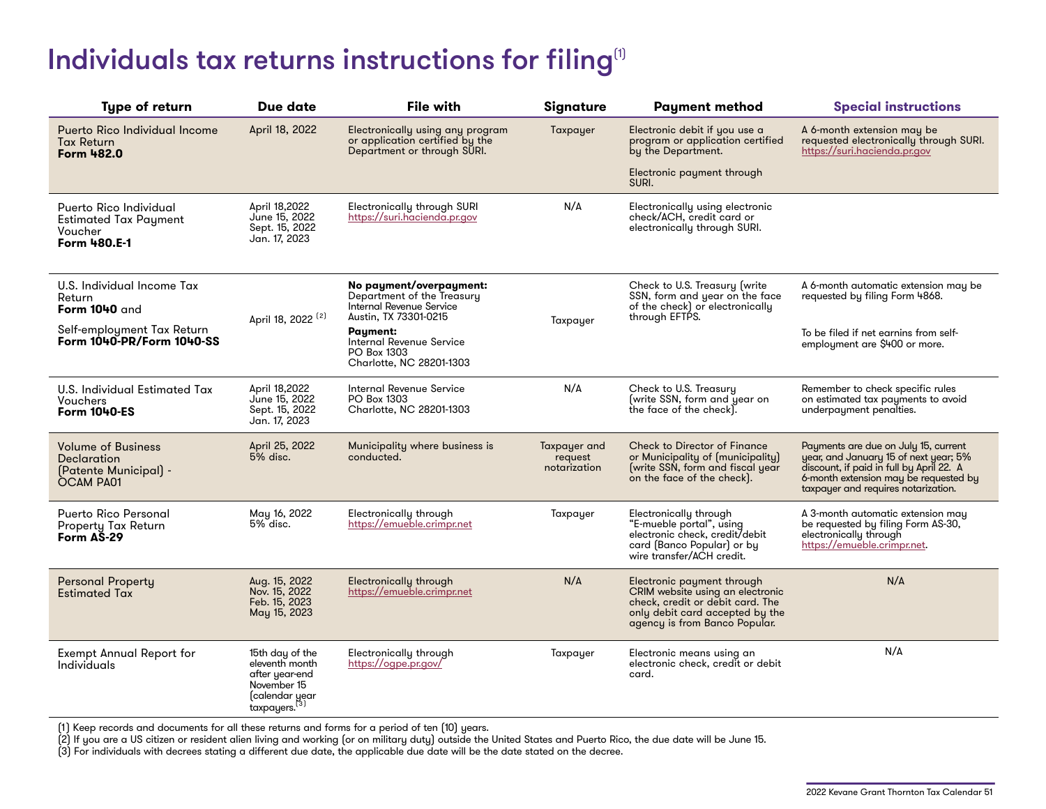# Individuals tax returns instructions for filing[1]

| Type of return | Due date | File with | Signature | Payment method | Special instructions |
|---|---|---|---|---|---|
| Puerto Rico Individual Income Tax Return **Form 482.0** | April 18, 2022 | Electronically using any program or application certified by the Department or through SURI. | Taxpayer | Electronic debit if you use a program or application certified by the Department.<br><br>Electronic payment through SURI. | A 6-month extension may be requested electronically through SURI. https://suri.hacienda.pr.gov |
| Puerto Rico Individual Estimated Tax Payment Voucher **Form 480.E-1** | April 18,2022<br>June 15, 2022<br>Sept. 15, 2022<br>Jan. 17, 2023 | Electronically through SURI https://suri.hacienda.pr.gov | N/A | Electronically using electronic check/ACH, credit card or electronically through SURI. | |
| U.S. Individual Income Tax Return **Form 1040** and<br><br>Self-employment Tax Return **Form 1040-PR/Form 1040-SS** | April 18, 2022 [2] | **No payment/overpayment:** Department of the Treasury Internal Revenue Service Austin, TX 73301-0215<br>**Payment:** Internal Revenue Service PO Box 1303 Charlotte, NC 28201-1303 | Taxpayer | Check to U.S. Treasury (write SSN, form and year on the face of the check) or electronically through EFTPS. | A 6-month automatic extension may be requested by filing Form 4868.<br><br>To be filed if net earnins from self-employment are $400 or more. |
| U.S. Individual Estimated Tax Vouchers **Form 1040-ES** | April 18,2022<br>June 15, 2022<br>Sept. 15, 2022<br>Jan. 17, 2023 | Internal Revenue Service PO Box 1303 Charlotte, NC 28201-1303 | N/A | Check to U.S. Treasury (write SSN, form and year on the face of the check). | Remember to check specific rules on estimated tax payments to avoid underpayment penalties. |
| Volume of Business Declaration (Patente Municipal) - OCAM PA01 | April 25, 2022<br>5% disc. | Municipality where business is conducted. | Taxpayer and request notarization | Check to Director of Finance or Municipality of (municipality) (write SSN, form and fiscal year on the face of the check). | Payments are due on July 15, current year, and January 15 of next year; 5% discount, if paid in full by April 22. A 6-month extension may be requested by taxpayer and requires notarization. |
| Puerto Rico Personal Property Tax Return **Form AS-29** | May 16, 2022<br>5% disc. | Electronically through https://emueble.crimpr.net | Taxpayer | Electronically through "E-mueble portal", using electronic check, credit/debit card (Banco Popular) or by wire transfer/ACH credit. | A 3-month automatic extension may be requested by filing Form AS-30, electronically through https://emueble.crimpr.net. |
| Personal Property Estimated Tax | Aug. 15, 2022<br>Nov. 15, 2022<br>Feb. 15, 2023<br>May 15, 2023 | Electronically through https://emueble.crimpr.net | N/A | Electronic payment through CRIM website using an electronic check, credit or debit card. The only debit card accepted by the agency is from Banco Popular. | N/A |
| Exempt Annual Report for Individuals | 15th day of the eleventh month after year-end November 15 (calendar year taxpayers.[3] | Electronically through https://ogpe.pr.gov/ | Taxpayer | Electronic means using an electronic check, credit or debit card. | N/A |

(1) Keep records and documents for all these returns and forms for a period of ten (10) years.
(2) If you are a US citizen or resident alien living and working (or on military duty) outside the United States and Puerto Rico, the due date will be June 15.
(3) For individuals with decrees stating a different due date, the applicable due date will be the date stated on the decree.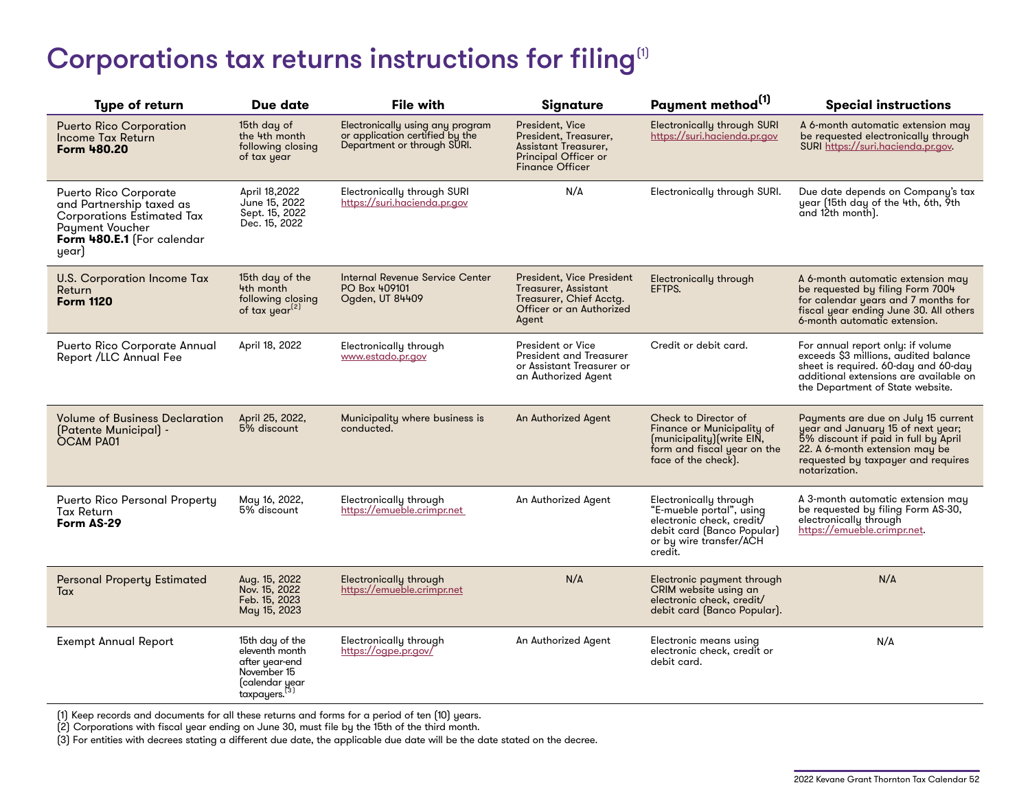# Corporations tax returns instructions for filing[1]

| Type of return | Due date | File with | Signature | Payment method[1] | Special instructions |
|---|---|---|---|---|---|
| Puerto Rico Corporation Income Tax Return **Form 480.20** | 15th day of the 4th month following closing of tax year | Electronically using any program or application certified by the Department or through SURI. | President, Vice President, Treasurer, Assistant Treasurer, Principal Officer or Finance Officer | Electronically through SURI https://suri.hacienda.pr.gov | A 6-month automatic extension may be requested electronically through SURI https://suri.hacienda.pr.gov. |
| Puerto Rico Corporate and Partnership taxed as Corporations Estimated Tax Payment Voucher **Form 480.E.1** (For calendar year) | April 18,2022<br>June 15, 2022<br>Sept. 15, 2022<br>Dec. 15, 2022 | Electronically through SURI https://suri.hacienda.pr.gov | N/A | Electronically through SURI. | Due date depends on Company's tax year (15th day of the 4th, 6th, 9th and 12th month). |
| U.S. Corporation Income Tax Return **Form 1120** | 15th day of the 4th month following closing of tax year[2] | Internal Revenue Service Center PO Box 409101 Ogden, UT 84409 | President, Vice President Treasurer, Assistant Treasurer, Chief Acctg. Officer or an Authorized Agent | Electronically through EFTPS. | A 6-month automatic extension may be requested by filing Form 7004 for calendar years and 7 months for fiscal year ending June 30. All others 6-month automatic extension. |
| Puerto Rico Corporate Annual Report /LLC Annual Fee | April 18, 2022 | Electronically through www.estado.pr.gov | President or Vice President and Treasurer or Assistant Treasurer or an Authorized Agent | Credit or debit card. | For annual report only: if volume exceeds $3 millions, audited balance sheet is required. 60-day and 60-day additional extensions are available on the Department of State website. |
| Volume of Business Declaration (Patente Municipal) - OCAM PA01 | April 25, 2022, 5% discount | Municipality where business is conducted. | An Authorized Agent | Check to Director of Finance or Municipality of (municipality)(write EIN, form and fiscal year on the face of the check). | Payments are due on July 15 current year and January 15 of next year; 5% discount if paid in full by April 22. A 6-month extension may be requested by taxpayer and requires notarization. |
| Puerto Rico Personal Property Tax Return **Form AS-29** | May 16, 2022, 5% discount | Electronically through https://emueble.crimpr.net | An Authorized Agent | Electronically through "E-mueble portal", using electronic check, credit/ debit card (Banco Popular) or by wire transfer/ACH credit. | A 3-month automatic extension may be requested by filing Form AS-30, electronically through https://emueble.crimpr.net. |
| Personal Property Estimated Tax | Aug. 15, 2022<br>Nov. 15, 2022<br>Feb. 15, 2023<br>May 15, 2023 | Electronically through https://emueble.crimpr.net | N/A | Electronic payment through CRIM website using an electronic check, credit/ debit card (Banco Popular). | N/A |
| Exempt Annual Report | 15th day of the eleventh month after year-end November 15 (calendar year taxpayers.[3] | Electronically through https://ogpe.pr.gov/ | An Authorized Agent | Electronic means using electronic check, credit or debit card. | N/A |

(1) Keep records and documents for all these returns and forms for a period of ten (10) years.
(2) Corporations with fiscal year ending on June 30, must file by the 15th of the third month.
(3) For entities with decrees stating a different due date, the applicable due date will be the date stated on the decree.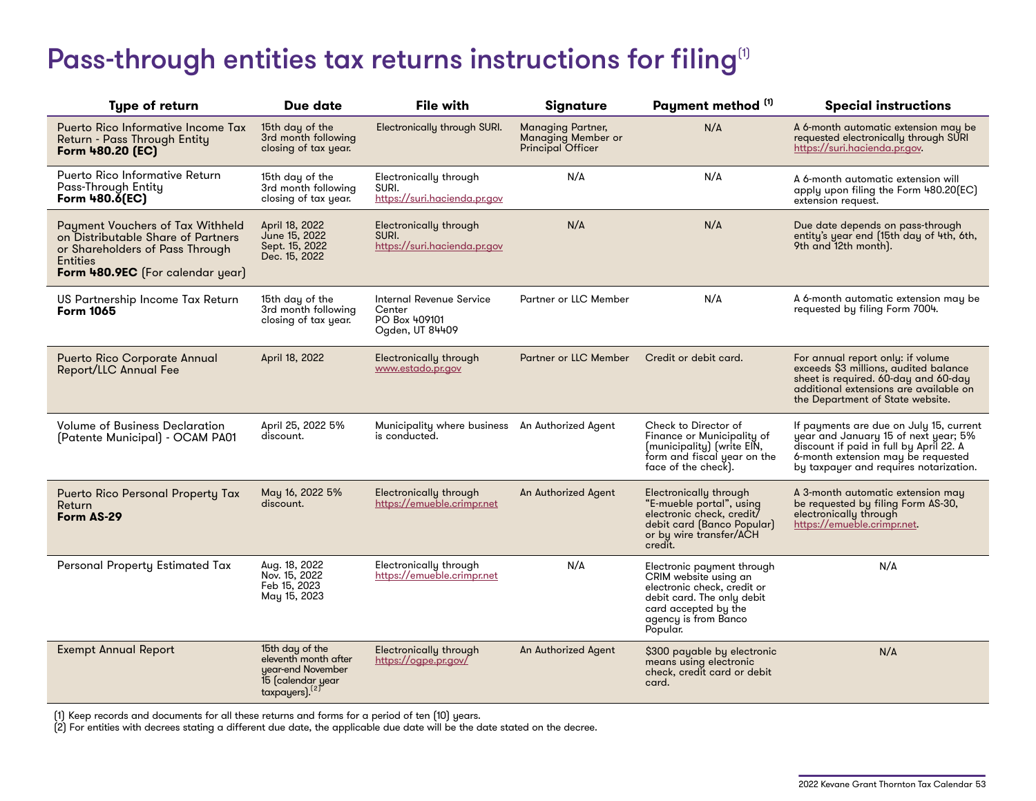# Pass-through entities tax returns instructions for filing[1]

| Type of return | Due date | File with | Signature | Payment method [1] | Special instructions |
|---|---|---|---|---|---|
| Puerto Rico Informative Income Tax Return - Pass Through Entity **Form 480.20 (EC)** | 15th day of the 3rd month following closing of tax year. | Electronically through SURI. | Managing Partner, Managing Member or Principal Officer | N/A | A 6-month automatic extension may be requested electronically through SURI https://suri.hacienda.pr.gov. |
| Puerto Rico Informative Return Pass-Through Entity **Form 480.6(EC)** | 15th day of the 3rd month following closing of tax year. | Electronically through SURI. https://suri.hacienda.pr.gov | N/A | N/A | A 6-month automatic extension will apply upon filing the Form 480.20(EC) extension request. |
| Payment Vouchers of Tax Withheld on Distributable Share of Partners or Shareholders of Pass Through Entities **Form 480.9EC** (For calendar year) | April 18, 2022<br>June 15, 2022<br>Sept. 15, 2022<br>Dec. 15, 2022 | Electronically through SURI. https://suri.hacienda.pr.gov | N/A | N/A | Due date depends on pass-through entity's year end (15th day of 4th, 6th, 9th and 12th month). |
| US Partnership Income Tax Return **Form 1065** | 15th day of the 3rd month following closing of tax year. | Internal Revenue Service Center PO Box 409101 Ogden, UT 84409 | Partner or LLC Member | N/A | A 6-month automatic extension may be requested by filing Form 7004. |
| Puerto Rico Corporate Annual Report/LLC Annual Fee | April 18, 2022 | Electronically through www.estado.pr.gov | Partner or LLC Member | Credit or debit card. | For annual report only: if volume exceeds $3 millions, audited balance sheet is required. 60-day and 60-day additional extensions are available on the Department of State website. |
| Volume of Business Declaration (Patente Municipal) - OCAM PA01 | April 25, 2022 5% discount. | Municipality where business is conducted. | An Authorized Agent | Check to Director of Finance or Municipality of (municipality) (write EIN, form and fiscal year on the face of the check). | If payments are due on July 15, current year and January 15 of next year; 5% discount if paid in full by April 22. A 6-month extension may be requested by taxpayer and requires notarization. |
| Puerto Rico Personal Property Tax Return **Form AS-29** | May 16, 2022 5% discount. | Electronically through https://emueble.crimpr.net | An Authorized Agent | Electronically through "E-mueble portal", using electronic check, credit/debit card (Banco Popular) or by wire transfer/ACH credit. | A 3-month automatic extension may be requested by filing Form AS-30, electronically through https://emueble.crimpr.net. |
| Personal Property Estimated Tax | Aug. 18, 2022<br>Nov. 15, 2022<br>Feb 15, 2023<br>May 15, 2023 | Electronically through https://emueble.crimpr.net | N/A | Electronic payment through CRIM website using an electronic check, credit or debit card. The only debit card accepted by the agency is from Banco Popular. | N/A |
| Exempt Annual Report | 15th day of the eleventh month after year-end November 15 (calendar year taxpayers).[2] | Electronically through https://ogpe.pr.gov/ | An Authorized Agent | $300 payable by electronic means using electronic check, credit card or debit card. | N/A |

(1) Keep records and documents for all these returns and forms for a period of ten (10) years.
(2) For entities with decrees stating a different due date, the applicable due date will be the date stated on the decree.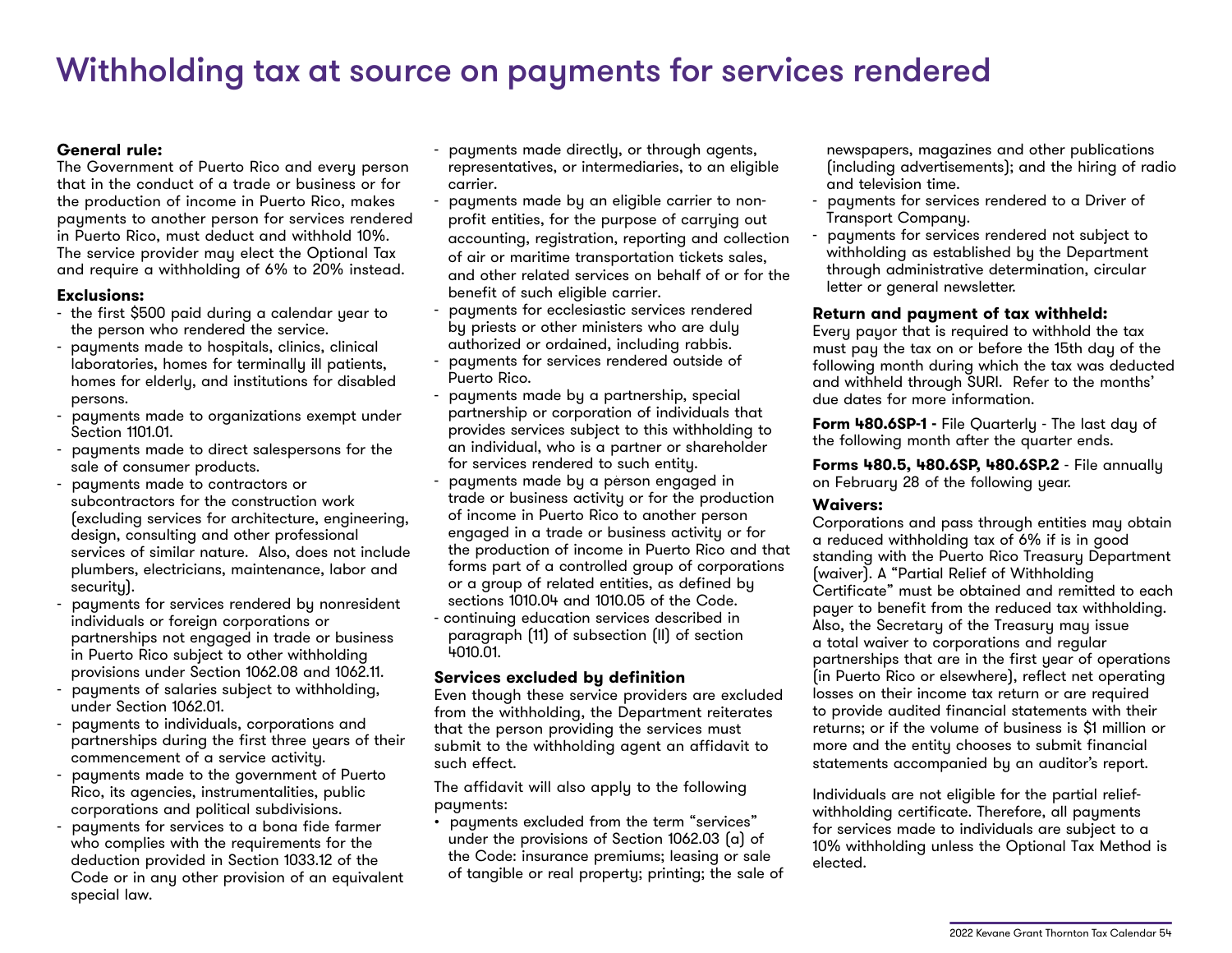# Withholding tax at source on payments for services rendered

**General rule:**

The Government of Puerto Rico and every person that in the conduct of a trade or business or for the production of income in Puerto Rico, makes payments to another person for services rendered in Puerto Rico, must deduct and withhold 10%. The service provider may elect the Optional Tax and require a withholding of 6% to 20% instead.

**Exclusions:**

- the first $500 paid during a calendar year to the person who rendered the service.
- payments made to hospitals, clinics, clinical laboratories, homes for terminally ill patients, homes for elderly, and institutions for disabled persons.
- payments made to organizations exempt under Section 1101.01.
- payments made to direct salespersons for the sale of consumer products.
- payments made to contractors or subcontractors for the construction work (excluding services for architecture, engineering, design, consulting and other professional services of similar nature. Also, does not include plumbers, electricians, maintenance, labor and security).
- payments for services rendered by nonresident individuals or foreign corporations or partnerships not engaged in trade or business in Puerto Rico subject to other withholding provisions under Section 1062.08 and 1062.11.
- payments of salaries subject to withholding, under Section 1062.01.
- payments to individuals, corporations and partnerships during the first three years of their commencement of a service activity.
- payments made to the government of Puerto Rico, its agencies, instrumentalities, public corporations and political subdivisions.
- payments for services to a bona fide farmer who complies with the requirements for the deduction provided in Section 1033.12 of the Code or in any other provision of an equivalent special law.
- payments made directly, or through agents, representatives, or intermediaries, to an eligible carrier.
- payments made by an eligible carrier to non-profit entities, for the purpose of carrying out accounting, registration, reporting and collection of air or maritime transportation tickets sales, and other related services on behalf of or for the benefit of such eligible carrier.
- payments for ecclesiastic services rendered by priests or other ministers who are duly authorized or ordained, including rabbis.
- payments for services rendered outside of Puerto Rico.
- payments made by a partnership, special partnership or corporation of individuals that provides services subject to this withholding to an individual, who is a partner or shareholder for services rendered to such entity.
- payments made by a person engaged in trade or business activity or for the production of income in Puerto Rico to another person engaged in a trade or business activity or for the production of income in Puerto Rico and that forms part of a controlled group of corporations or a group of related entities, as defined by sections 1010.04 and 1010.05 of the Code.
- continuing education services described in paragraph (11) of subsection (ll) of section 4010.01.

**Services excluded by definition**

Even though these service providers are excluded from the withholding, the Department reiterates that the person providing the services must submit to the withholding agent an affidavit to such effect.

The affidavit will also apply to the following payments:

- payments excluded from the term "services" under the provisions of Section 1062.03 (a) of the Code: insurance premiums; leasing or sale of tangible or real property; printing; the sale of newspapers, magazines and other publications (including advertisements); and the hiring of radio and television time.
- payments for services rendered to a Driver of Transport Company.
- payments for services rendered not subject to withholding as established by the Department through administrative determination, circular letter or general newsletter.

**Return and payment of tax withheld:**

Every payor that is required to withhold the tax must pay the tax on or before the 15th day of the following month during which the tax was deducted and withheld through SURI. Refer to the months' due dates for more information.

**Form 480.6SP-1** - File Quarterly - The last day of the following month after the quarter ends.

**Forms 480.5, 480.6SP, 480.6SP.2** - File annually on February 28 of the following year.

**Waivers:**

Corporations and pass through entities may obtain a reduced withholding tax of 6% if is in good standing with the Puerto Rico Treasury Department (waiver). A "Partial Relief of Withholding Certificate" must be obtained and remitted to each payer to benefit from the reduced tax withholding. Also, the Secretary of the Treasury may issue a total waiver to corporations and regular partnerships that are in the first year of operations (in Puerto Rico or elsewhere), reflect net operating losses on their income tax return or are required to provide audited financial statements with their returns; or if the volume of business is $1 million or more and the entity chooses to submit financial statements accompanied by an auditor's report.

Individuals are not eligible for the partial relief-withholding certificate. Therefore, all payments for services made to individuals are subject to a 10% withholding unless the Optional Tax Method is elected.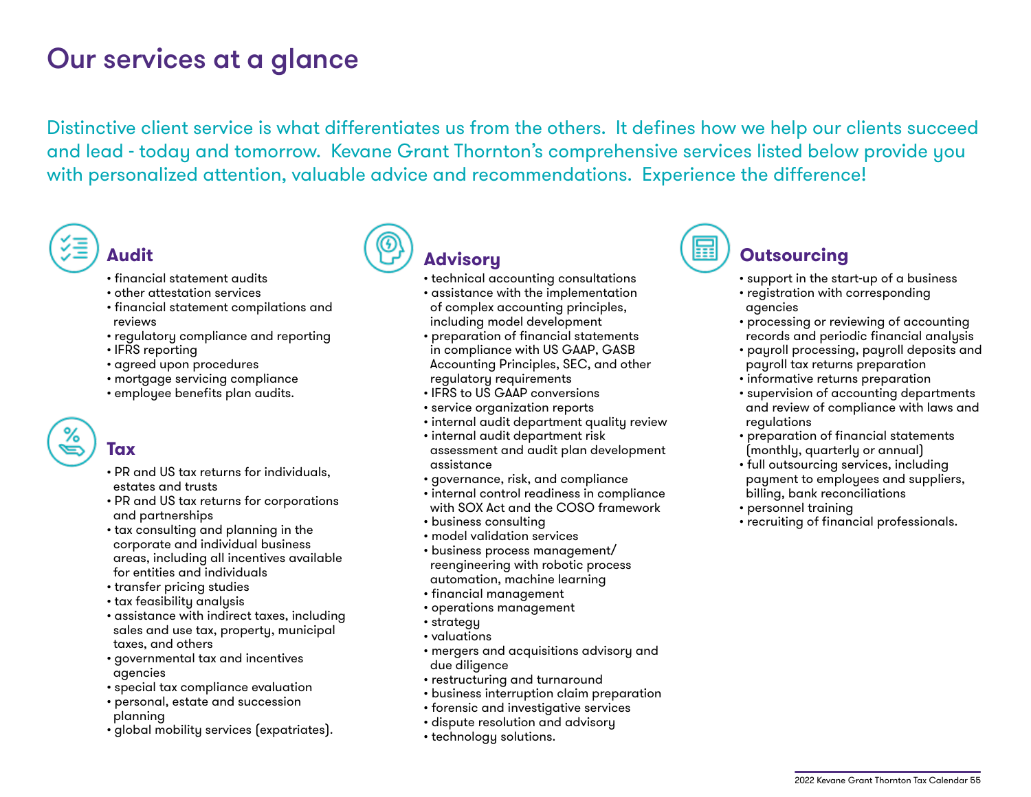# Our services at a glance

Distinctive client service is what differentiates us from the others. It defines how we help our clients succeed and lead - today and tomorrow. Kevane Grant Thornton's comprehensive services listed below provide you with personalized attention, valuable advice and recommendations. Experience the difference!

## Audit

- financial statement audits
- other attestation services
- financial statement compilations and reviews
- regulatory compliance and reporting
- IFRS reporting
- agreed upon procedures
- mortgage servicing compliance
- employee benefits plan audits.

## Tax

- PR and US tax returns for individuals, estates and trusts
- PR and US tax returns for corporations and partnerships
- tax consulting and planning in the corporate and individual business areas, including all incentives available for entities and individuals
- transfer pricing studies
- tax feasibility analysis
- assistance with indirect taxes, including sales and use tax, property, municipal taxes, and others
- governmental tax and incentives agencies
- special tax compliance evaluation
- personal, estate and succession planning
- global mobility services (expatriates).

## Advisory

- technical accounting consultations
- assistance with the implementation of complex accounting principles, including model development
- preparation of financial statements in compliance with US GAAP, GASB Accounting Principles, SEC, and other regulatory requirements
- IFRS to US GAAP conversions
- service organization reports
- internal audit department quality review
- internal audit department risk assessment and audit plan development assistance
- governance, risk, and compliance
- internal control readiness in compliance with SOX Act and the COSO framework
- business consulting
- model validation services
- business process management/ reengineering with robotic process automation, machine learning
- financial management
- operations management
- strategy
- valuations
- mergers and acquisitions advisory and due diligence
- restructuring and turnaround
- business interruption claim preparation
- forensic and investigative services
- dispute resolution and advisory
- technology solutions.

## Outsourcing

- support in the start-up of a business
- registration with corresponding agencies
- processing or reviewing of accounting records and periodic financial analysis
- payroll processing, payroll deposits and payroll tax returns preparation
- informative returns preparation
- supervision of accounting departments and review of compliance with laws and regulations
- preparation of financial statements (monthly, quarterly or annual)
- full outsourcing services, including payment to employees and suppliers, billing, bank reconciliations
- personnel training
- recruiting of financial professionals.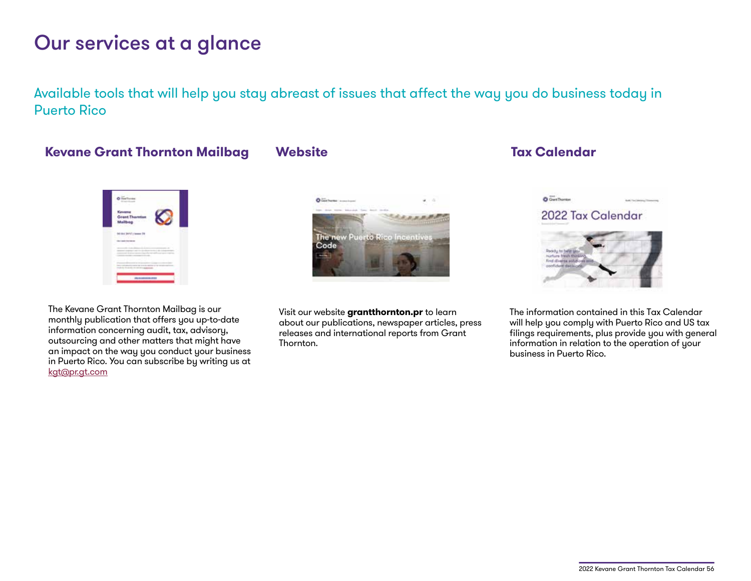# Our services at a glance

## Available tools that will help you stay abreast of issues that affect the way you do business today in Puerto Rico

### Kevane Grant Thornton Mailbag

The Kevane Grant Thornton Mailbag is our monthly publication that offers you up-to-date information concerning audit, tax, advisory, outsourcing and other matters that might have an impact on the way you conduct your business in Puerto Rico. You can subscribe by writing us at kgt@pr.gt.com

### Website

Visit our website **grantthornton.pr** to learn about our publications, newspaper articles, press releases and international reports from Grant Thornton.

### Tax Calendar

The information contained in this Tax Calendar will help you comply with Puerto Rico and US tax filings requirements, plus provide you with general information in relation to the operation of your business in Puerto Rico.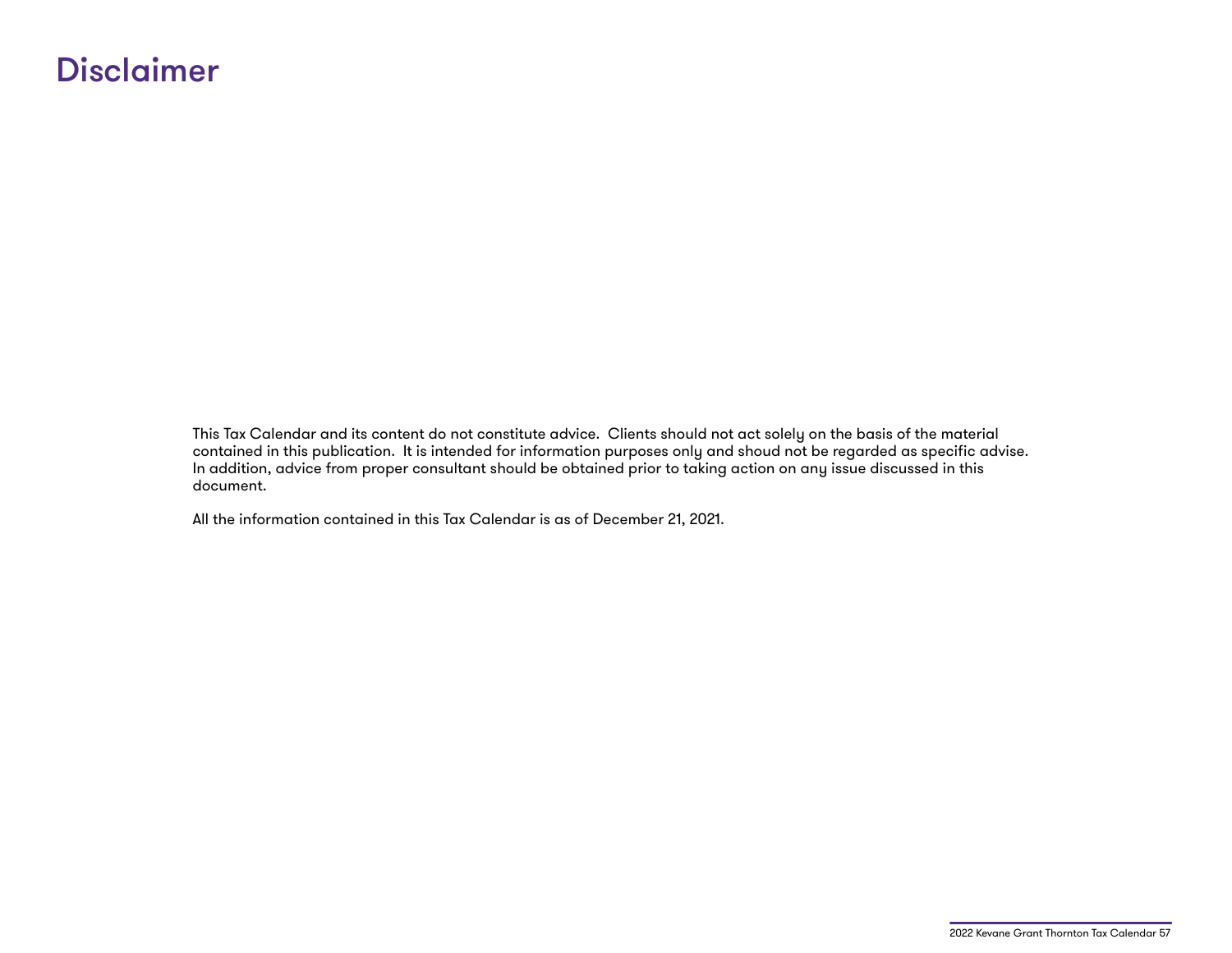# Disclaimer

This Tax Calendar and its content do not constitute advice. Clients should not act solely on the basis of the material contained in this publication. It is intended for information purposes only and shoud not be regarded as specific advise. In addition, advice from proper consultant should be obtained prior to taking action on any issue discussed in this document.

All the information contained in this Tax Calendar is as of December 21, 2021.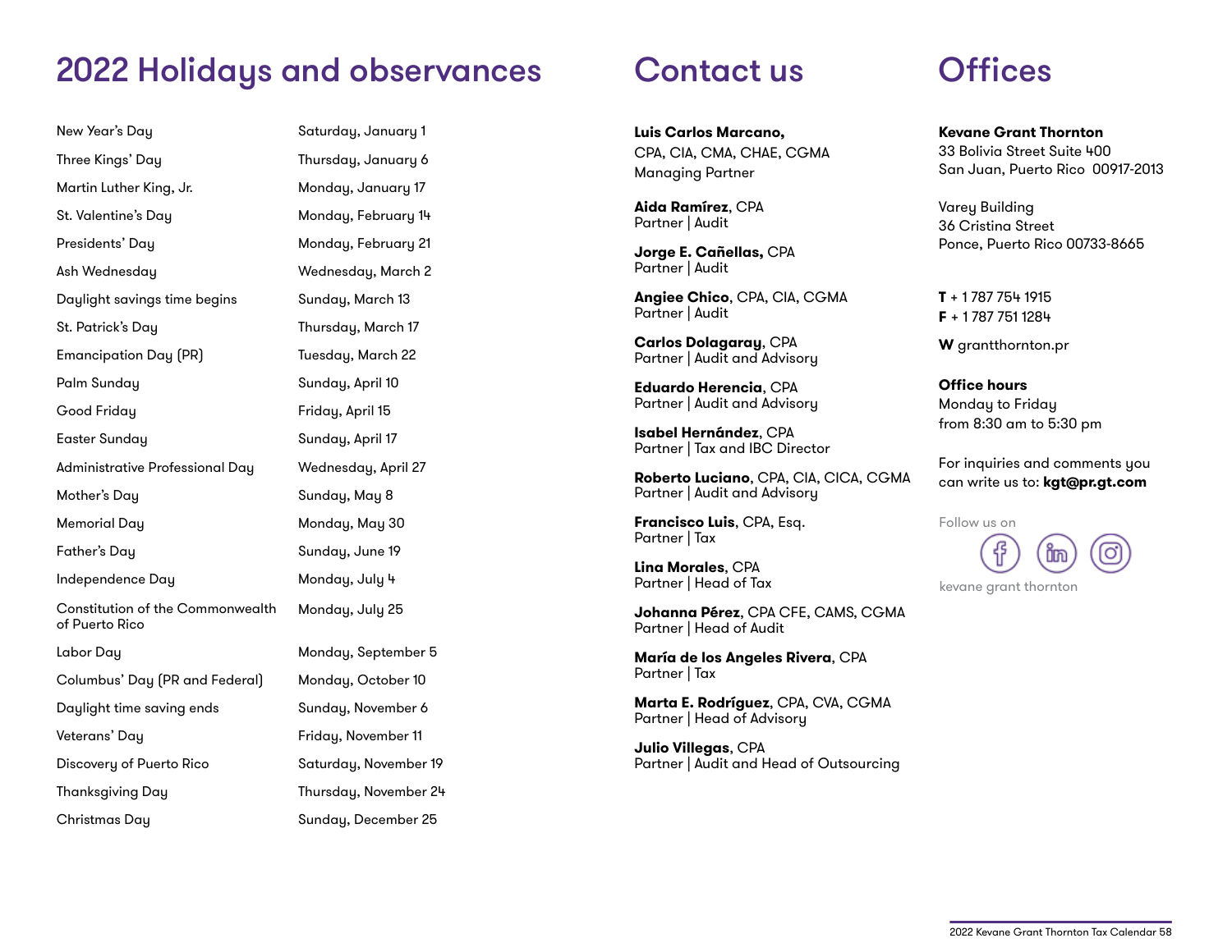# 2022 Holidays and observances

| | |
|---|---|
| New Year's Day | Saturday, January 1 |
| Three Kings' Day | Thursday, January 6 |
| Martin Luther King, Jr. | Monday, January 17 |
| St. Valentine's Day | Monday, February 14 |
| Presidents' Day | Monday, February 21 |
| Ash Wednesday | Wednesday, March 2 |
| Daylight savings time begins | Sunday, March 13 |
| St. Patrick's Day | Thursday, March 17 |
| Emancipation Day (PR) | Tuesday, March 22 |
| Palm Sunday | Sunday, April 10 |
| Good Friday | Friday, April 15 |
| Easter Sunday | Sunday, April 17 |
| Administrative Professional Day | Wednesday, April 27 |
| Mother's Day | Sunday, May 8 |
| Memorial Day | Monday, May 30 |
| Father's Day | Sunday, June 19 |
| Independence Day | Monday, July 4 |
| Constitution of the Commonwealth of Puerto Rico | Monday, July 25 |
| Labor Day | Monday, September 5 |
| Columbus' Day (PR and Federal) | Monday, October 10 |
| Daylight time saving ends | Sunday, November 6 |
| Veterans' Day | Friday, November 11 |
| Discovery of Puerto Rico | Saturday, November 19 |
| Thanksgiving Day | Thursday, November 24 |
| Christmas Day | Sunday, December 25 |

# Contact us

**Luis Carlos Marcano,**
CPA, CIA, CMA, CHAE, CGMA
Managing Partner

**Aida Ramírez**, CPA
Partner | Audit

**Jorge E. Cañellas,** CPA
Partner | Audit

**Angiee Chico**, CPA, CIA, CGMA
Partner | Audit

**Carlos Dolagaray**, CPA
Partner | Audit and Advisory

**Eduardo Herencia**, CPA
Partner | Audit and Advisory

**Isabel Hernández**, CPA
Partner | Tax and IBC Director

**Roberto Luciano**, CPA, CIA, CICA, CGMA
Partner | Audit and Advisory

**Francisco Luis**, CPA, Esq.
Partner | Tax

**Lina Morales**, CPA
Partner | Head of Tax

**Johanna Pérez**, CPA CFE, CAMS, CGMA
Partner | Head of Audit

**María de los Angeles Rivera**, CPA
Partner | Tax

**Marta E. Rodríguez**, CPA, CVA, CGMA
Partner | Head of Advisory

**Julio Villegas**, CPA
Partner | Audit and Head of Outsourcing

# Offices

**Kevane Grant Thornton**
33 Bolivia Street Suite 400
San Juan, Puerto Rico 00917-2013

Varey Building
36 Cristina Street
Ponce, Puerto Rico 00733-8665

**T** + 1 787 754 1915
**F** + 1 787 751 1284

**W** grantthornton.pr

**Office hours**
Monday to Friday
from 8:30 am to 5:30 pm

For inquiries and comments you can write us to: **kgt@pr.gt.com**

Follow us on

kevane grant thornton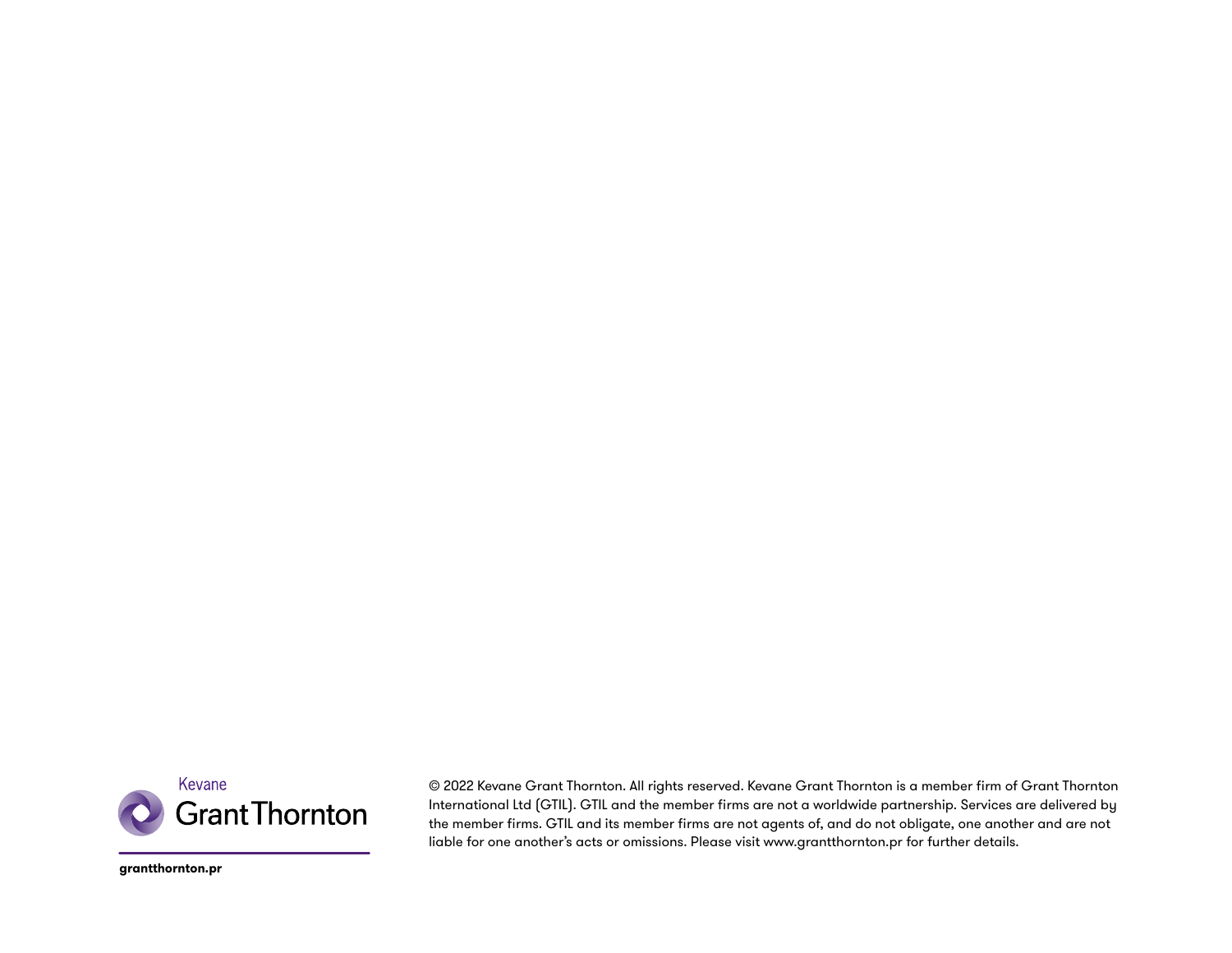Kevane
Grant Thornton

grantthornton.pr

© 2022 Kevane Grant Thornton. All rights reserved. Kevane Grant Thornton is a member firm of Grant Thornton International Ltd (GTIL). GTIL and the member firms are not a worldwide partnership. Services are delivered by the member firms. GTIL and its member firms are not agents of, and do not obligate, one another and are not liable for one another's acts or omissions. Please visit www.grantthornton.pr for further details.